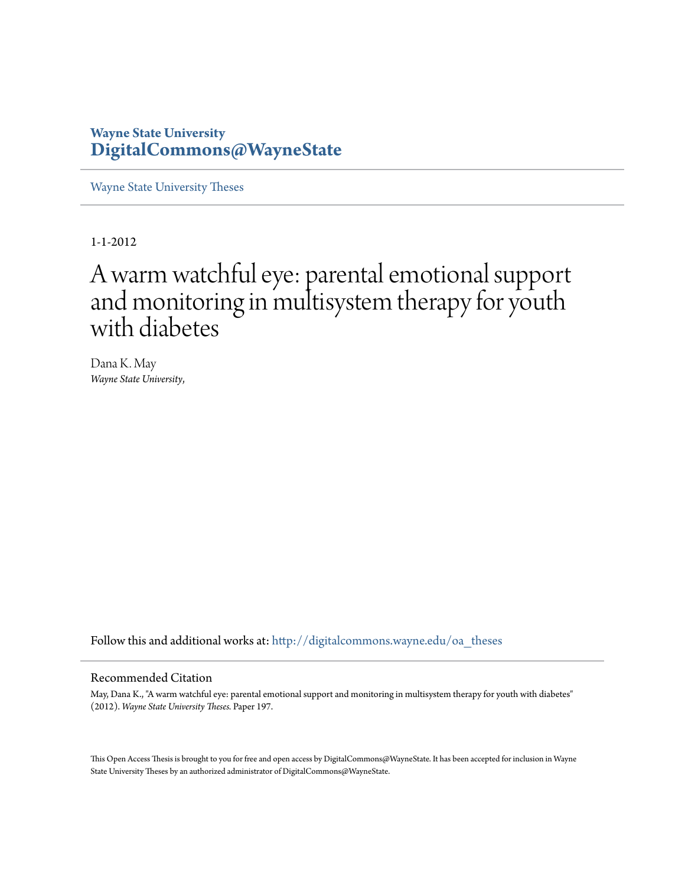**Wayne State University**
**DigitalCommons@WayneState**

Wayne State University Theses

1-1-2012

# A warm watchful eye: parental emotional support and monitoring in multisystem therapy for youth with diabetes

Dana K. May
*Wayne State University,*

Follow this and additional works at: http://digitalcommons.wayne.edu/oa_theses

## Recommended Citation

May, Dana K., "A warm watchful eye: parental emotional support and monitoring in multisystem therapy for youth with diabetes" (2012). *Wayne State University Theses.* Paper 197.

This Open Access Thesis is brought to you for free and open access by DigitalCommons@WayneState. It has been accepted for inclusion in Wayne State University Theses by an authorized administrator of DigitalCommons@WayneState.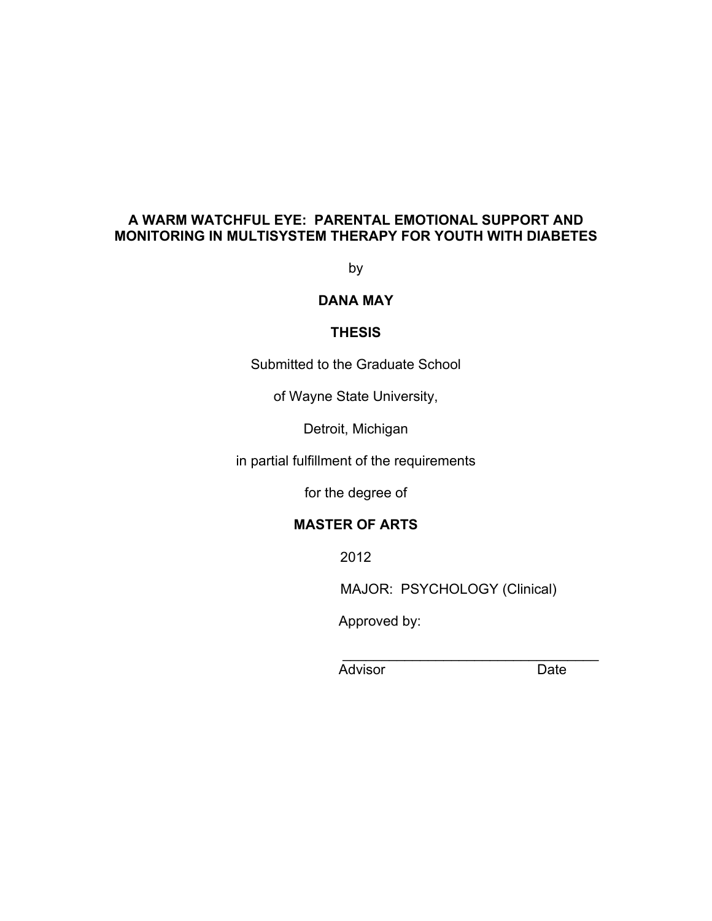# A WARM WATCHFUL EYE: PARENTAL EMOTIONAL SUPPORT AND MONITORING IN MULTISYSTEM THERAPY FOR YOUTH WITH DIABETES

by

**DANA MAY**

**THESIS**

Submitted to the Graduate School

of Wayne State University,

Detroit, Michigan

in partial fulfillment of the requirements

for the degree of

**MASTER OF ARTS**

2012

MAJOR: PSYCHOLOGY (Clinical)

Approved by:

\_\_\_\_\_\_\_\_\_\_\_\_\_\_\_\_\_\_\_\_\_\_\_\_\_\_\_\_\_\_\_\_\_\_\_

Advisor                                        Date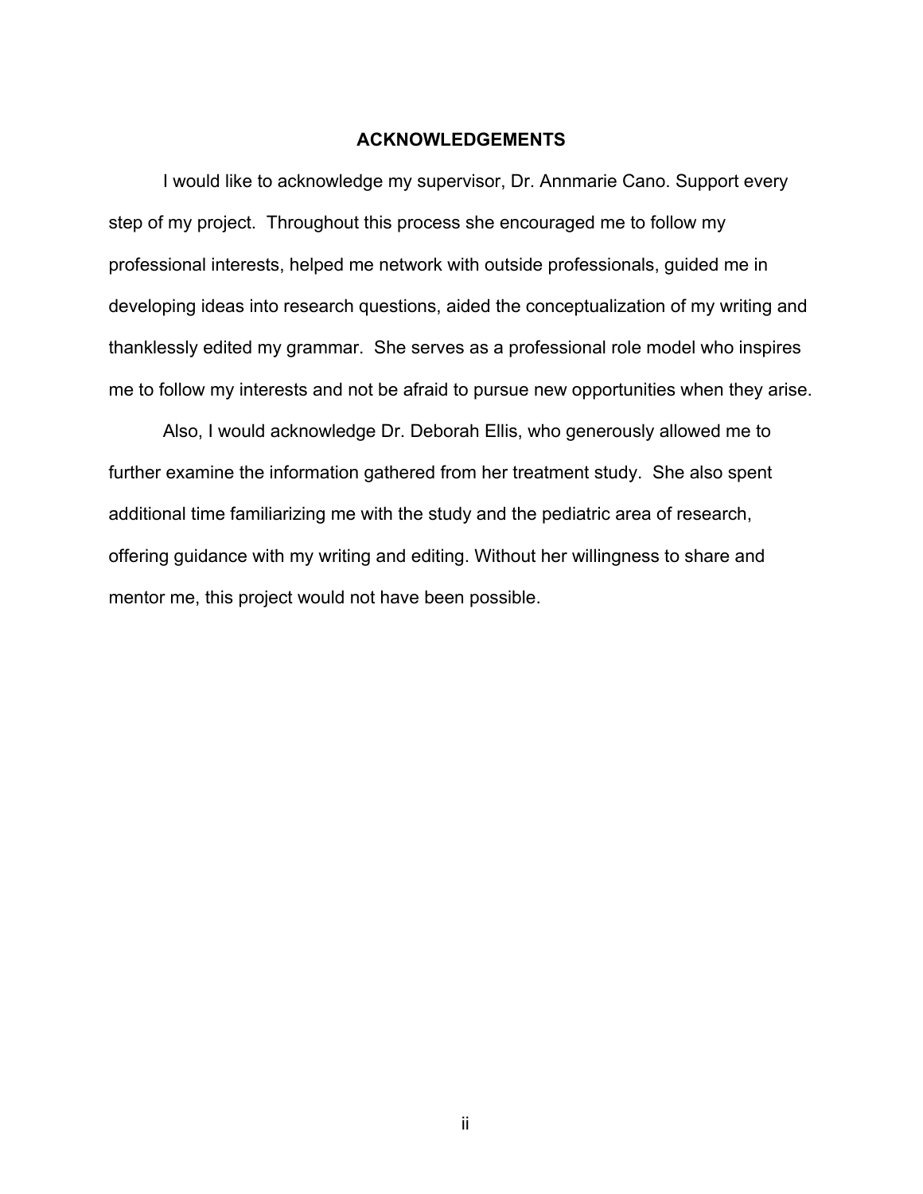## ACKNOWLEDGEMENTS

I would like to acknowledge my supervisor, Dr. Annmarie Cano. Support every step of my project. Throughout this process she encouraged me to follow my professional interests, helped me network with outside professionals, guided me in developing ideas into research questions, aided the conceptualization of my writing and thanklessly edited my grammar. She serves as a professional role model who inspires me to follow my interests and not be afraid to pursue new opportunities when they arise.

Also, I would acknowledge Dr. Deborah Ellis, who generously allowed me to further examine the information gathered from her treatment study. She also spent additional time familiarizing me with the study and the pediatric area of research, offering guidance with my writing and editing. Without her willingness to share and mentor me, this project would not have been possible.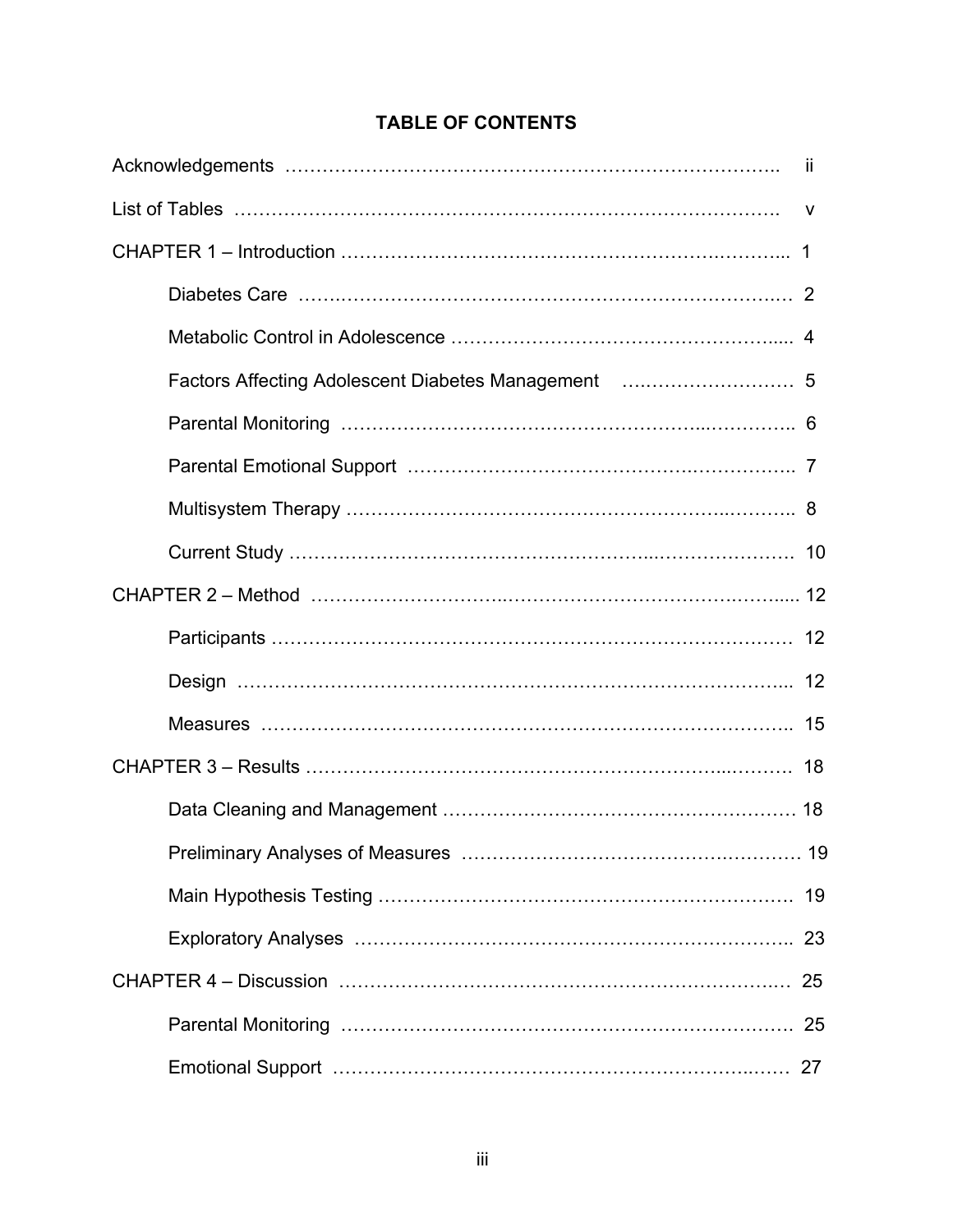# TABLE OF CONTENTS

Acknowledgements ………………………………………………………………………. ii

List of Tables ……………………………………………………………………………. v

CHAPTER 1 – Introduction …………………………………………………………….. 1

- Diabetes Care ………………………………………………………………………. 2
- Metabolic Control in Adolescence ………………………………………………..... 4
- Factors Affecting Adolescent Diabetes Management ……………………… 5
- Parental Monitoring ………………………………………………………………….. 6
- Parental Emotional Support …………………………………………………….. 7
- Multisystem Therapy ……………………………………………………………….. 8
- Current Study ………………………………………………………………………. 10

CHAPTER 2 – Method ………………………………………………………………..... 12

- Participants ………………………………………………………………………… 12
- Design …………………………………………………………………………….... 12
- Measures ………………………………………………………………………….. 15

CHAPTER 3 – Results ………………………………………………………………. 18

- Data Cleaning and Management ……………………………………………… 18
- Preliminary Analyses of Measures …………………………………………… 19
- Main Hypothesis Testing ………………………………………………………… 19
- Exploratory Analyses …………………………………………………………….. 23

CHAPTER 4 – Discussion ……………………………………………………………. 25

- Parental Monitoring ………………………………………………………………. 25
- Emotional Support ……………………………………………………………….. 27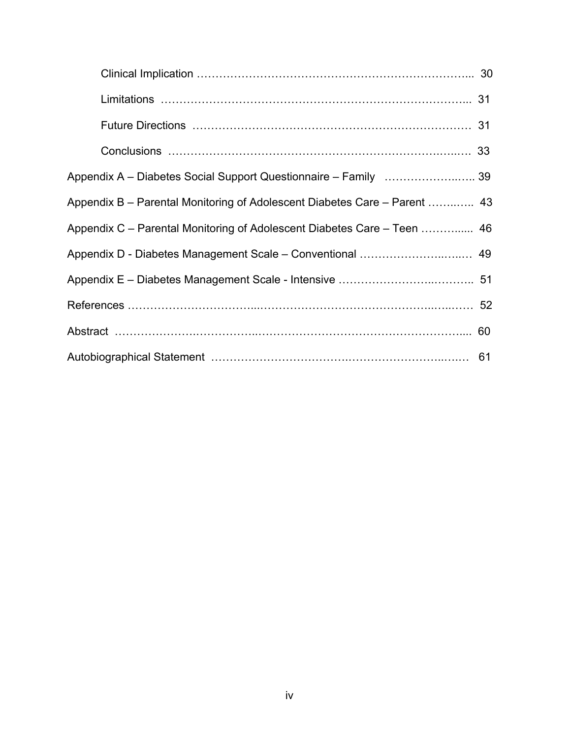Clinical Implication ........................................................................ 30

Limitations ........................................................................ 31

Future Directions ........................................................................ 31

Conclusions ........................................................................ 33

Appendix A – Diabetes Social Support Questionnaire – Family ........................ 39

Appendix B – Parental Monitoring of Adolescent Diabetes Care – Parent .......... 43

Appendix C – Parental Monitoring of Adolescent Diabetes Care – Teen ............ 46

Appendix D - Diabetes Management Scale – Conventional ............................ 49

Appendix E – Diabetes Management Scale - Intensive ................................. 51

References ........................................................................ 52

Abstract ........................................................................ 60

Autobiographical Statement ........................................................................ 61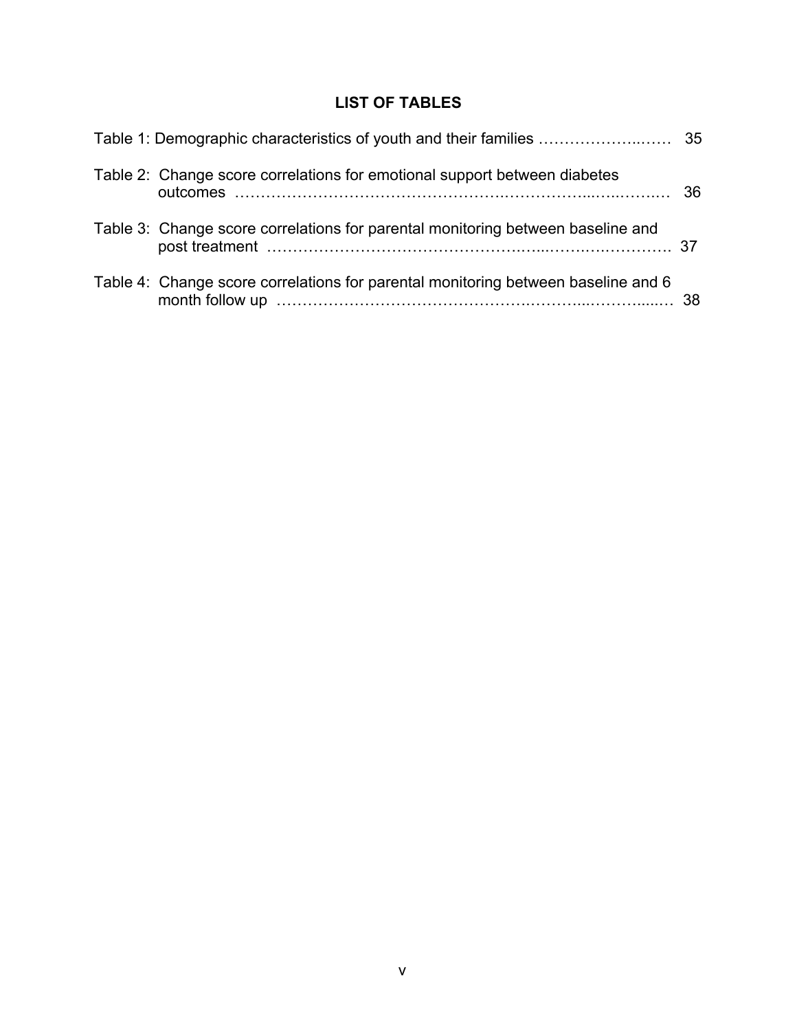## LIST OF TABLES

Table 1: Demographic characteristics of youth and their families …………………..…… 35

Table 2: Change score correlations for emotional support between diabetes outcomes ……………………………………….…………...…..….…. 36

Table 3: Change score correlations for parental monitoring between baseline and post treatment ………………………………………..…...…….…………. 37

Table 4: Change score correlations for parental monitoring between baseline and 6 month follow up ………………………………………..………...……....… 38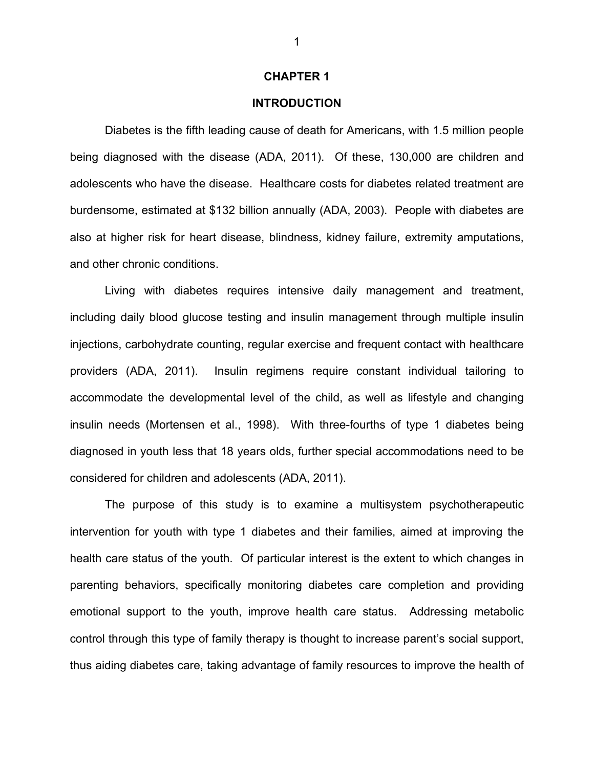# CHAPTER 1

## INTRODUCTION

Diabetes is the fifth leading cause of death for Americans, with 1.5 million people being diagnosed with the disease (ADA, 2011). Of these, 130,000 are children and adolescents who have the disease. Healthcare costs for diabetes related treatment are burdensome, estimated at $132 billion annually (ADA, 2003). People with diabetes are also at higher risk for heart disease, blindness, kidney failure, extremity amputations, and other chronic conditions.

Living with diabetes requires intensive daily management and treatment, including daily blood glucose testing and insulin management through multiple insulin injections, carbohydrate counting, regular exercise and frequent contact with healthcare providers (ADA, 2011). Insulin regimens require constant individual tailoring to accommodate the developmental level of the child, as well as lifestyle and changing insulin needs (Mortensen et al., 1998). With three-fourths of type 1 diabetes being diagnosed in youth less that 18 years olds, further special accommodations need to be considered for children and adolescents (ADA, 2011).

The purpose of this study is to examine a multisystem psychotherapeutic intervention for youth with type 1 diabetes and their families, aimed at improving the health care status of the youth. Of particular interest is the extent to which changes in parenting behaviors, specifically monitoring diabetes care completion and providing emotional support to the youth, improve health care status. Addressing metabolic control through this type of family therapy is thought to increase parent's social support, thus aiding diabetes care, taking advantage of family resources to improve the health of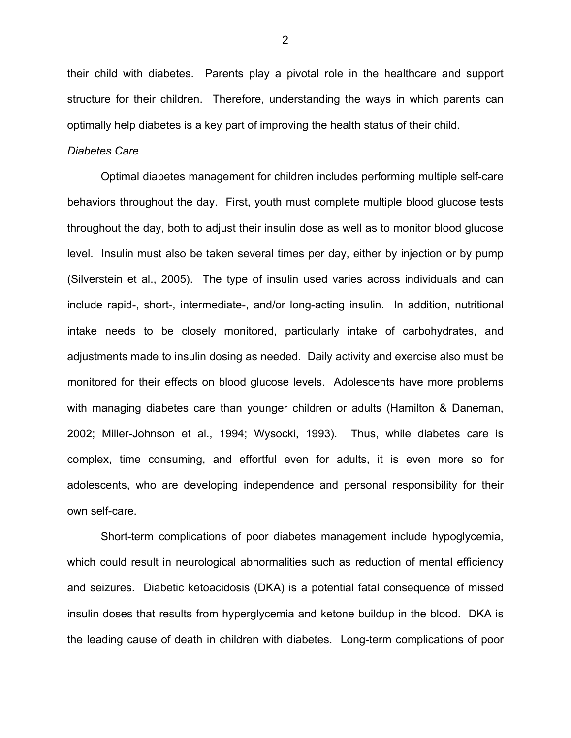their child with diabetes. Parents play a pivotal role in the healthcare and support structure for their children. Therefore, understanding the ways in which parents can optimally help diabetes is a key part of improving the health status of their child.

*Diabetes Care*

Optimal diabetes management for children includes performing multiple self-care behaviors throughout the day. First, youth must complete multiple blood glucose tests throughout the day, both to adjust their insulin dose as well as to monitor blood glucose level. Insulin must also be taken several times per day, either by injection or by pump (Silverstein et al., 2005). The type of insulin used varies across individuals and can include rapid-, short-, intermediate-, and/or long-acting insulin. In addition, nutritional intake needs to be closely monitored, particularly intake of carbohydrates, and adjustments made to insulin dosing as needed. Daily activity and exercise also must be monitored for their effects on blood glucose levels. Adolescents have more problems with managing diabetes care than younger children or adults (Hamilton & Daneman, 2002; Miller-Johnson et al., 1994; Wysocki, 1993). Thus, while diabetes care is complex, time consuming, and effortful even for adults, it is even more so for adolescents, who are developing independence and personal responsibility for their own self-care.

Short-term complications of poor diabetes management include hypoglycemia, which could result in neurological abnormalities such as reduction of mental efficiency and seizures. Diabetic ketoacidosis (DKA) is a potential fatal consequence of missed insulin doses that results from hyperglycemia and ketone buildup in the blood. DKA is the leading cause of death in children with diabetes. Long-term complications of poor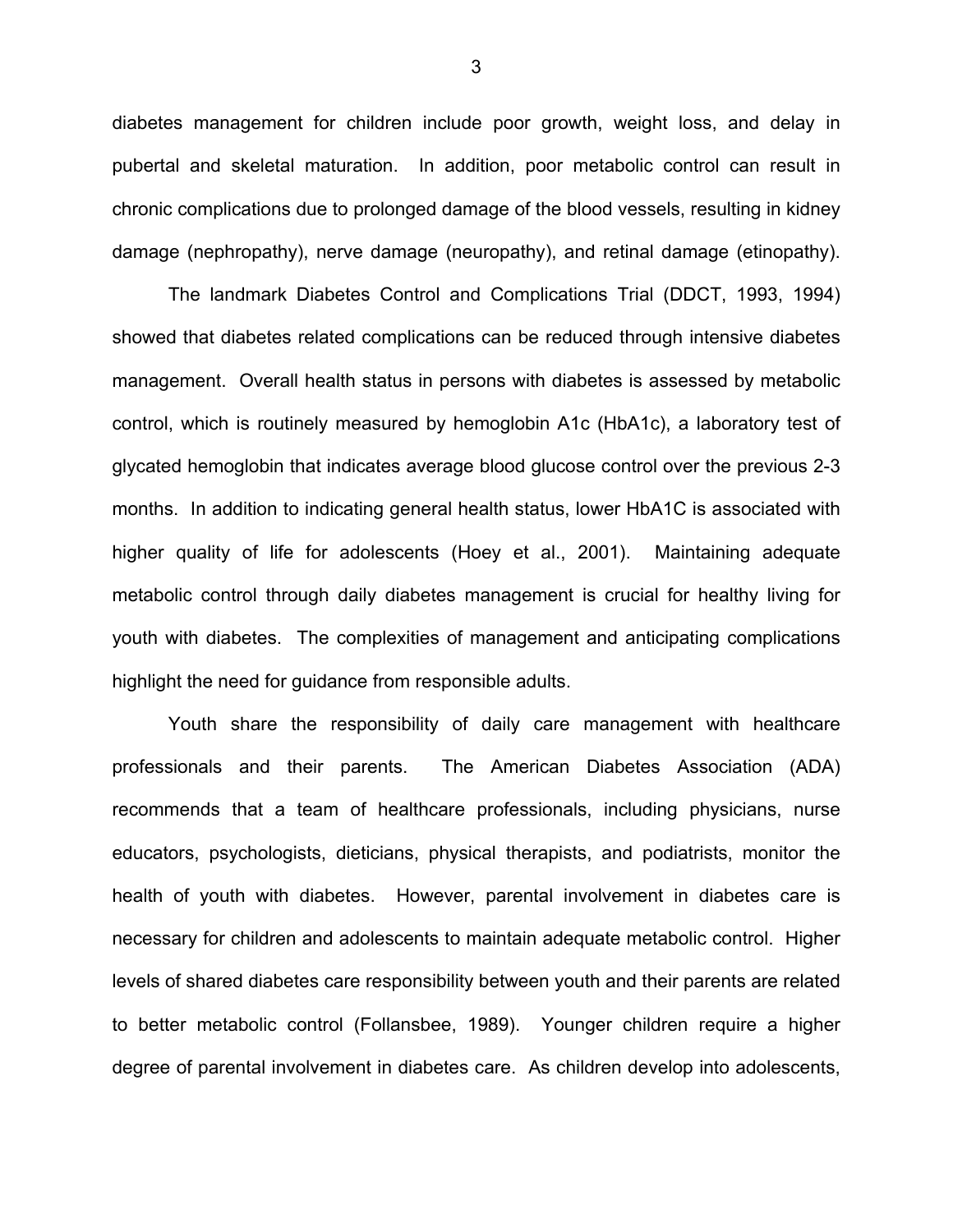diabetes management for children include poor growth, weight loss, and delay in pubertal and skeletal maturation. In addition, poor metabolic control can result in chronic complications due to prolonged damage of the blood vessels, resulting in kidney damage (nephropathy), nerve damage (neuropathy), and retinal damage (etinopathy).

The landmark Diabetes Control and Complications Trial (DDCT, 1993, 1994) showed that diabetes related complications can be reduced through intensive diabetes management. Overall health status in persons with diabetes is assessed by metabolic control, which is routinely measured by hemoglobin A1c (HbA1c), a laboratory test of glycated hemoglobin that indicates average blood glucose control over the previous 2-3 months. In addition to indicating general health status, lower HbA1C is associated with higher quality of life for adolescents (Hoey et al., 2001). Maintaining adequate metabolic control through daily diabetes management is crucial for healthy living for youth with diabetes. The complexities of management and anticipating complications highlight the need for guidance from responsible adults.

Youth share the responsibility of daily care management with healthcare professionals and their parents. The American Diabetes Association (ADA) recommends that a team of healthcare professionals, including physicians, nurse educators, psychologists, dieticians, physical therapists, and podiatrists, monitor the health of youth with diabetes. However, parental involvement in diabetes care is necessary for children and adolescents to maintain adequate metabolic control. Higher levels of shared diabetes care responsibility between youth and their parents are related to better metabolic control (Follansbee, 1989). Younger children require a higher degree of parental involvement in diabetes care. As children develop into adolescents,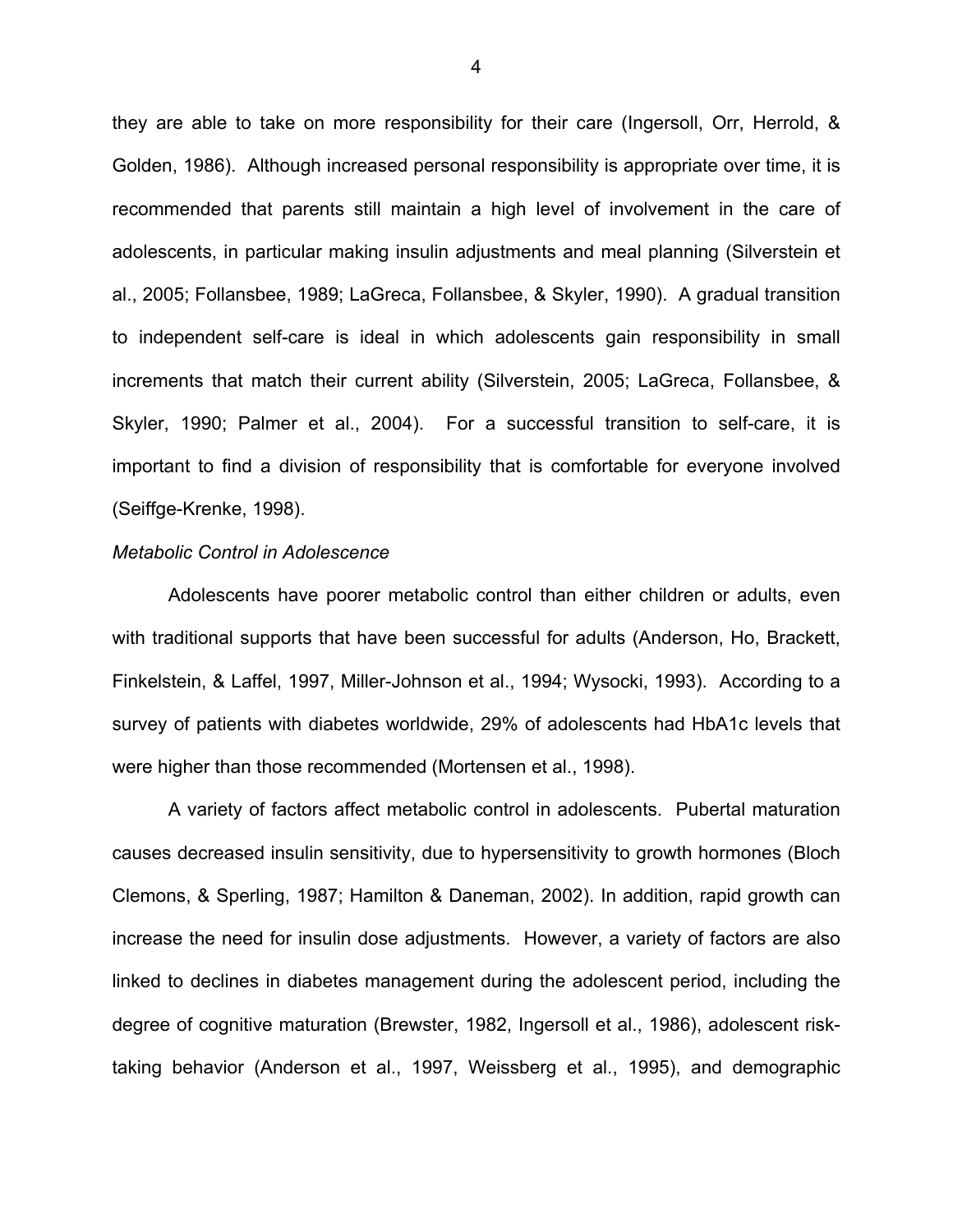they are able to take on more responsibility for their care (Ingersoll, Orr, Herrold, & Golden, 1986). Although increased personal responsibility is appropriate over time, it is recommended that parents still maintain a high level of involvement in the care of adolescents, in particular making insulin adjustments and meal planning (Silverstein et al., 2005; Follansbee, 1989; LaGreca, Follansbee, & Skyler, 1990). A gradual transition to independent self-care is ideal in which adolescents gain responsibility in small increments that match their current ability (Silverstein, 2005; LaGreca, Follansbee, & Skyler, 1990; Palmer et al., 2004). For a successful transition to self-care, it is important to find a division of responsibility that is comfortable for everyone involved (Seiffge-Krenke, 1998).

*Metabolic Control in Adolescence*

Adolescents have poorer metabolic control than either children or adults, even with traditional supports that have been successful for adults (Anderson, Ho, Brackett, Finkelstein, & Laffel, 1997, Miller-Johnson et al., 1994; Wysocki, 1993). According to a survey of patients with diabetes worldwide, 29% of adolescents had HbA1c levels that were higher than those recommended (Mortensen et al., 1998).

A variety of factors affect metabolic control in adolescents. Pubertal maturation causes decreased insulin sensitivity, due to hypersensitivity to growth hormones (Bloch Clemons, & Sperling, 1987; Hamilton & Daneman, 2002). In addition, rapid growth can increase the need for insulin dose adjustments. However, a variety of factors are also linked to declines in diabetes management during the adolescent period, including the degree of cognitive maturation (Brewster, 1982, Ingersoll et al., 1986), adolescent risk-taking behavior (Anderson et al., 1997, Weissberg et al., 1995), and demographic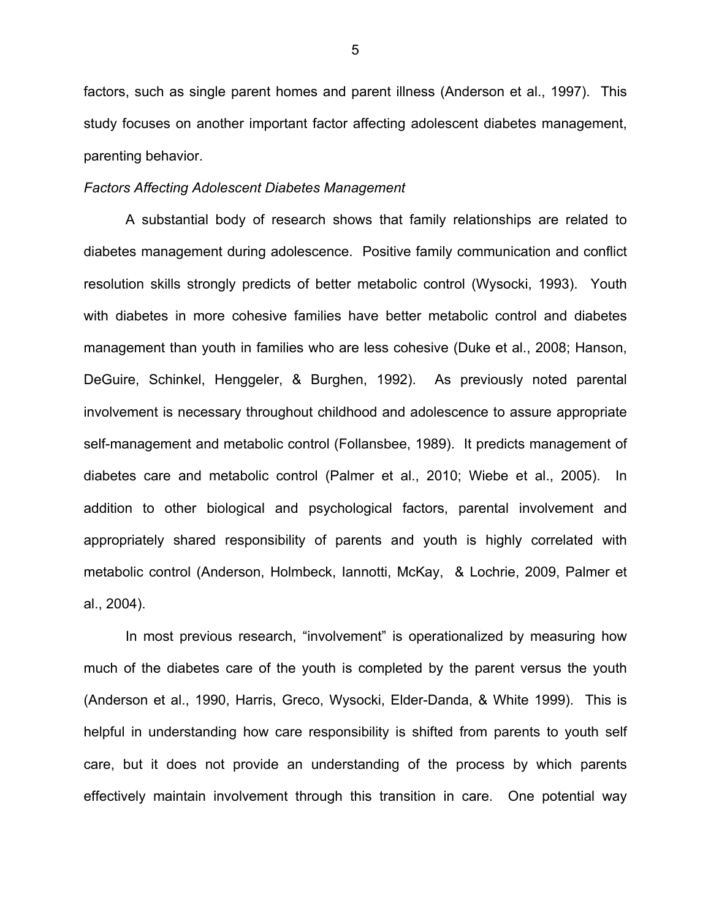factors, such as single parent homes and parent illness (Anderson et al., 1997). This study focuses on another important factor affecting adolescent diabetes management, parenting behavior.

*Factors Affecting Adolescent Diabetes Management*

A substantial body of research shows that family relationships are related to diabetes management during adolescence. Positive family communication and conflict resolution skills strongly predicts of better metabolic control (Wysocki, 1993). Youth with diabetes in more cohesive families have better metabolic control and diabetes management than youth in families who are less cohesive (Duke et al., 2008; Hanson, DeGuire, Schinkel, Henggeler, & Burghen, 1992). As previously noted parental involvement is necessary throughout childhood and adolescence to assure appropriate self-management and metabolic control (Follansbee, 1989). It predicts management of diabetes care and metabolic control (Palmer et al., 2010; Wiebe et al., 2005). In addition to other biological and psychological factors, parental involvement and appropriately shared responsibility of parents and youth is highly correlated with metabolic control (Anderson, Holmbeck, Iannotti, McKay, & Lochrie, 2009, Palmer et al., 2004).

In most previous research, "involvement" is operationalized by measuring how much of the diabetes care of the youth is completed by the parent versus the youth (Anderson et al., 1990, Harris, Greco, Wysocki, Elder-Danda, & White 1999). This is helpful in understanding how care responsibility is shifted from parents to youth self care, but it does not provide an understanding of the process by which parents effectively maintain involvement through this transition in care. One potential way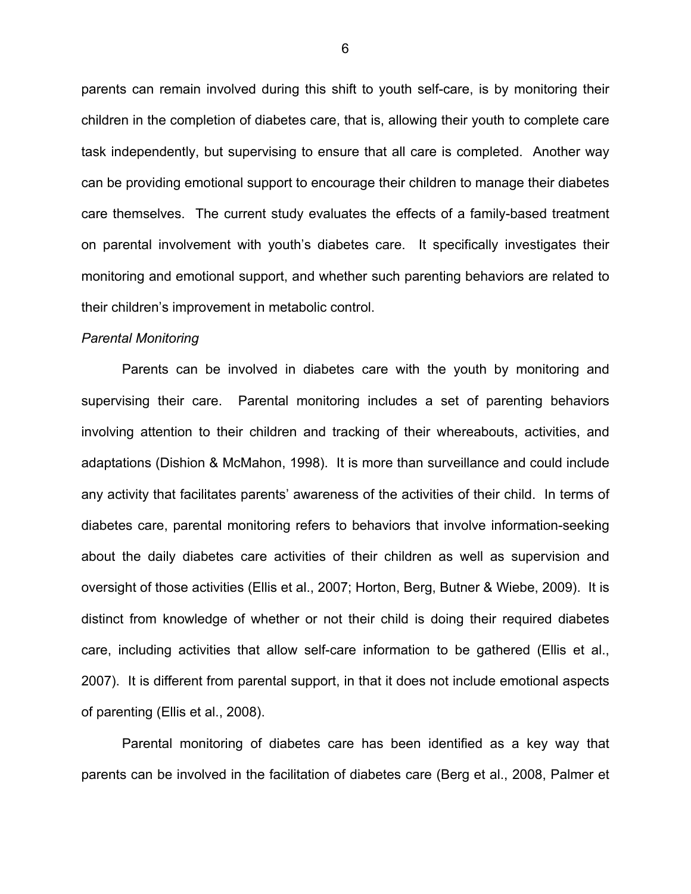parents can remain involved during this shift to youth self-care, is by monitoring their children in the completion of diabetes care, that is, allowing their youth to complete care task independently, but supervising to ensure that all care is completed. Another way can be providing emotional support to encourage their children to manage their diabetes care themselves. The current study evaluates the effects of a family-based treatment on parental involvement with youth's diabetes care. It specifically investigates their monitoring and emotional support, and whether such parenting behaviors are related to their children's improvement in metabolic control.

*Parental Monitoring*

Parents can be involved in diabetes care with the youth by monitoring and supervising their care. Parental monitoring includes a set of parenting behaviors involving attention to their children and tracking of their whereabouts, activities, and adaptations (Dishion & McMahon, 1998). It is more than surveillance and could include any activity that facilitates parents' awareness of the activities of their child. In terms of diabetes care, parental monitoring refers to behaviors that involve information-seeking about the daily diabetes care activities of their children as well as supervision and oversight of those activities (Ellis et al., 2007; Horton, Berg, Butner & Wiebe, 2009). It is distinct from knowledge of whether or not their child is doing their required diabetes care, including activities that allow self-care information to be gathered (Ellis et al., 2007). It is different from parental support, in that it does not include emotional aspects of parenting (Ellis et al., 2008).

Parental monitoring of diabetes care has been identified as a key way that parents can be involved in the facilitation of diabetes care (Berg et al., 2008, Palmer et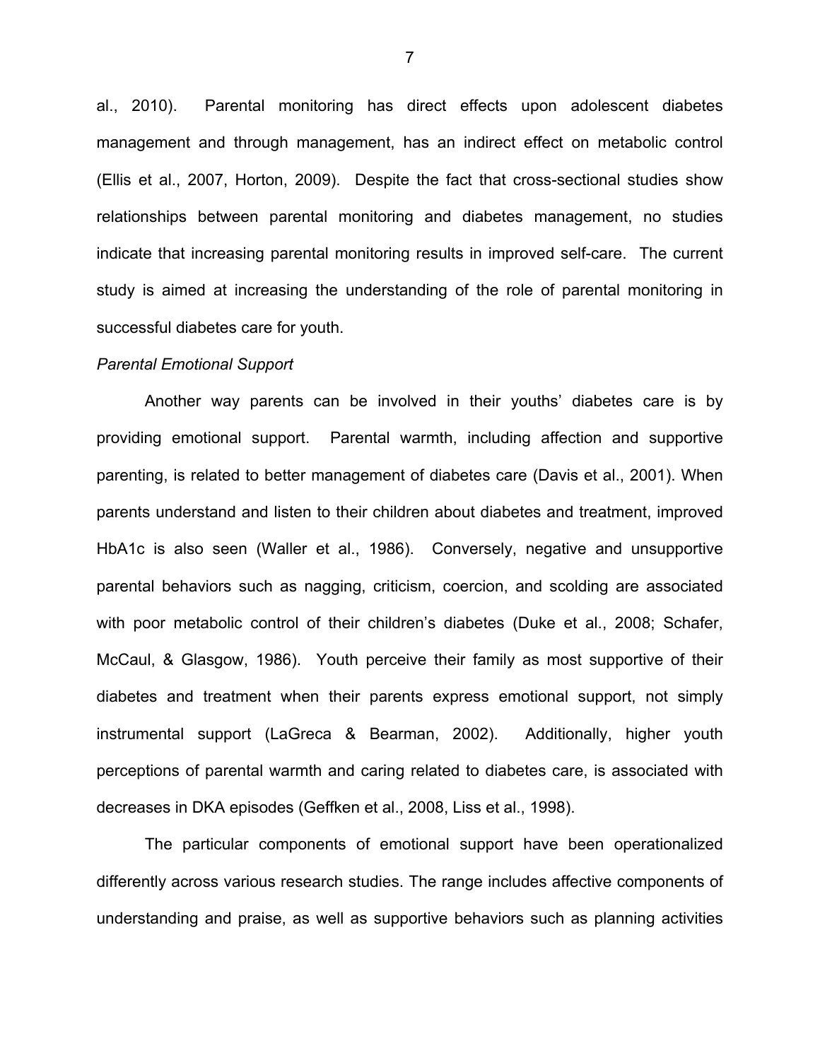al., 2010). Parental monitoring has direct effects upon adolescent diabetes management and through management, has an indirect effect on metabolic control (Ellis et al., 2007, Horton, 2009). Despite the fact that cross-sectional studies show relationships between parental monitoring and diabetes management, no studies indicate that increasing parental monitoring results in improved self-care. The current study is aimed at increasing the understanding of the role of parental monitoring in successful diabetes care for youth.

*Parental Emotional Support*

Another way parents can be involved in their youths' diabetes care is by providing emotional support. Parental warmth, including affection and supportive parenting, is related to better management of diabetes care (Davis et al., 2001). When parents understand and listen to their children about diabetes and treatment, improved HbA1c is also seen (Waller et al., 1986). Conversely, negative and unsupportive parental behaviors such as nagging, criticism, coercion, and scolding are associated with poor metabolic control of their children's diabetes (Duke et al., 2008; Schafer, McCaul, & Glasgow, 1986). Youth perceive their family as most supportive of their diabetes and treatment when their parents express emotional support, not simply instrumental support (LaGreca & Bearman, 2002). Additionally, higher youth perceptions of parental warmth and caring related to diabetes care, is associated with decreases in DKA episodes (Geffken et al., 2008, Liss et al., 1998).

The particular components of emotional support have been operationalized differently across various research studies. The range includes affective components of understanding and praise, as well as supportive behaviors such as planning activities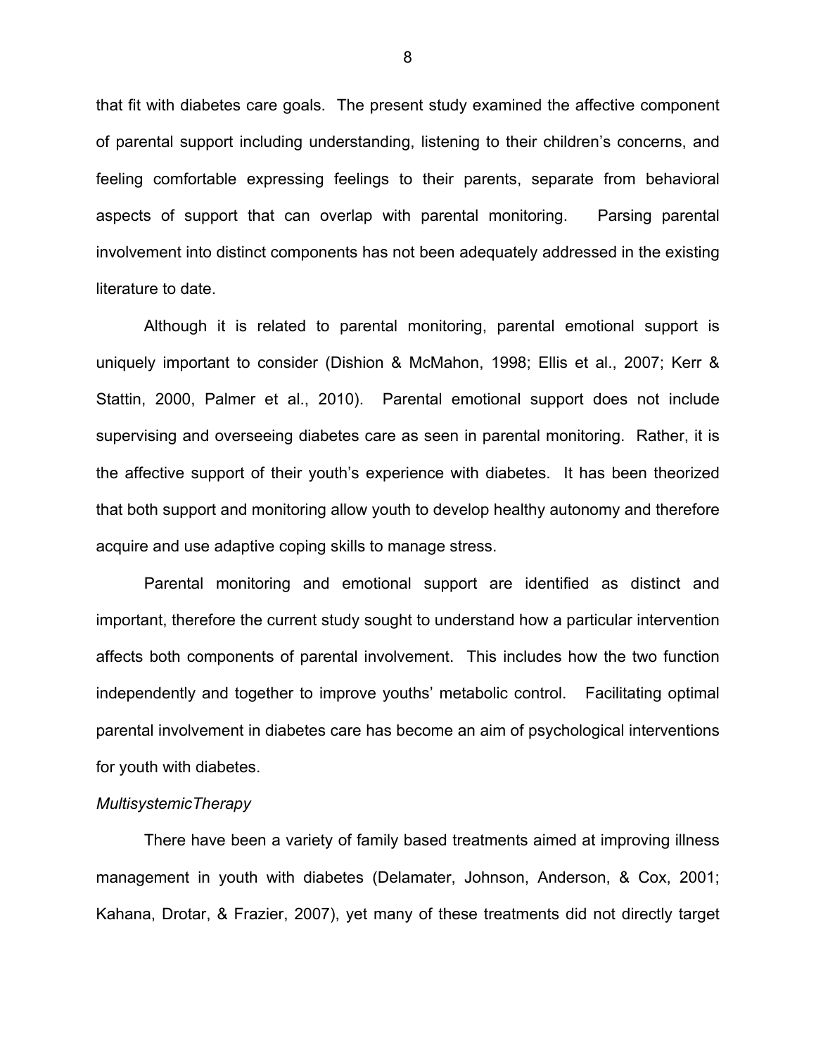that fit with diabetes care goals. The present study examined the affective component of parental support including understanding, listening to their children's concerns, and feeling comfortable expressing feelings to their parents, separate from behavioral aspects of support that can overlap with parental monitoring. Parsing parental involvement into distinct components has not been adequately addressed in the existing literature to date.

Although it is related to parental monitoring, parental emotional support is uniquely important to consider (Dishion & McMahon, 1998; Ellis et al., 2007; Kerr & Stattin, 2000, Palmer et al., 2010). Parental emotional support does not include supervising and overseeing diabetes care as seen in parental monitoring. Rather, it is the affective support of their youth's experience with diabetes. It has been theorized that both support and monitoring allow youth to develop healthy autonomy and therefore acquire and use adaptive coping skills to manage stress.

Parental monitoring and emotional support are identified as distinct and important, therefore the current study sought to understand how a particular intervention affects both components of parental involvement. This includes how the two function independently and together to improve youths' metabolic control. Facilitating optimal parental involvement in diabetes care has become an aim of psychological interventions for youth with diabetes.

*MultisystemicTherapy*

There have been a variety of family based treatments aimed at improving illness management in youth with diabetes (Delamater, Johnson, Anderson, & Cox, 2001; Kahana, Drotar, & Frazier, 2007), yet many of these treatments did not directly target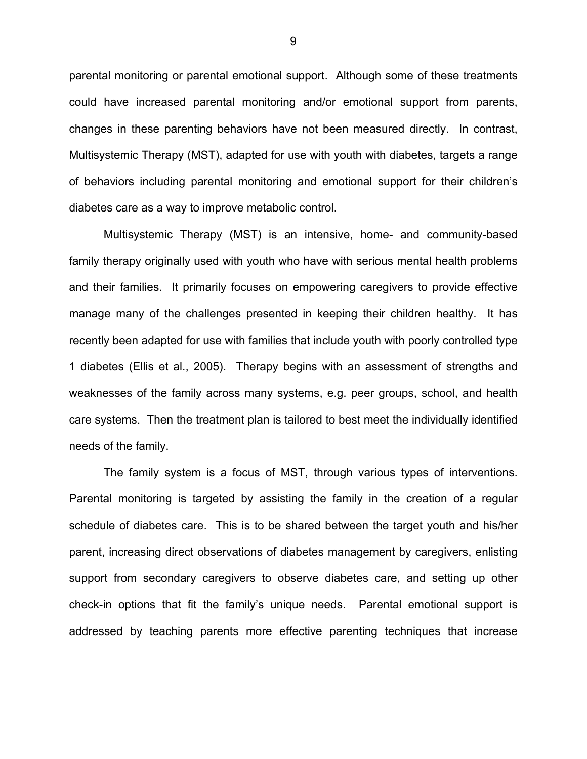parental monitoring or parental emotional support. Although some of these treatments could have increased parental monitoring and/or emotional support from parents, changes in these parenting behaviors have not been measured directly. In contrast, Multisystemic Therapy (MST), adapted for use with youth with diabetes, targets a range of behaviors including parental monitoring and emotional support for their children's diabetes care as a way to improve metabolic control.

Multisystemic Therapy (MST) is an intensive, home- and community-based family therapy originally used with youth who have with serious mental health problems and their families. It primarily focuses on empowering caregivers to provide effective manage many of the challenges presented in keeping their children healthy. It has recently been adapted for use with families that include youth with poorly controlled type 1 diabetes (Ellis et al., 2005). Therapy begins with an assessment of strengths and weaknesses of the family across many systems, e.g. peer groups, school, and health care systems. Then the treatment plan is tailored to best meet the individually identified needs of the family.

The family system is a focus of MST, through various types of interventions. Parental monitoring is targeted by assisting the family in the creation of a regular schedule of diabetes care. This is to be shared between the target youth and his/her parent, increasing direct observations of diabetes management by caregivers, enlisting support from secondary caregivers to observe diabetes care, and setting up other check-in options that fit the family's unique needs. Parental emotional support is addressed by teaching parents more effective parenting techniques that increase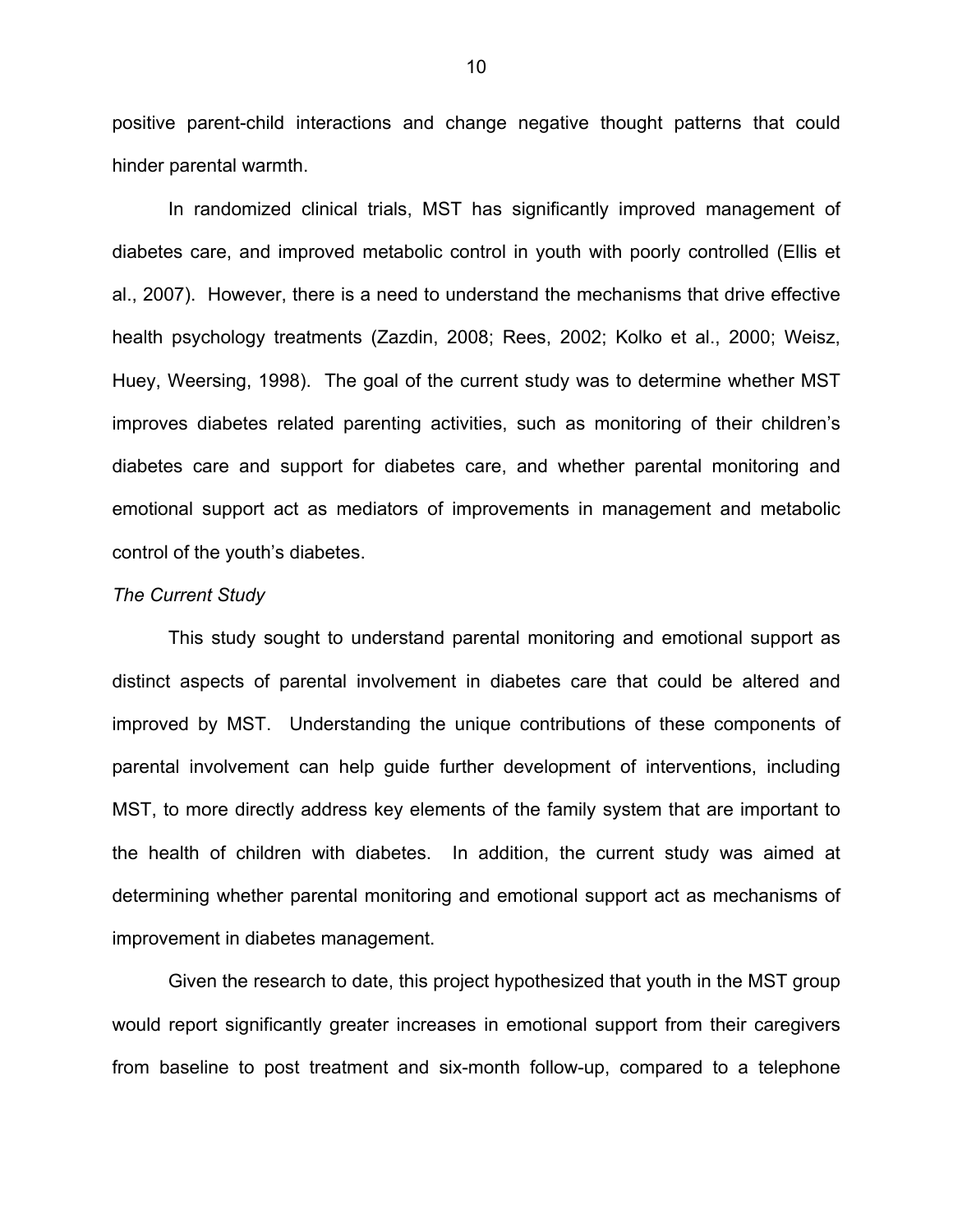positive parent-child interactions and change negative thought patterns that could hinder parental warmth.

In randomized clinical trials, MST has significantly improved management of diabetes care, and improved metabolic control in youth with poorly controlled (Ellis et al., 2007). However, there is a need to understand the mechanisms that drive effective health psychology treatments (Zazdin, 2008; Rees, 2002; Kolko et al., 2000; Weisz, Huey, Weersing, 1998). The goal of the current study was to determine whether MST improves diabetes related parenting activities, such as monitoring of their children's diabetes care and support for diabetes care, and whether parental monitoring and emotional support act as mediators of improvements in management and metabolic control of the youth's diabetes.

*The Current Study*

This study sought to understand parental monitoring and emotional support as distinct aspects of parental involvement in diabetes care that could be altered and improved by MST. Understanding the unique contributions of these components of parental involvement can help guide further development of interventions, including MST, to more directly address key elements of the family system that are important to the health of children with diabetes. In addition, the current study was aimed at determining whether parental monitoring and emotional support act as mechanisms of improvement in diabetes management.

Given the research to date, this project hypothesized that youth in the MST group would report significantly greater increases in emotional support from their caregivers from baseline to post treatment and six-month follow-up, compared to a telephone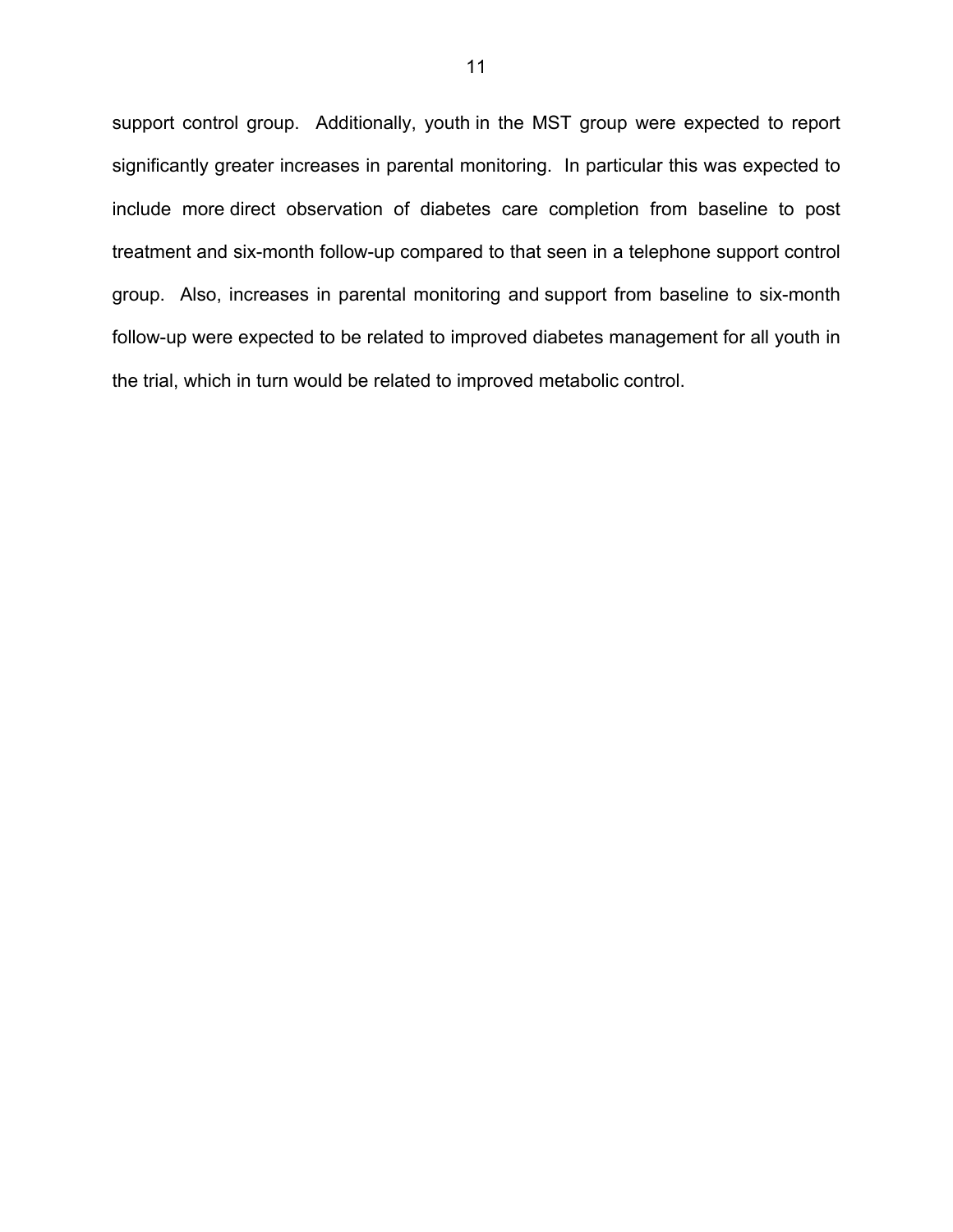support control group. Additionally, youth in the MST group were expected to report significantly greater increases in parental monitoring. In particular this was expected to include more direct observation of diabetes care completion from baseline to post treatment and six-month follow-up compared to that seen in a telephone support control group. Also, increases in parental monitoring and support from baseline to six-month follow-up were expected to be related to improved diabetes management for all youth in the trial, which in turn would be related to improved metabolic control.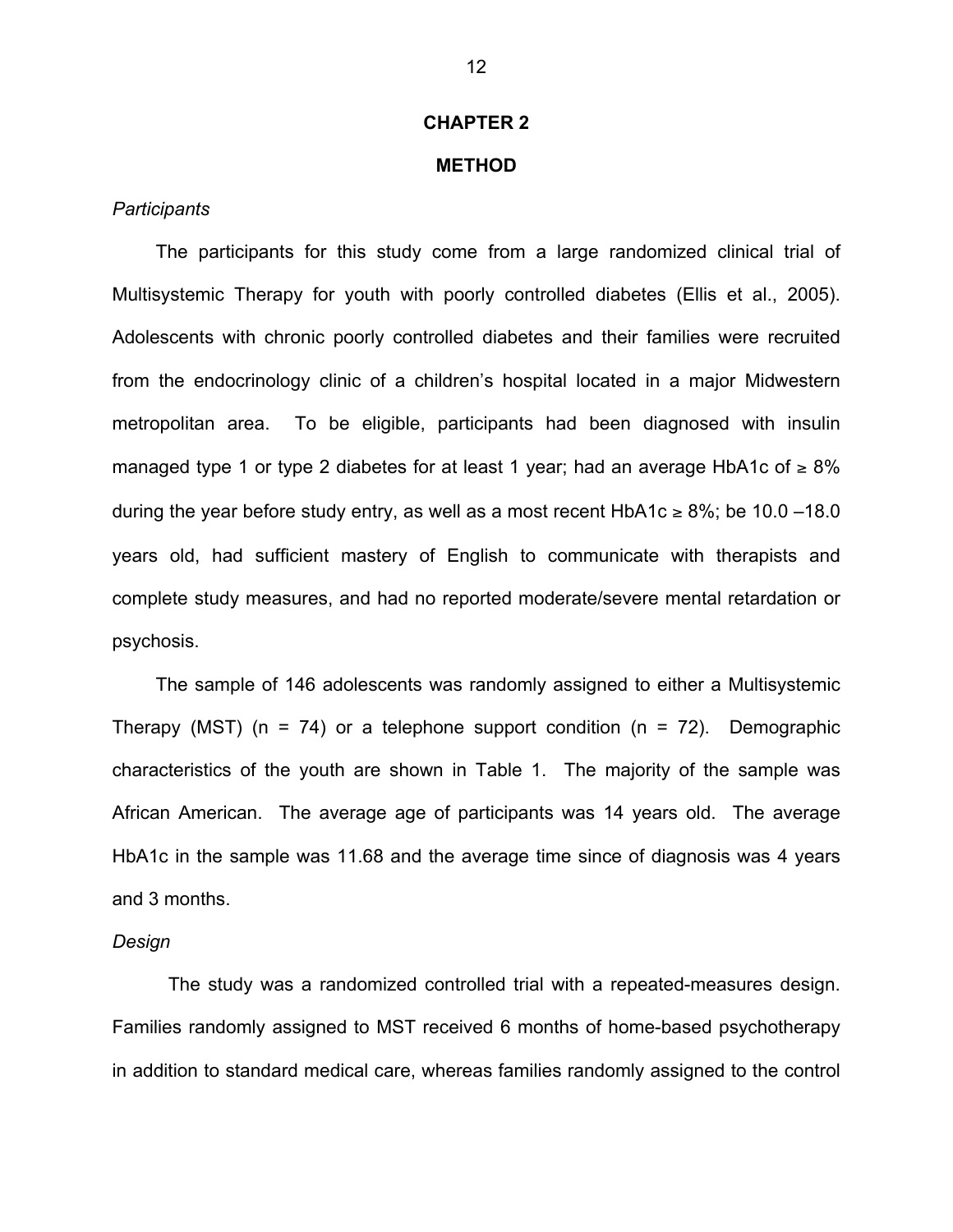# CHAPTER 2

## METHOD

*Participants*

The participants for this study come from a large randomized clinical trial of Multisystemic Therapy for youth with poorly controlled diabetes (Ellis et al., 2005). Adolescents with chronic poorly controlled diabetes and their families were recruited from the endocrinology clinic of a children's hospital located in a major Midwestern metropolitan area. To be eligible, participants had been diagnosed with insulin managed type 1 or type 2 diabetes for at least 1 year; had an average HbA1c of ≥ 8% during the year before study entry, as well as a most recent HbA1c ≥ 8%; be 10.0 –18.0 years old, had sufficient mastery of English to communicate with therapists and complete study measures, and had no reported moderate/severe mental retardation or psychosis.

The sample of 146 adolescents was randomly assigned to either a Multisystemic Therapy (MST) (n = 74) or a telephone support condition (n = 72). Demographic characteristics of the youth are shown in Table 1. The majority of the sample was African American. The average age of participants was 14 years old. The average HbA1c in the sample was 11.68 and the average time since of diagnosis was 4 years and 3 months.

*Design*

The study was a randomized controlled trial with a repeated-measures design. Families randomly assigned to MST received 6 months of home-based psychotherapy in addition to standard medical care, whereas families randomly assigned to the control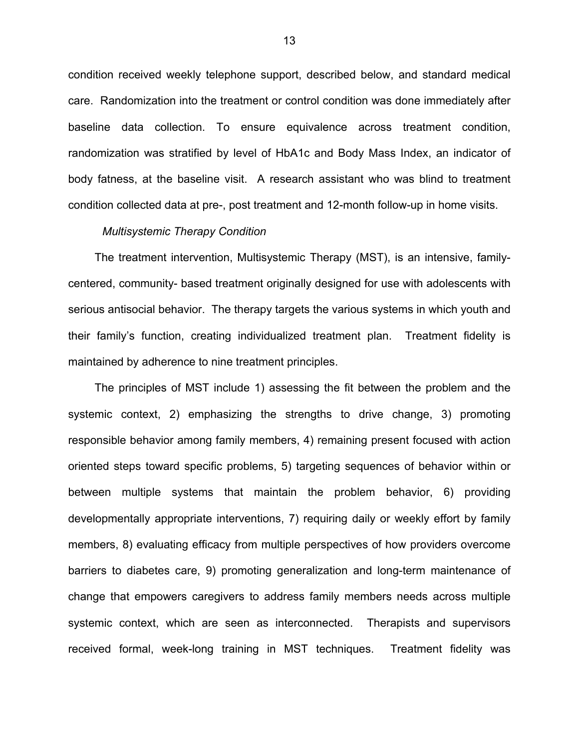condition received weekly telephone support, described below, and standard medical care. Randomization into the treatment or control condition was done immediately after baseline data collection. To ensure equivalence across treatment condition, randomization was stratified by level of HbA1c and Body Mass Index, an indicator of body fatness, at the baseline visit. A research assistant who was blind to treatment condition collected data at pre-, post treatment and 12-month follow-up in home visits.

*Multisystemic Therapy Condition*

The treatment intervention, Multisystemic Therapy (MST), is an intensive, family-centered, community- based treatment originally designed for use with adolescents with serious antisocial behavior. The therapy targets the various systems in which youth and their family's function, creating individualized treatment plan. Treatment fidelity is maintained by adherence to nine treatment principles.

The principles of MST include 1) assessing the fit between the problem and the systemic context, 2) emphasizing the strengths to drive change, 3) promoting responsible behavior among family members, 4) remaining present focused with action oriented steps toward specific problems, 5) targeting sequences of behavior within or between multiple systems that maintain the problem behavior, 6) providing developmentally appropriate interventions, 7) requiring daily or weekly effort by family members, 8) evaluating efficacy from multiple perspectives of how providers overcome barriers to diabetes care, 9) promoting generalization and long-term maintenance of change that empowers caregivers to address family members needs across multiple systemic context, which are seen as interconnected. Therapists and supervisors received formal, week-long training in MST techniques. Treatment fidelity was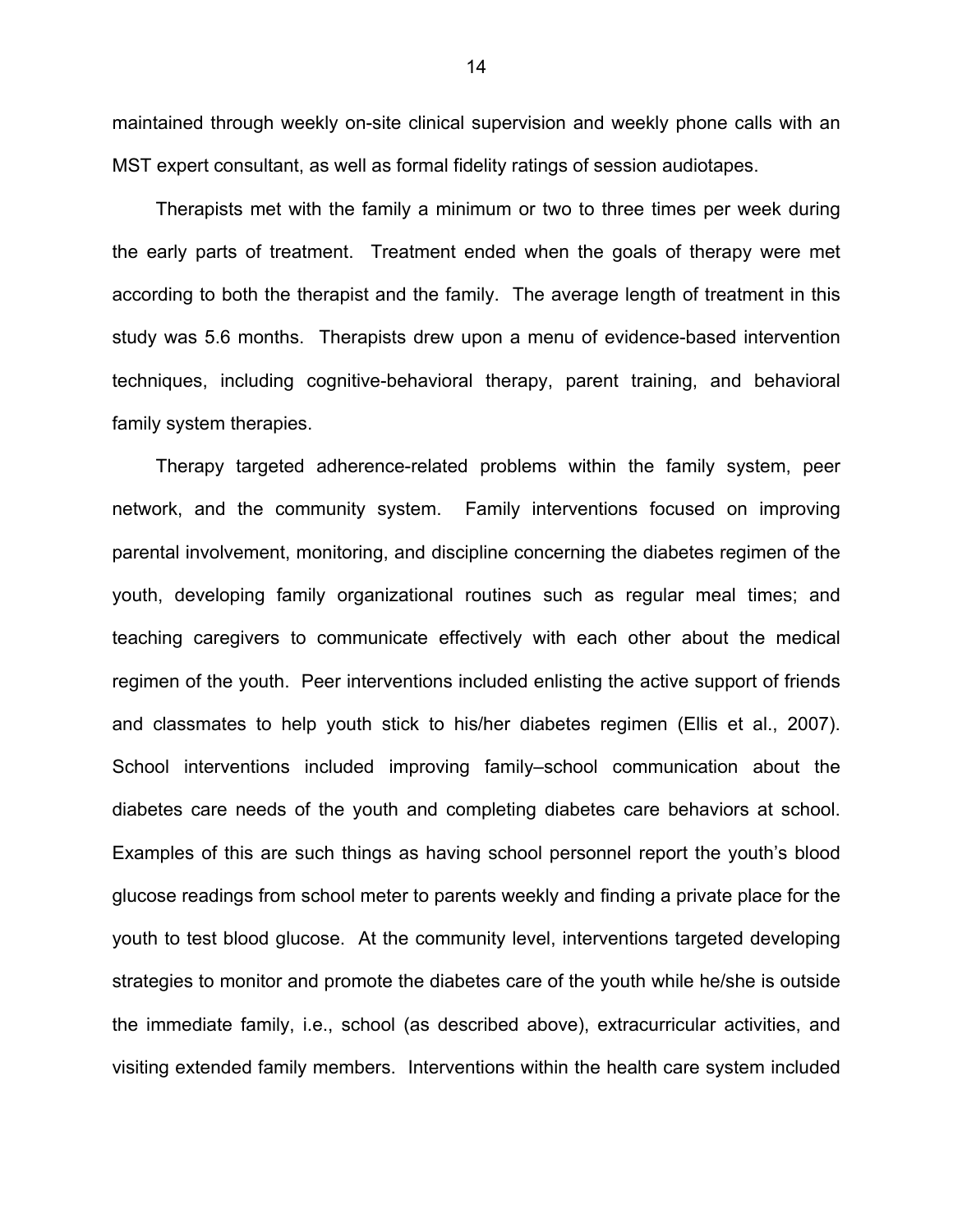maintained through weekly on-site clinical supervision and weekly phone calls with an MST expert consultant, as well as formal fidelity ratings of session audiotapes.

Therapists met with the family a minimum or two to three times per week during the early parts of treatment. Treatment ended when the goals of therapy were met according to both the therapist and the family. The average length of treatment in this study was 5.6 months. Therapists drew upon a menu of evidence-based intervention techniques, including cognitive-behavioral therapy, parent training, and behavioral family system therapies.

Therapy targeted adherence-related problems within the family system, peer network, and the community system. Family interventions focused on improving parental involvement, monitoring, and discipline concerning the diabetes regimen of the youth, developing family organizational routines such as regular meal times; and teaching caregivers to communicate effectively with each other about the medical regimen of the youth. Peer interventions included enlisting the active support of friends and classmates to help youth stick to his/her diabetes regimen (Ellis et al., 2007). School interventions included improving family–school communication about the diabetes care needs of the youth and completing diabetes care behaviors at school. Examples of this are such things as having school personnel report the youth's blood glucose readings from school meter to parents weekly and finding a private place for the youth to test blood glucose. At the community level, interventions targeted developing strategies to monitor and promote the diabetes care of the youth while he/she is outside the immediate family, i.e., school (as described above), extracurricular activities, and visiting extended family members. Interventions within the health care system included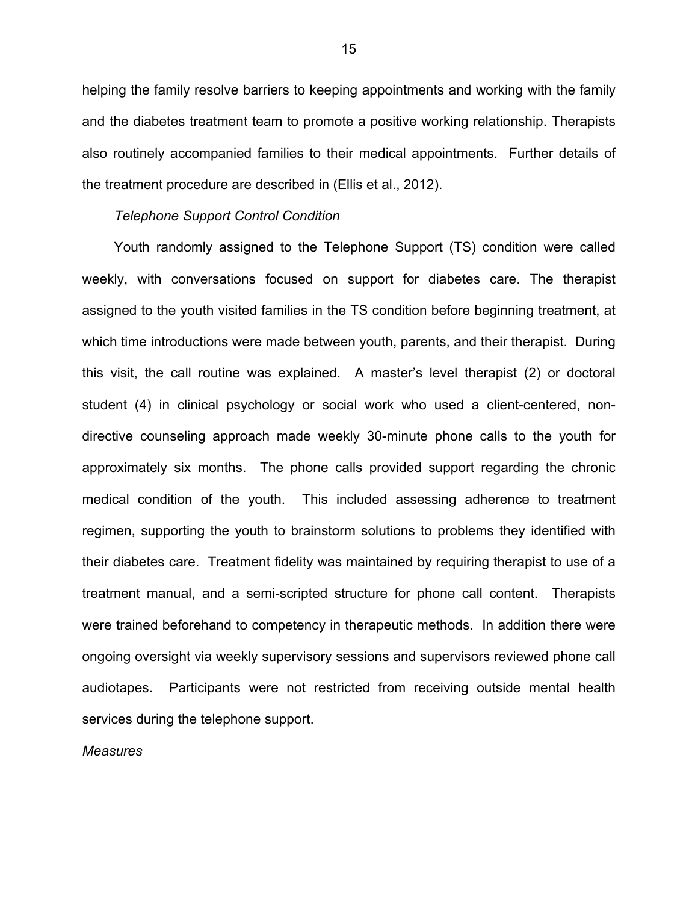helping the family resolve barriers to keeping appointments and working with the family and the diabetes treatment team to promote a positive working relationship. Therapists also routinely accompanied families to their medical appointments. Further details of the treatment procedure are described in (Ellis et al., 2012).

*Telephone Support Control Condition*

Youth randomly assigned to the Telephone Support (TS) condition were called weekly, with conversations focused on support for diabetes care. The therapist assigned to the youth visited families in the TS condition before beginning treatment, at which time introductions were made between youth, parents, and their therapist. During this visit, the call routine was explained. A master's level therapist (2) or doctoral student (4) in clinical psychology or social work who used a client-centered, non-directive counseling approach made weekly 30-minute phone calls to the youth for approximately six months. The phone calls provided support regarding the chronic medical condition of the youth. This included assessing adherence to treatment regimen, supporting the youth to brainstorm solutions to problems they identified with their diabetes care. Treatment fidelity was maintained by requiring therapist to use of a treatment manual, and a semi-scripted structure for phone call content. Therapists were trained beforehand to competency in therapeutic methods. In addition there were ongoing oversight via weekly supervisory sessions and supervisors reviewed phone call audiotapes. Participants were not restricted from receiving outside mental health services during the telephone support.

*Measures*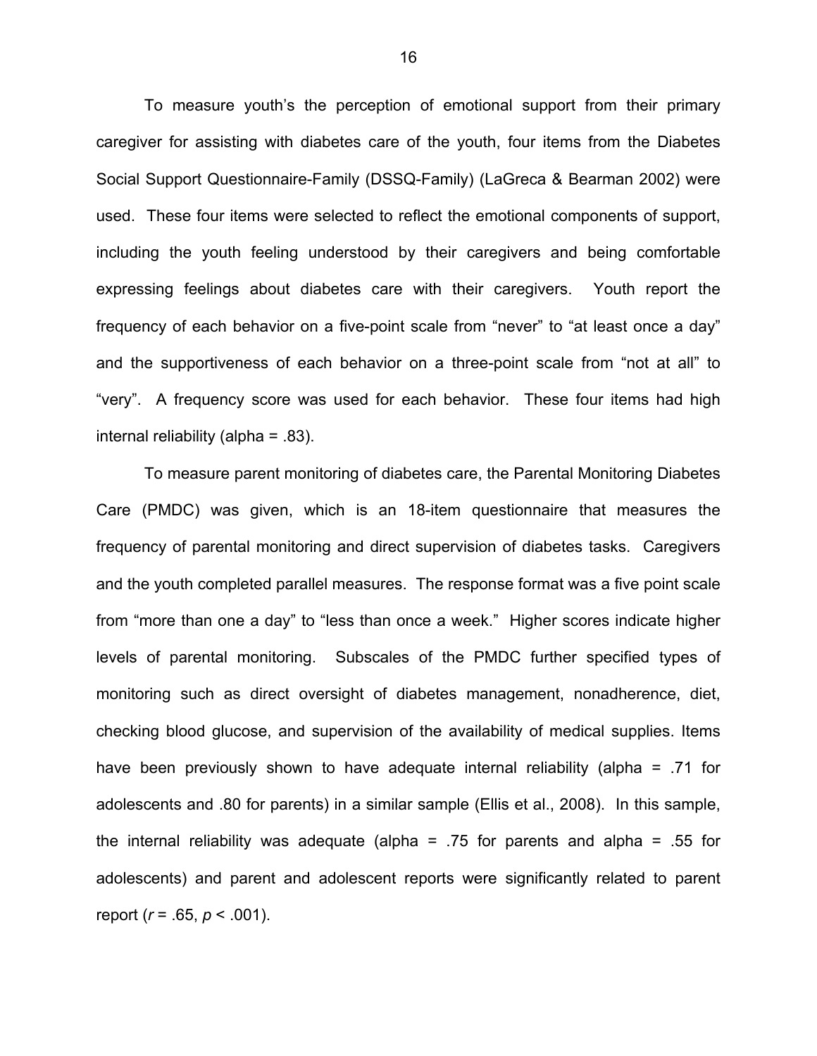To measure youth's the perception of emotional support from their primary caregiver for assisting with diabetes care of the youth, four items from the Diabetes Social Support Questionnaire-Family (DSSQ-Family) (LaGreca & Bearman 2002) were used. These four items were selected to reflect the emotional components of support, including the youth feeling understood by their caregivers and being comfortable expressing feelings about diabetes care with their caregivers. Youth report the frequency of each behavior on a five-point scale from "never" to "at least once a day" and the supportiveness of each behavior on a three-point scale from "not at all" to "very". A frequency score was used for each behavior. These four items had high internal reliability (alpha = .83).

To measure parent monitoring of diabetes care, the Parental Monitoring Diabetes Care (PMDC) was given, which is an 18-item questionnaire that measures the frequency of parental monitoring and direct supervision of diabetes tasks. Caregivers and the youth completed parallel measures. The response format was a five point scale from "more than one a day" to "less than once a week." Higher scores indicate higher levels of parental monitoring. Subscales of the PMDC further specified types of monitoring such as direct oversight of diabetes management, nonadherence, diet, checking blood glucose, and supervision of the availability of medical supplies. Items have been previously shown to have adequate internal reliability (alpha = .71 for adolescents and .80 for parents) in a similar sample (Ellis et al., 2008). In this sample, the internal reliability was adequate (alpha = .75 for parents and alpha = .55 for adolescents) and parent and adolescent reports were significantly related to parent report ($r = .65$, $p < .001$).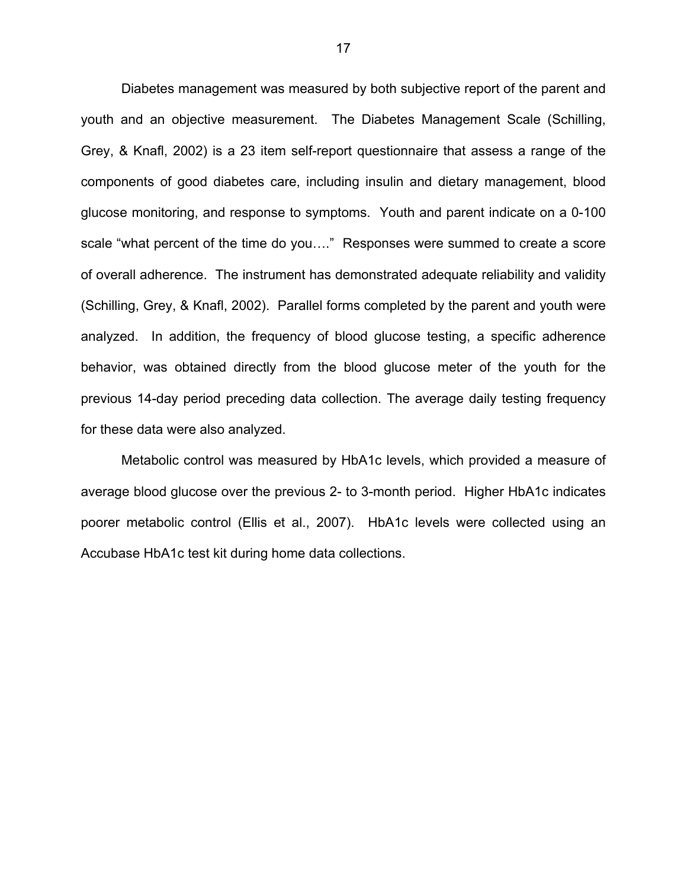Diabetes management was measured by both subjective report of the parent and youth and an objective measurement. The Diabetes Management Scale (Schilling, Grey, & Knafl, 2002) is a 23 item self-report questionnaire that assess a range of the components of good diabetes care, including insulin and dietary management, blood glucose monitoring, and response to symptoms. Youth and parent indicate on a 0-100 scale "what percent of the time do you…." Responses were summed to create a score of overall adherence. The instrument has demonstrated adequate reliability and validity (Schilling, Grey, & Knafl, 2002). Parallel forms completed by the parent and youth were analyzed. In addition, the frequency of blood glucose testing, a specific adherence behavior, was obtained directly from the blood glucose meter of the youth for the previous 14-day period preceding data collection. The average daily testing frequency for these data were also analyzed.

Metabolic control was measured by HbA1c levels, which provided a measure of average blood glucose over the previous 2- to 3-month period. Higher HbA1c indicates poorer metabolic control (Ellis et al., 2007). HbA1c levels were collected using an Accubase HbA1c test kit during home data collections.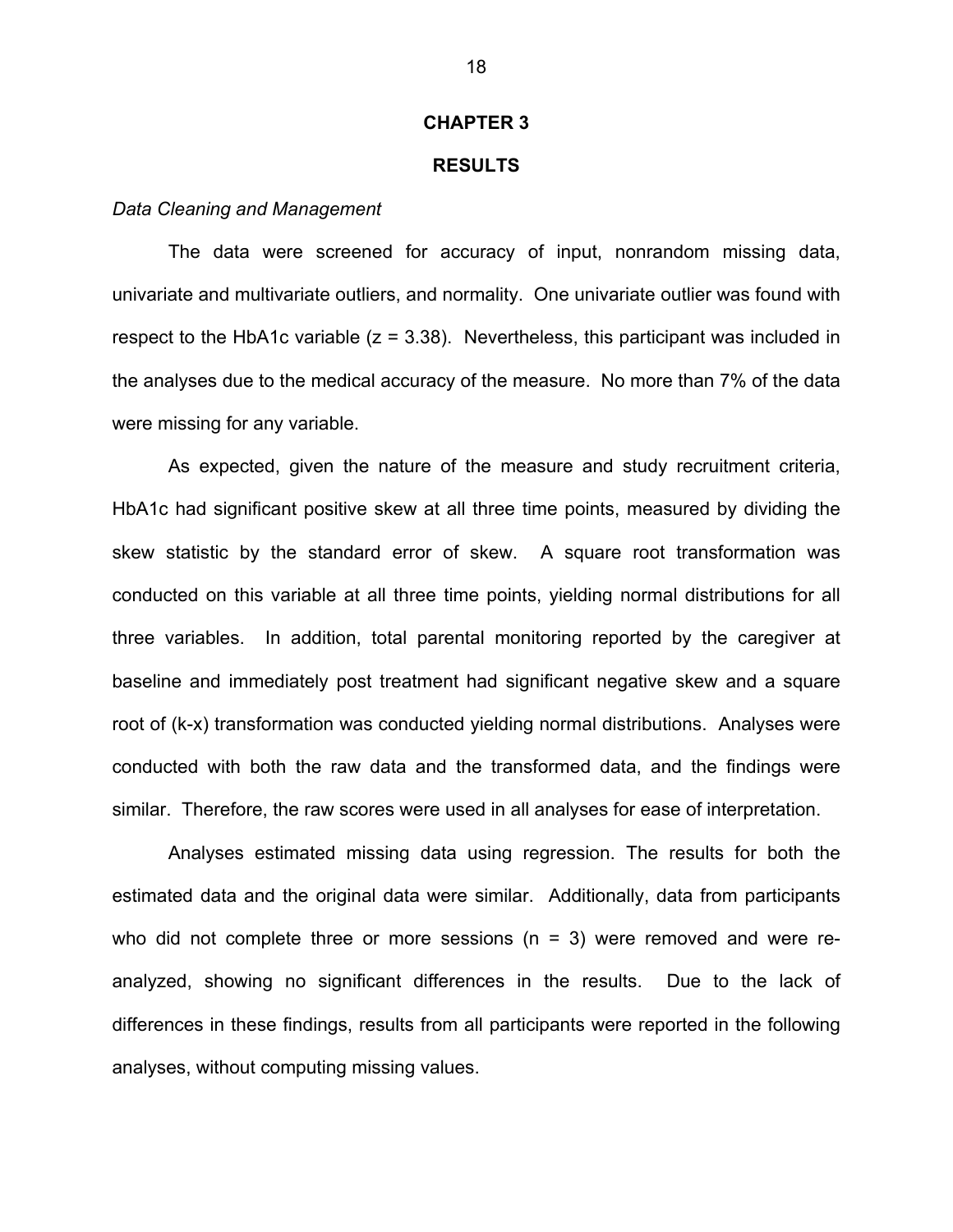# CHAPTER 3

## RESULTS

*Data Cleaning and Management*

The data were screened for accuracy of input, nonrandom missing data, univariate and multivariate outliers, and normality. One univariate outlier was found with respect to the HbA1c variable ($z = 3.38$). Nevertheless, this participant was included in the analyses due to the medical accuracy of the measure. No more than 7% of the data were missing for any variable.

As expected, given the nature of the measure and study recruitment criteria, HbA1c had significant positive skew at all three time points, measured by dividing the skew statistic by the standard error of skew. A square root transformation was conducted on this variable at all three time points, yielding normal distributions for all three variables. In addition, total parental monitoring reported by the caregiver at baseline and immediately post treatment had significant negative skew and a square root of (k-x) transformation was conducted yielding normal distributions. Analyses were conducted with both the raw data and the transformed data, and the findings were similar. Therefore, the raw scores were used in all analyses for ease of interpretation.

Analyses estimated missing data using regression. The results for both the estimated data and the original data were similar. Additionally, data from participants who did not complete three or more sessions ($n = 3$) were removed and were re-analyzed, showing no significant differences in the results. Due to the lack of differences in these findings, results from all participants were reported in the following analyses, without computing missing values.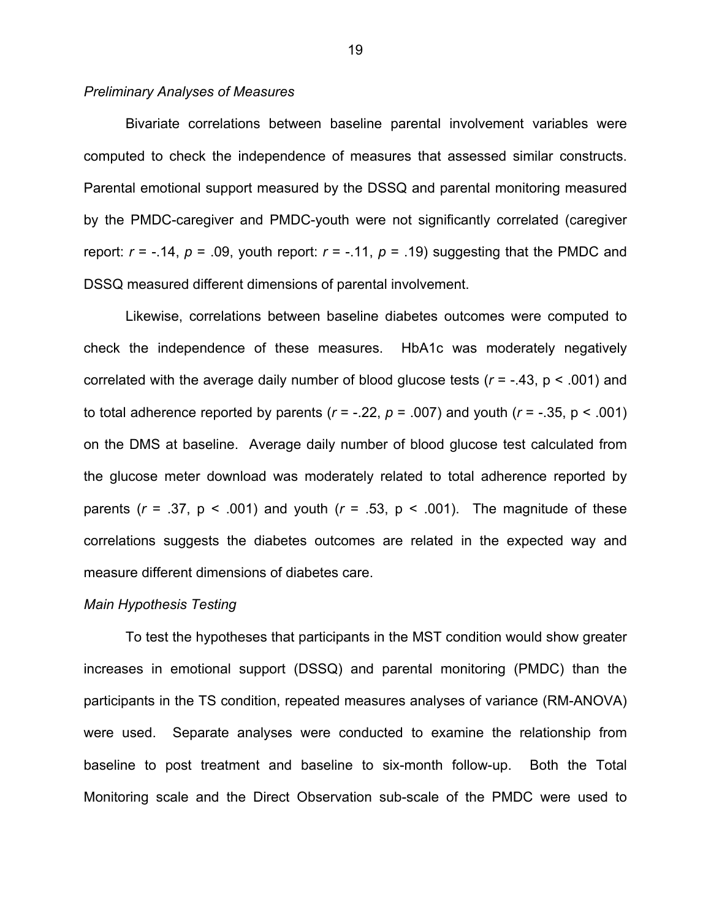*Preliminary Analyses of Measures*

Bivariate correlations between baseline parental involvement variables were computed to check the independence of measures that assessed similar constructs. Parental emotional support measured by the DSSQ and parental monitoring measured by the PMDC-caregiver and PMDC-youth were not significantly correlated (caregiver report: $r$ = -.14, $p$ = .09, youth report: $r$ = -.11, $p$ = .19) suggesting that the PMDC and DSSQ measured different dimensions of parental involvement.

Likewise, correlations between baseline diabetes outcomes were computed to check the independence of these measures. HbA1c was moderately negatively correlated with the average daily number of blood glucose tests ($r$ = -.43, p < .001) and to total adherence reported by parents ($r$ = -.22, $p$ = .007) and youth ($r$ = -.35, p < .001) on the DMS at baseline. Average daily number of blood glucose test calculated from the glucose meter download was moderately related to total adherence reported by parents ($r$ = .37, p < .001) and youth ($r$ = .53, p < .001). The magnitude of these correlations suggests the diabetes outcomes are related in the expected way and measure different dimensions of diabetes care.

*Main Hypothesis Testing*

To test the hypotheses that participants in the MST condition would show greater increases in emotional support (DSSQ) and parental monitoring (PMDC) than the participants in the TS condition, repeated measures analyses of variance (RM-ANOVA) were used. Separate analyses were conducted to examine the relationship from baseline to post treatment and baseline to six-month follow-up. Both the Total Monitoring scale and the Direct Observation sub-scale of the PMDC were used to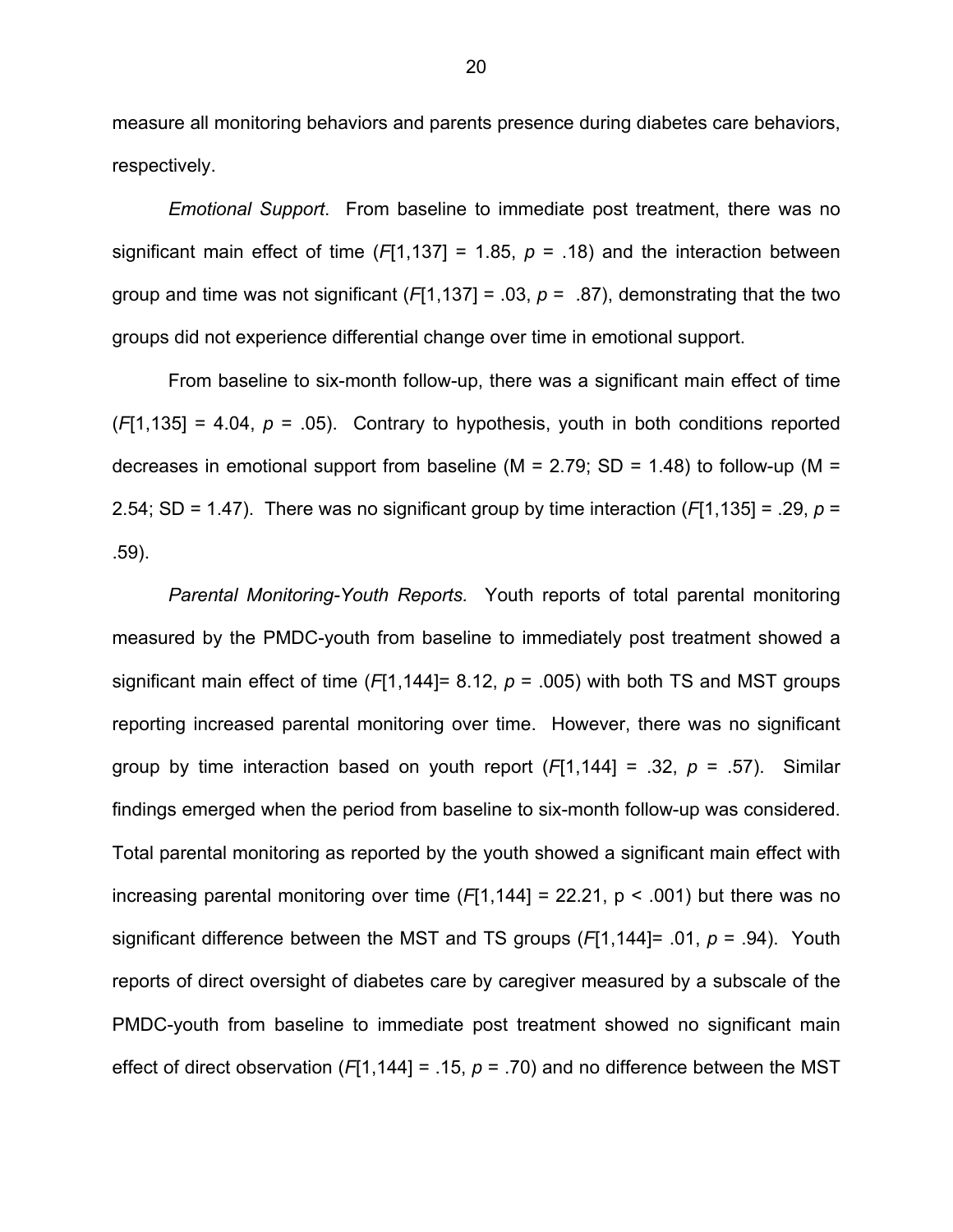measure all monitoring behaviors and parents presence during diabetes care behaviors, respectively.

*Emotional Support*. From baseline to immediate post treatment, there was no significant main effect of time ($F[1,137] = 1.85$, $p = .18$) and the interaction between group and time was not significant ($F[1,137] = .03$, $p = .87$), demonstrating that the two groups did not experience differential change over time in emotional support.

From baseline to six-month follow-up, there was a significant main effect of time ($F[1,135] = 4.04$, $p = .05$). Contrary to hypothesis, youth in both conditions reported decreases in emotional support from baseline (M = 2.79; SD = 1.48) to follow-up (M = 2.54; SD = 1.47). There was no significant group by time interaction ($F[1,135] = .29$, $p = .59$).

*Parental Monitoring-Youth Reports.* Youth reports of total parental monitoring measured by the PMDC-youth from baseline to immediately post treatment showed a significant main effect of time ($F[1,144]= 8.12$, $p = .005$) with both TS and MST groups reporting increased parental monitoring over time. However, there was no significant group by time interaction based on youth report ($F[1,144] = .32$, $p = .57$). Similar findings emerged when the period from baseline to six-month follow-up was considered. Total parental monitoring as reported by the youth showed a significant main effect with increasing parental monitoring over time ($F[1,144] = 22.21$, $p < .001$) but there was no significant difference between the MST and TS groups ($F[1,144]= .01$, $p = .94$). Youth reports of direct oversight of diabetes care by caregiver measured by a subscale of the PMDC-youth from baseline to immediate post treatment showed no significant main effect of direct observation ($F[1,144] = .15$, $p = .70$) and no difference between the MST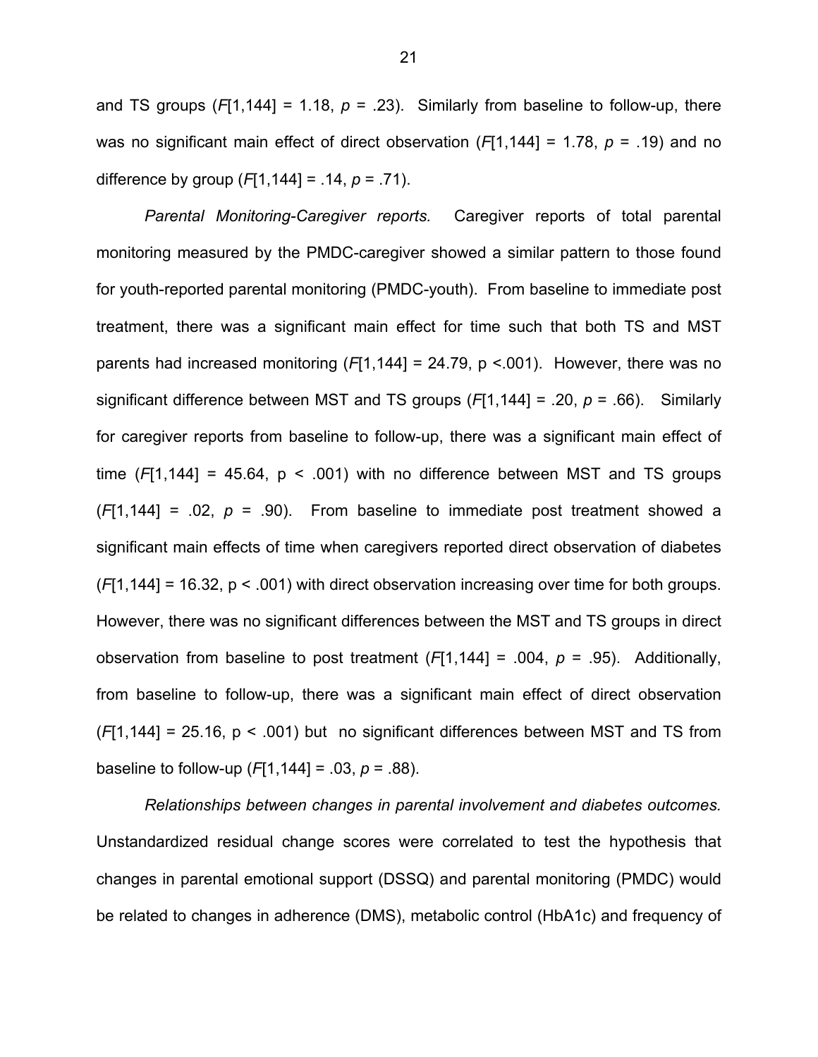and TS groups ($F[1,144] = 1.18$, $p = .23$). Similarly from baseline to follow-up, there was no significant main effect of direct observation ($F[1,144] = 1.78$, $p = .19$) and no difference by group ($F[1,144] = .14$, $p = .71$).

*Parental Monitoring-Caregiver reports.* Caregiver reports of total parental monitoring measured by the PMDC-caregiver showed a similar pattern to those found for youth-reported parental monitoring (PMDC-youth). From baseline to immediate post treatment, there was a significant main effect for time such that both TS and MST parents had increased monitoring ($F[1,144] = 24.79$, $p < .001$). However, there was no significant difference between MST and TS groups ($F[1,144] = .20$, $p = .66$). Similarly for caregiver reports from baseline to follow-up, there was a significant main effect of time ($F[1,144] = 45.64$, $p < .001$) with no difference between MST and TS groups ($F[1,144] = .02$, $p = .90$). From baseline to immediate post treatment showed a significant main effects of time when caregivers reported direct observation of diabetes ($F[1,144] = 16.32$, $p < .001$) with direct observation increasing over time for both groups. However, there was no significant differences between the MST and TS groups in direct observation from baseline to post treatment ($F[1,144] = .004$, $p = .95$). Additionally, from baseline to follow-up, there was a significant main effect of direct observation ($F[1,144] = 25.16$, $p < .001$) but no significant differences between MST and TS from baseline to follow-up ($F[1,144] = .03$, $p = .88$).

*Relationships between changes in parental involvement and diabetes outcomes.* Unstandardized residual change scores were correlated to test the hypothesis that changes in parental emotional support (DSSQ) and parental monitoring (PMDC) would be related to changes in adherence (DMS), metabolic control (HbA1c) and frequency of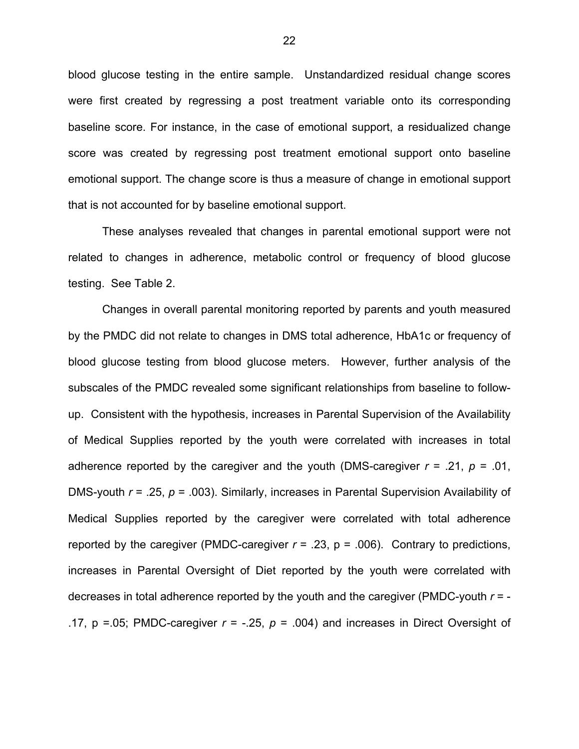blood glucose testing in the entire sample. Unstandardized residual change scores were first created by regressing a post treatment variable onto its corresponding baseline score. For instance, in the case of emotional support, a residualized change score was created by regressing post treatment emotional support onto baseline emotional support. The change score is thus a measure of change in emotional support that is not accounted for by baseline emotional support.

These analyses revealed that changes in parental emotional support were not related to changes in adherence, metabolic control or frequency of blood glucose testing. See Table 2.

Changes in overall parental monitoring reported by parents and youth measured by the PMDC did not relate to changes in DMS total adherence, HbA1c or frequency of blood glucose testing from blood glucose meters. However, further analysis of the subscales of the PMDC revealed some significant relationships from baseline to follow-up. Consistent with the hypothesis, increases in Parental Supervision of the Availability of Medical Supplies reported by the youth were correlated with increases in total adherence reported by the caregiver and the youth (DMS-caregiver $r$ = .21, $p$ = .01, DMS-youth $r$ = .25, $p$ = .003). Similarly, increases in Parental Supervision Availability of Medical Supplies reported by the caregiver were correlated with total adherence reported by the caregiver (PMDC-caregiver $r$ = .23, p = .006). Contrary to predictions, increases in Parental Oversight of Diet reported by the youth were correlated with decreases in total adherence reported by the youth and the caregiver (PMDC-youth $r$ = -.17, p =.05; PMDC-caregiver $r$ = -.25, $p$ = .004) and increases in Direct Oversight of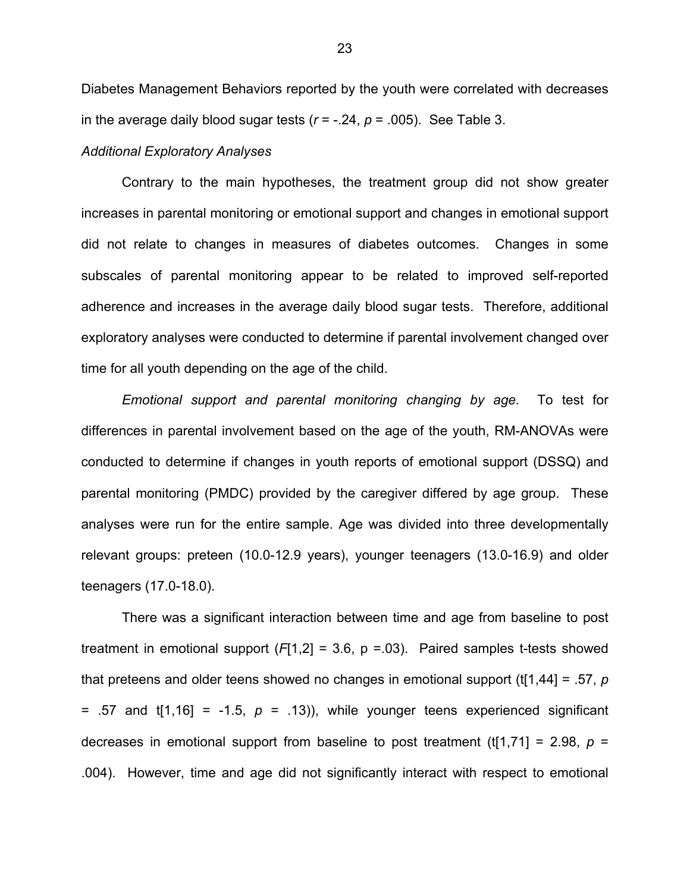Diabetes Management Behaviors reported by the youth were correlated with decreases in the average daily blood sugar tests ($r$ = -.24, $p$ = .005). See Table 3.

*Additional Exploratory Analyses*

Contrary to the main hypotheses, the treatment group did not show greater increases in parental monitoring or emotional support and changes in emotional support did not relate to changes in measures of diabetes outcomes. Changes in some subscales of parental monitoring appear to be related to improved self-reported adherence and increases in the average daily blood sugar tests. Therefore, additional exploratory analyses were conducted to determine if parental involvement changed over time for all youth depending on the age of the child.

*Emotional support and parental monitoring changing by age.* To test for differences in parental involvement based on the age of the youth, RM-ANOVAs were conducted to determine if changes in youth reports of emotional support (DSSQ) and parental monitoring (PMDC) provided by the caregiver differed by age group. These analyses were run for the entire sample. Age was divided into three developmentally relevant groups: preteen (10.0-12.9 years), younger teenagers (13.0-16.9) and older teenagers (17.0-18.0).

There was a significant interaction between time and age from baseline to post treatment in emotional support ($F$[1,2] = 3.6, p =.03). Paired samples t-tests showed that preteens and older teens showed no changes in emotional support (t[1,44] = .57, $p$ = .57 and t[1,16] = -1.5, $p$ = .13)), while younger teens experienced significant decreases in emotional support from baseline to post treatment (t[1,71] = 2.98, $p$ = .004). However, time and age did not significantly interact with respect to emotional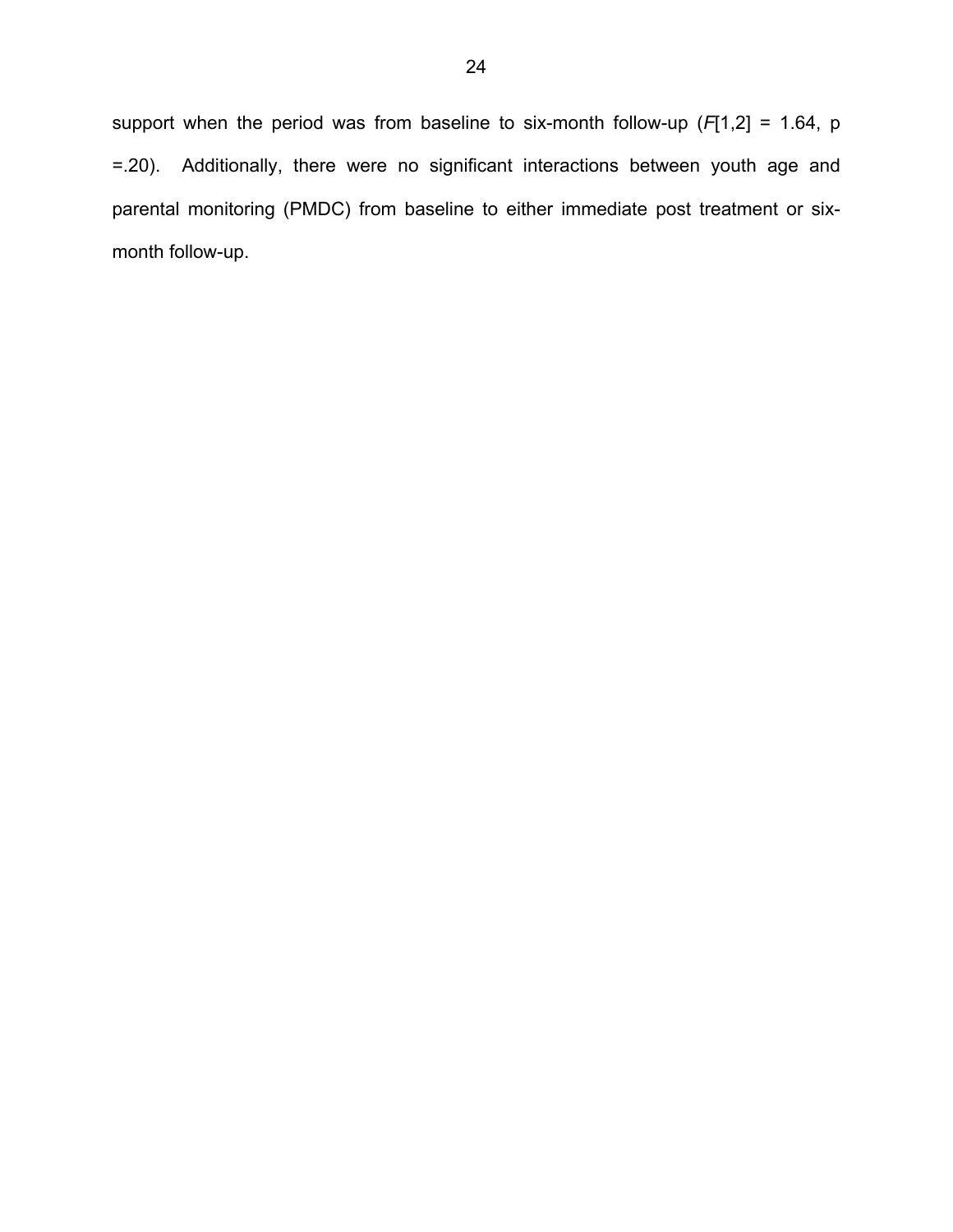support when the period was from baseline to six-month follow-up ($F[1,2] = 1.64$, $p = .20$). Additionally, there were no significant interactions between youth age and parental monitoring (PMDC) from baseline to either immediate post treatment or six-month follow-up.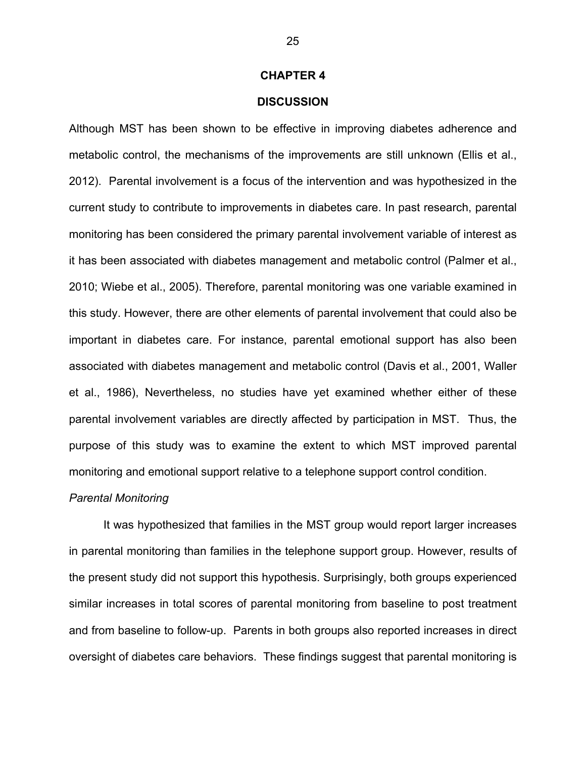# CHAPTER 4

# DISCUSSION

Although MST has been shown to be effective in improving diabetes adherence and metabolic control, the mechanisms of the improvements are still unknown (Ellis et al., 2012). Parental involvement is a focus of the intervention and was hypothesized in the current study to contribute to improvements in diabetes care. In past research, parental monitoring has been considered the primary parental involvement variable of interest as it has been associated with diabetes management and metabolic control (Palmer et al., 2010; Wiebe et al., 2005). Therefore, parental monitoring was one variable examined in this study. However, there are other elements of parental involvement that could also be important in diabetes care. For instance, parental emotional support has also been associated with diabetes management and metabolic control (Davis et al., 2001, Waller et al., 1986), Nevertheless, no studies have yet examined whether either of these parental involvement variables are directly affected by participation in MST. Thus, the purpose of this study was to examine the extent to which MST improved parental monitoring and emotional support relative to a telephone support control condition.

*Parental Monitoring*

It was hypothesized that families in the MST group would report larger increases in parental monitoring than families in the telephone support group. However, results of the present study did not support this hypothesis. Surprisingly, both groups experienced similar increases in total scores of parental monitoring from baseline to post treatment and from baseline to follow-up. Parents in both groups also reported increases in direct oversight of diabetes care behaviors. These findings suggest that parental monitoring is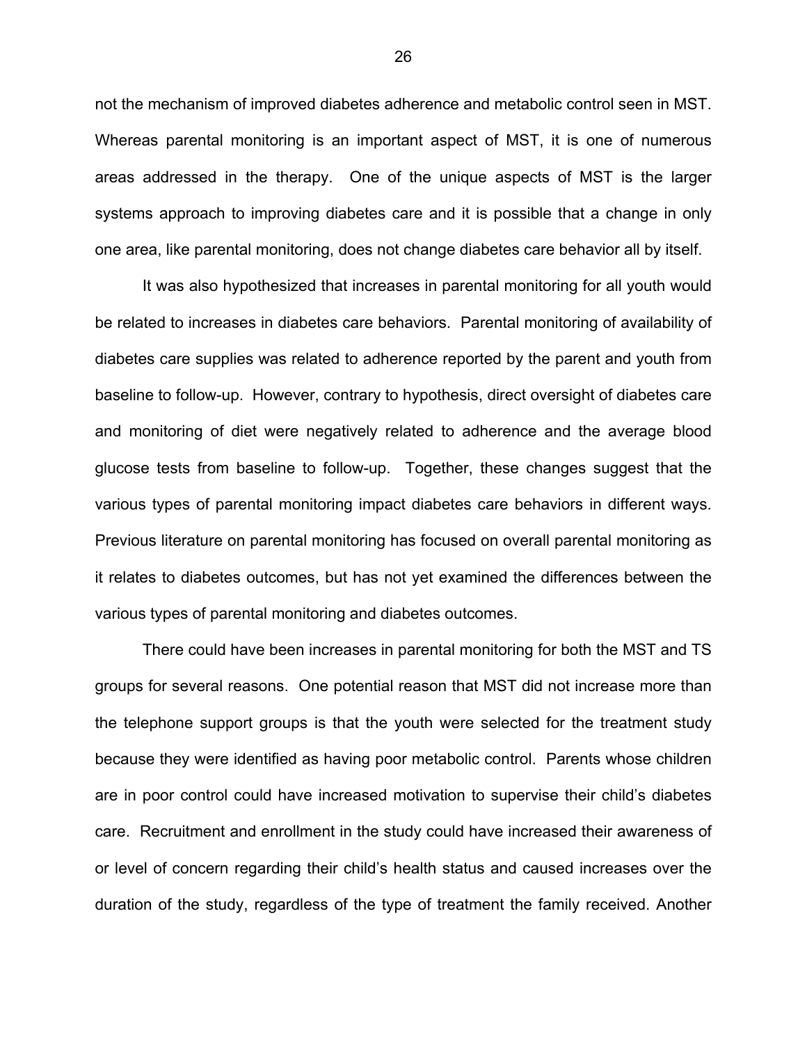not the mechanism of improved diabetes adherence and metabolic control seen in MST. Whereas parental monitoring is an important aspect of MST, it is one of numerous areas addressed in the therapy. One of the unique aspects of MST is the larger systems approach to improving diabetes care and it is possible that a change in only one area, like parental monitoring, does not change diabetes care behavior all by itself.

It was also hypothesized that increases in parental monitoring for all youth would be related to increases in diabetes care behaviors. Parental monitoring of availability of diabetes care supplies was related to adherence reported by the parent and youth from baseline to follow-up. However, contrary to hypothesis, direct oversight of diabetes care and monitoring of diet were negatively related to adherence and the average blood glucose tests from baseline to follow-up. Together, these changes suggest that the various types of parental monitoring impact diabetes care behaviors in different ways. Previous literature on parental monitoring has focused on overall parental monitoring as it relates to diabetes outcomes, but has not yet examined the differences between the various types of parental monitoring and diabetes outcomes.

There could have been increases in parental monitoring for both the MST and TS groups for several reasons. One potential reason that MST did not increase more than the telephone support groups is that the youth were selected for the treatment study because they were identified as having poor metabolic control. Parents whose children are in poor control could have increased motivation to supervise their child's diabetes care. Recruitment and enrollment in the study could have increased their awareness of or level of concern regarding their child's health status and caused increases over the duration of the study, regardless of the type of treatment the family received. Another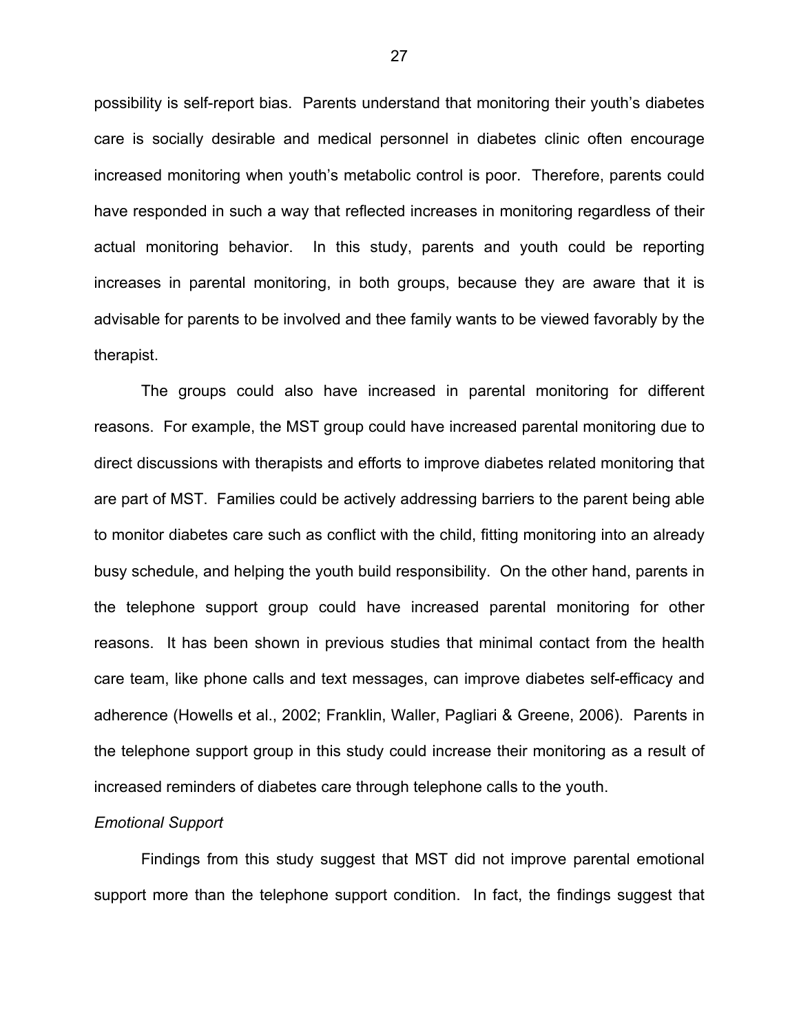possibility is self-report bias. Parents understand that monitoring their youth's diabetes care is socially desirable and medical personnel in diabetes clinic often encourage increased monitoring when youth's metabolic control is poor. Therefore, parents could have responded in such a way that reflected increases in monitoring regardless of their actual monitoring behavior. In this study, parents and youth could be reporting increases in parental monitoring, in both groups, because they are aware that it is advisable for parents to be involved and thee family wants to be viewed favorably by the therapist.

The groups could also have increased in parental monitoring for different reasons. For example, the MST group could have increased parental monitoring due to direct discussions with therapists and efforts to improve diabetes related monitoring that are part of MST. Families could be actively addressing barriers to the parent being able to monitor diabetes care such as conflict with the child, fitting monitoring into an already busy schedule, and helping the youth build responsibility. On the other hand, parents in the telephone support group could have increased parental monitoring for other reasons. It has been shown in previous studies that minimal contact from the health care team, like phone calls and text messages, can improve diabetes self-efficacy and adherence (Howells et al., 2002; Franklin, Waller, Pagliari & Greene, 2006). Parents in the telephone support group in this study could increase their monitoring as a result of increased reminders of diabetes care through telephone calls to the youth.

*Emotional Support*

Findings from this study suggest that MST did not improve parental emotional support more than the telephone support condition. In fact, the findings suggest that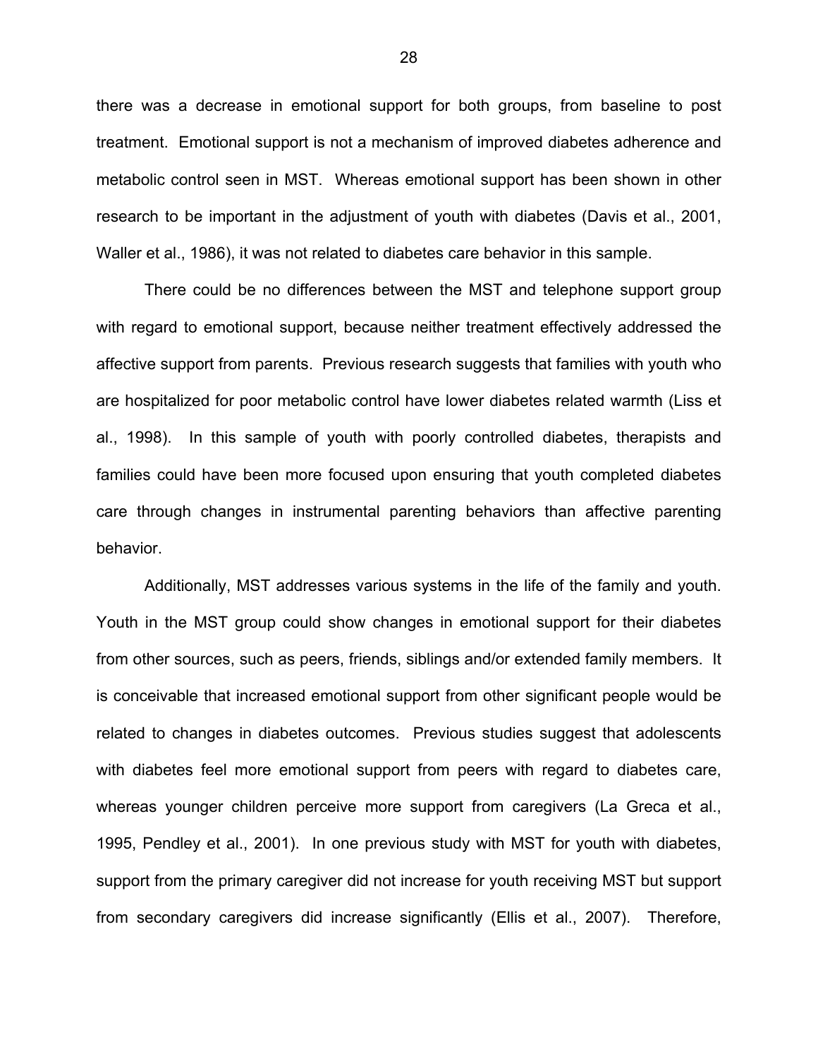there was a decrease in emotional support for both groups, from baseline to post treatment. Emotional support is not a mechanism of improved diabetes adherence and metabolic control seen in MST. Whereas emotional support has been shown in other research to be important in the adjustment of youth with diabetes (Davis et al., 2001, Waller et al., 1986), it was not related to diabetes care behavior in this sample.

There could be no differences between the MST and telephone support group with regard to emotional support, because neither treatment effectively addressed the affective support from parents. Previous research suggests that families with youth who are hospitalized for poor metabolic control have lower diabetes related warmth (Liss et al., 1998). In this sample of youth with poorly controlled diabetes, therapists and families could have been more focused upon ensuring that youth completed diabetes care through changes in instrumental parenting behaviors than affective parenting behavior.

Additionally, MST addresses various systems in the life of the family and youth. Youth in the MST group could show changes in emotional support for their diabetes from other sources, such as peers, friends, siblings and/or extended family members. It is conceivable that increased emotional support from other significant people would be related to changes in diabetes outcomes. Previous studies suggest that adolescents with diabetes feel more emotional support from peers with regard to diabetes care, whereas younger children perceive more support from caregivers (La Greca et al., 1995, Pendley et al., 2001). In one previous study with MST for youth with diabetes, support from the primary caregiver did not increase for youth receiving MST but support from secondary caregivers did increase significantly (Ellis et al., 2007). Therefore,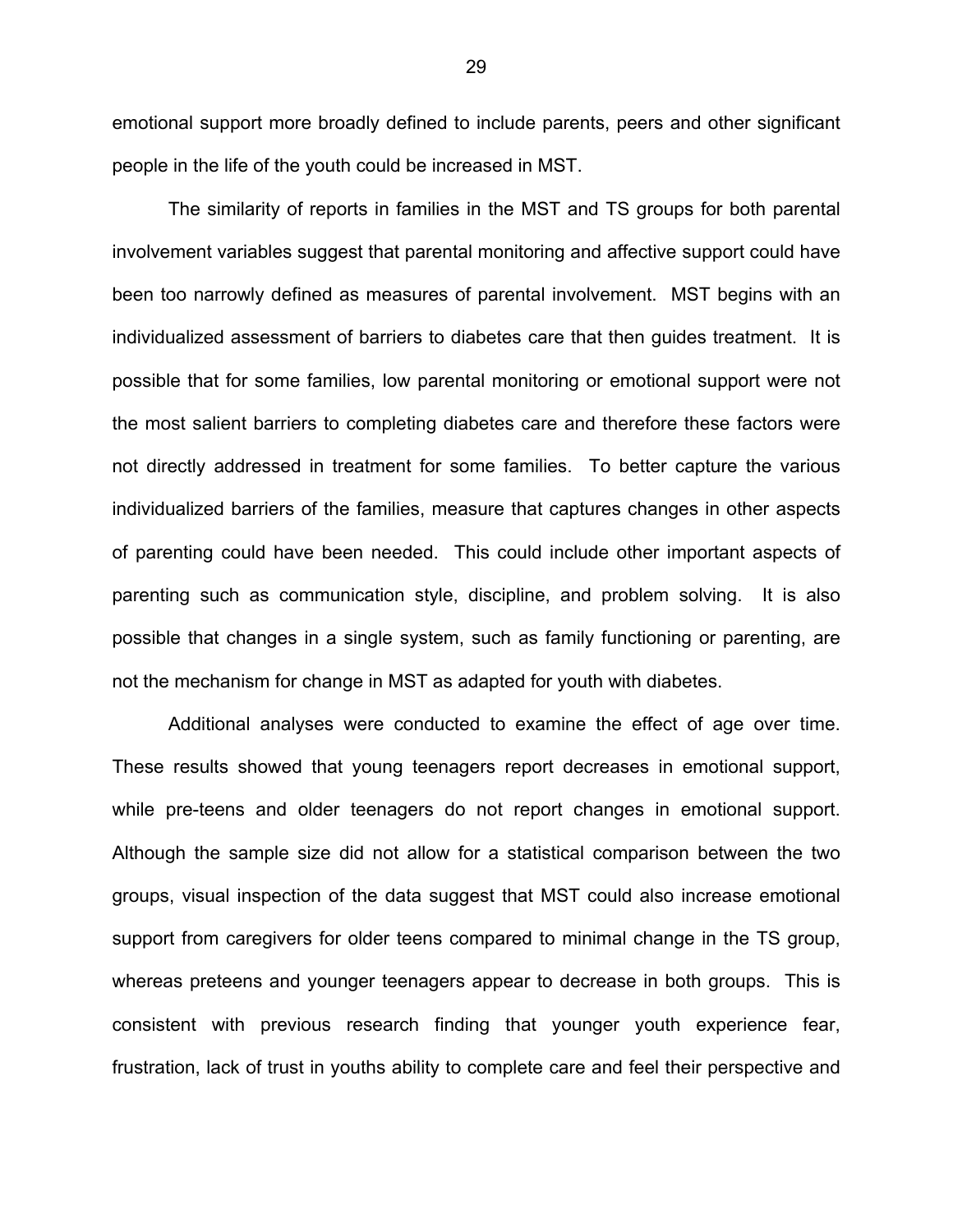emotional support more broadly defined to include parents, peers and other significant people in the life of the youth could be increased in MST.

The similarity of reports in families in the MST and TS groups for both parental involvement variables suggest that parental monitoring and affective support could have been too narrowly defined as measures of parental involvement. MST begins with an individualized assessment of barriers to diabetes care that then guides treatment. It is possible that for some families, low parental monitoring or emotional support were not the most salient barriers to completing diabetes care and therefore these factors were not directly addressed in treatment for some families. To better capture the various individualized barriers of the families, measure that captures changes in other aspects of parenting could have been needed. This could include other important aspects of parenting such as communication style, discipline, and problem solving. It is also possible that changes in a single system, such as family functioning or parenting, are not the mechanism for change in MST as adapted for youth with diabetes.

Additional analyses were conducted to examine the effect of age over time. These results showed that young teenagers report decreases in emotional support, while pre-teens and older teenagers do not report changes in emotional support. Although the sample size did not allow for a statistical comparison between the two groups, visual inspection of the data suggest that MST could also increase emotional support from caregivers for older teens compared to minimal change in the TS group, whereas preteens and younger teenagers appear to decrease in both groups. This is consistent with previous research finding that younger youth experience fear, frustration, lack of trust in youths ability to complete care and feel their perspective and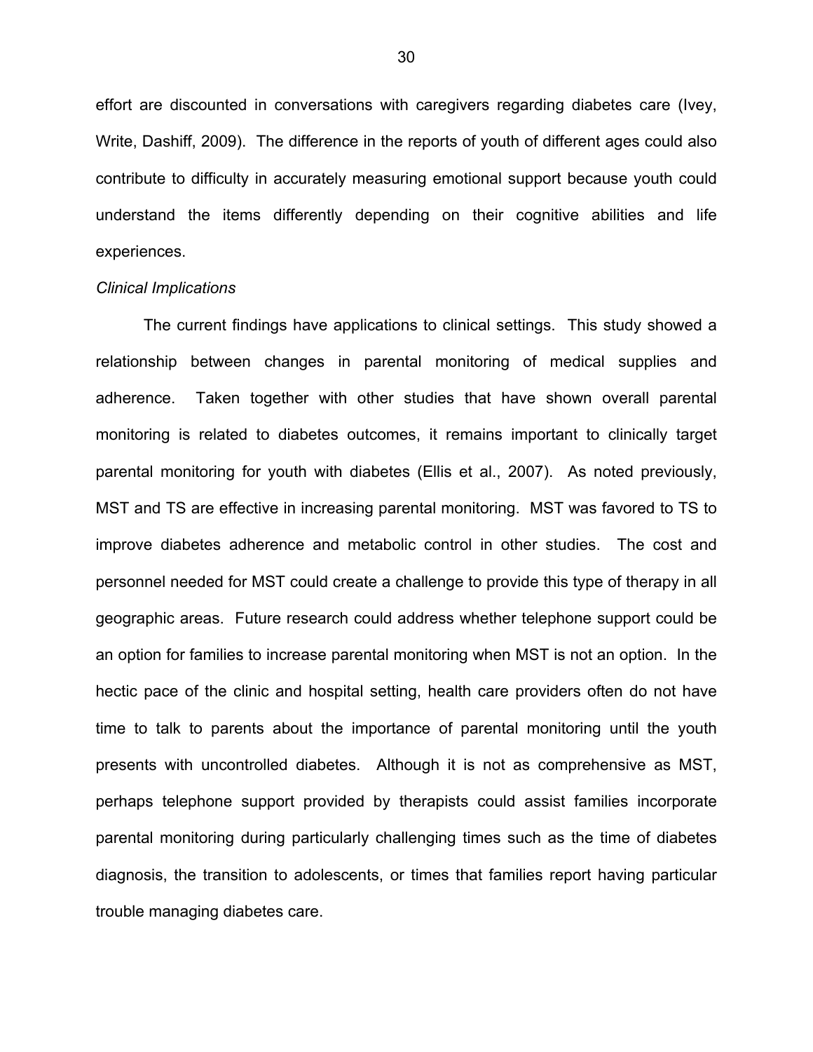effort are discounted in conversations with caregivers regarding diabetes care (Ivey, Write, Dashiff, 2009). The difference in the reports of youth of different ages could also contribute to difficulty in accurately measuring emotional support because youth could understand the items differently depending on their cognitive abilities and life experiences.

### *Clinical Implications*

The current findings have applications to clinical settings. This study showed a relationship between changes in parental monitoring of medical supplies and adherence. Taken together with other studies that have shown overall parental monitoring is related to diabetes outcomes, it remains important to clinically target parental monitoring for youth with diabetes (Ellis et al., 2007). As noted previously, MST and TS are effective in increasing parental monitoring. MST was favored to TS to improve diabetes adherence and metabolic control in other studies. The cost and personnel needed for MST could create a challenge to provide this type of therapy in all geographic areas. Future research could address whether telephone support could be an option for families to increase parental monitoring when MST is not an option. In the hectic pace of the clinic and hospital setting, health care providers often do not have time to talk to parents about the importance of parental monitoring until the youth presents with uncontrolled diabetes. Although it is not as comprehensive as MST, perhaps telephone support provided by therapists could assist families incorporate parental monitoring during particularly challenging times such as the time of diabetes diagnosis, the transition to adolescents, or times that families report having particular trouble managing diabetes care.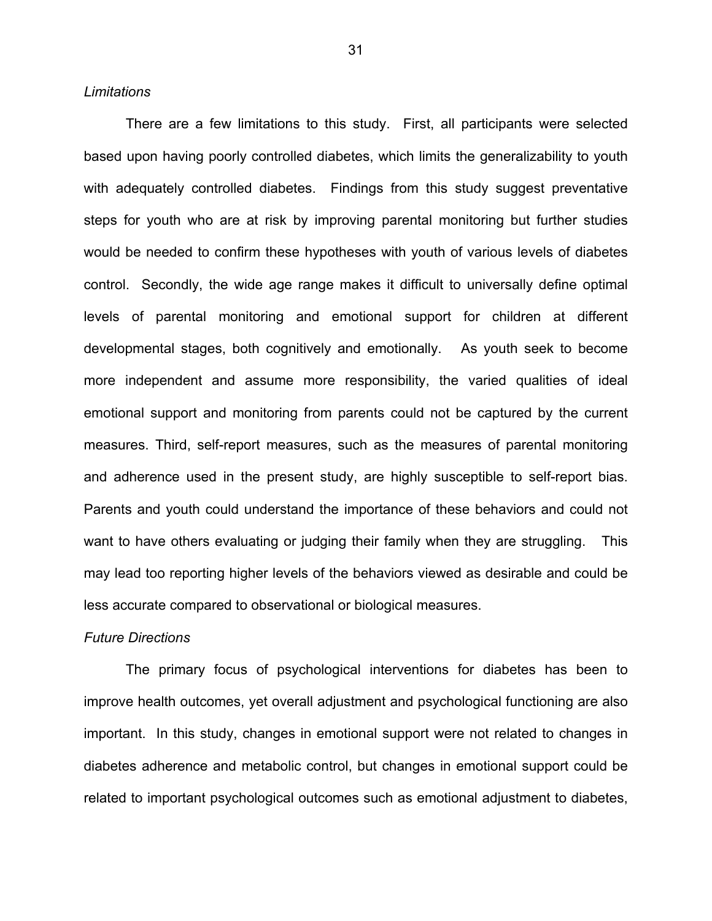*Limitations*

There are a few limitations to this study. First, all participants were selected based upon having poorly controlled diabetes, which limits the generalizability to youth with adequately controlled diabetes. Findings from this study suggest preventative steps for youth who are at risk by improving parental monitoring but further studies would be needed to confirm these hypotheses with youth of various levels of diabetes control. Secondly, the wide age range makes it difficult to universally define optimal levels of parental monitoring and emotional support for children at different developmental stages, both cognitively and emotionally. As youth seek to become more independent and assume more responsibility, the varied qualities of ideal emotional support and monitoring from parents could not be captured by the current measures. Third, self-report measures, such as the measures of parental monitoring and adherence used in the present study, are highly susceptible to self-report bias. Parents and youth could understand the importance of these behaviors and could not want to have others evaluating or judging their family when they are struggling. This may lead too reporting higher levels of the behaviors viewed as desirable and could be less accurate compared to observational or biological measures.

*Future Directions*

The primary focus of psychological interventions for diabetes has been to improve health outcomes, yet overall adjustment and psychological functioning are also important. In this study, changes in emotional support were not related to changes in diabetes adherence and metabolic control, but changes in emotional support could be related to important psychological outcomes such as emotional adjustment to diabetes,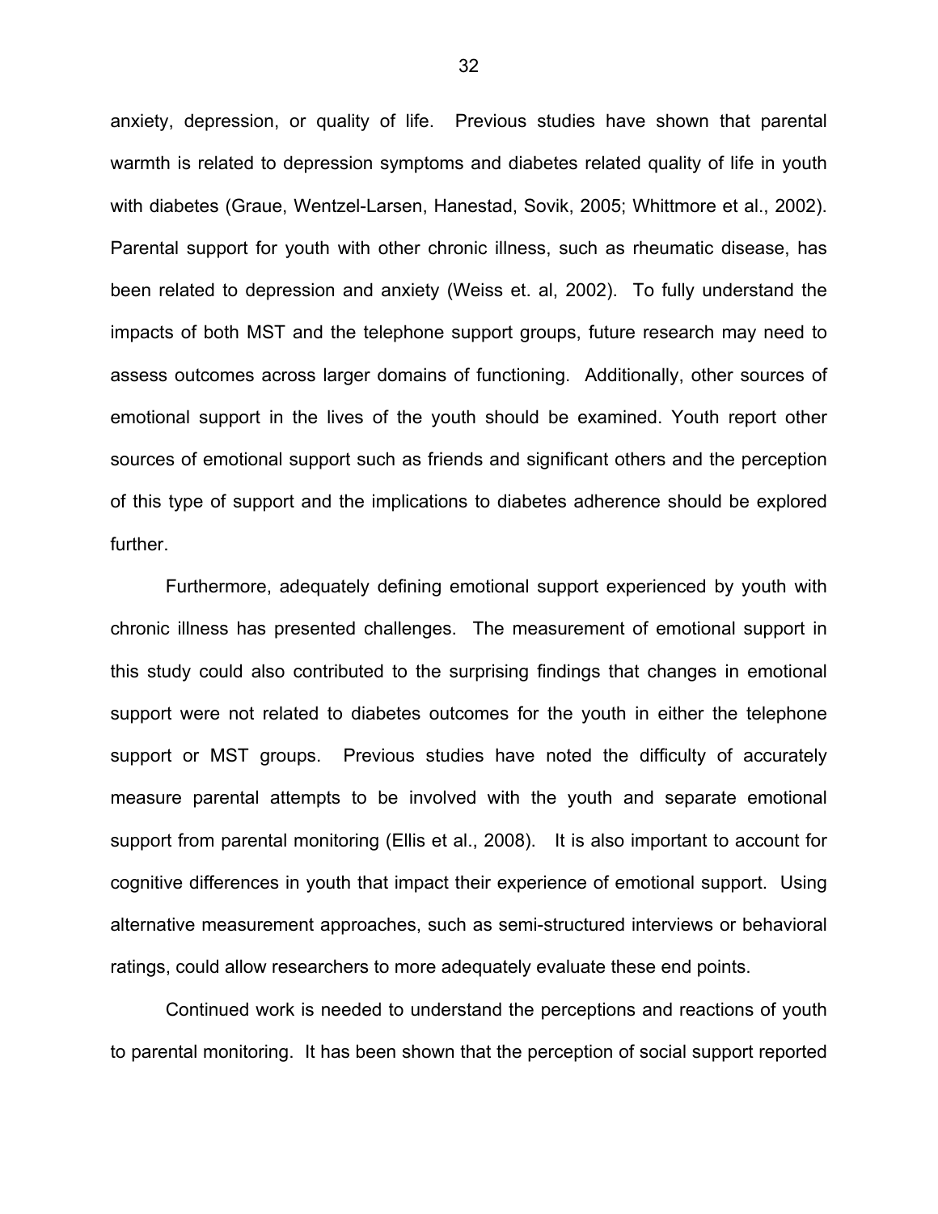anxiety, depression, or quality of life. Previous studies have shown that parental warmth is related to depression symptoms and diabetes related quality of life in youth with diabetes (Graue, Wentzel-Larsen, Hanestad, Sovik, 2005; Whittmore et al., 2002). Parental support for youth with other chronic illness, such as rheumatic disease, has been related to depression and anxiety (Weiss et. al, 2002). To fully understand the impacts of both MST and the telephone support groups, future research may need to assess outcomes across larger domains of functioning. Additionally, other sources of emotional support in the lives of the youth should be examined. Youth report other sources of emotional support such as friends and significant others and the perception of this type of support and the implications to diabetes adherence should be explored further.

Furthermore, adequately defining emotional support experienced by youth with chronic illness has presented challenges. The measurement of emotional support in this study could also contributed to the surprising findings that changes in emotional support were not related to diabetes outcomes for the youth in either the telephone support or MST groups. Previous studies have noted the difficulty of accurately measure parental attempts to be involved with the youth and separate emotional support from parental monitoring (Ellis et al., 2008). It is also important to account for cognitive differences in youth that impact their experience of emotional support. Using alternative measurement approaches, such as semi-structured interviews or behavioral ratings, could allow researchers to more adequately evaluate these end points.

Continued work is needed to understand the perceptions and reactions of youth to parental monitoring. It has been shown that the perception of social support reported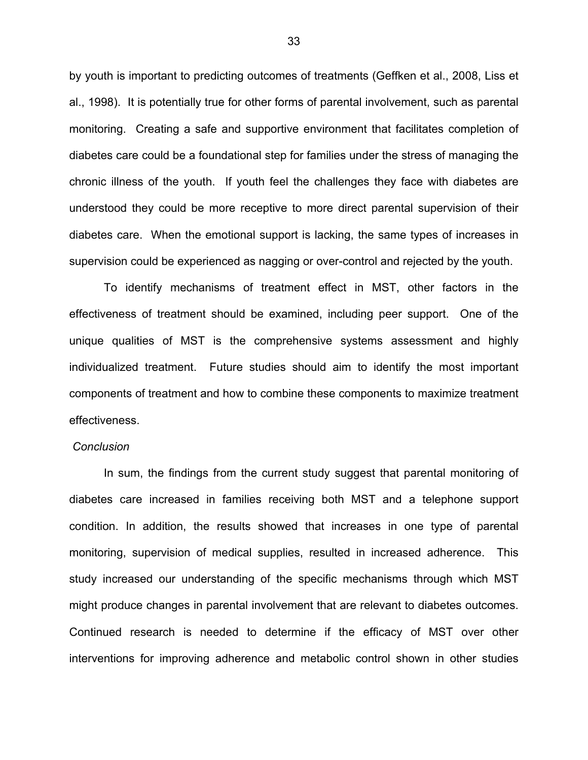by youth is important to predicting outcomes of treatments (Geffken et al., 2008, Liss et al., 1998). It is potentially true for other forms of parental involvement, such as parental monitoring. Creating a safe and supportive environment that facilitates completion of diabetes care could be a foundational step for families under the stress of managing the chronic illness of the youth. If youth feel the challenges they face with diabetes are understood they could be more receptive to more direct parental supervision of their diabetes care. When the emotional support is lacking, the same types of increases in supervision could be experienced as nagging or over-control and rejected by the youth.

To identify mechanisms of treatment effect in MST, other factors in the effectiveness of treatment should be examined, including peer support. One of the unique qualities of MST is the comprehensive systems assessment and highly individualized treatment. Future studies should aim to identify the most important components of treatment and how to combine these components to maximize treatment effectiveness.

### *Conclusion*

In sum, the findings from the current study suggest that parental monitoring of diabetes care increased in families receiving both MST and a telephone support condition. In addition, the results showed that increases in one type of parental monitoring, supervision of medical supplies, resulted in increased adherence. This study increased our understanding of the specific mechanisms through which MST might produce changes in parental involvement that are relevant to diabetes outcomes. Continued research is needed to determine if the efficacy of MST over other interventions for improving adherence and metabolic control shown in other studies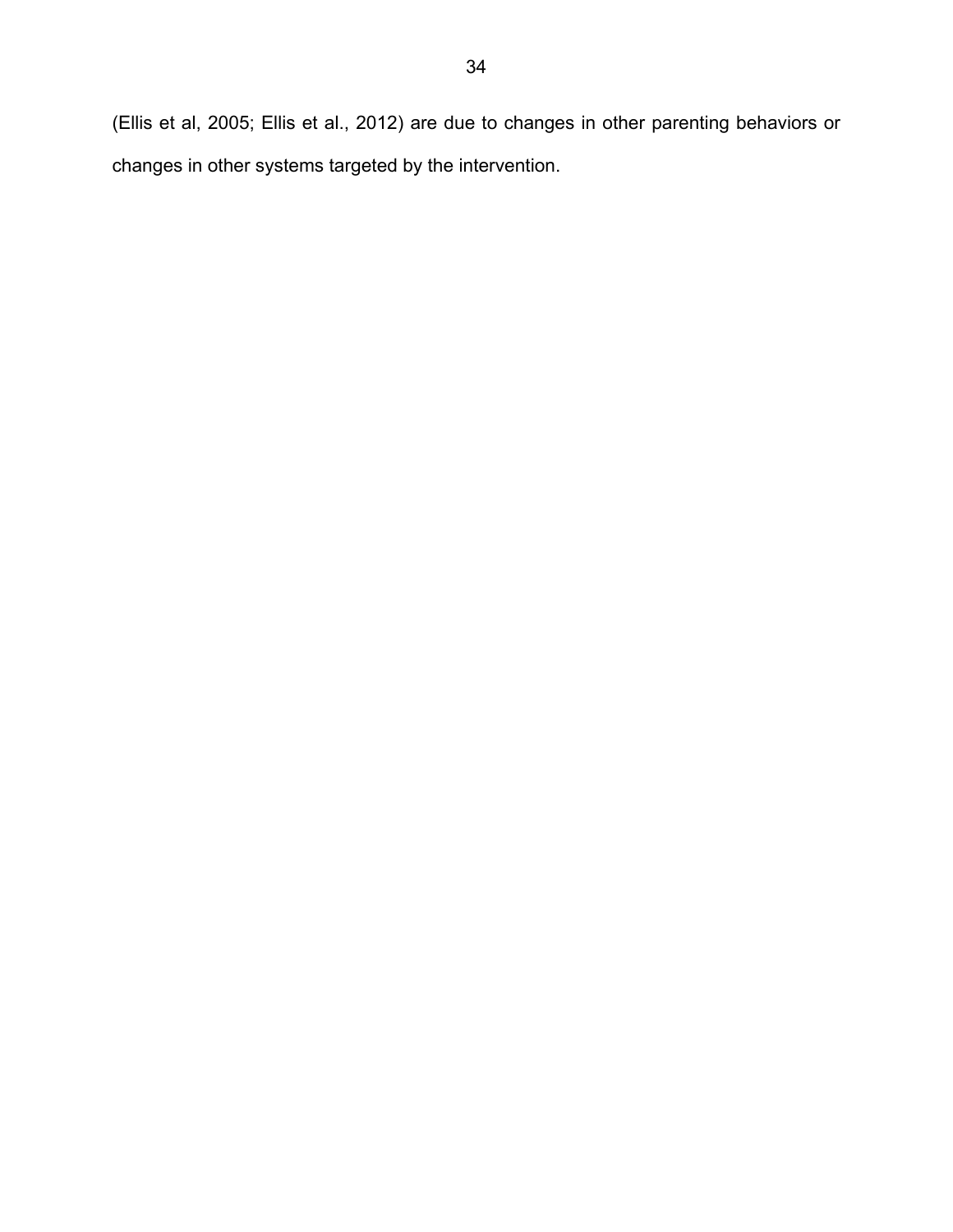(Ellis et al, 2005; Ellis et al., 2012) are due to changes in other parenting behaviors or changes in other systems targeted by the intervention.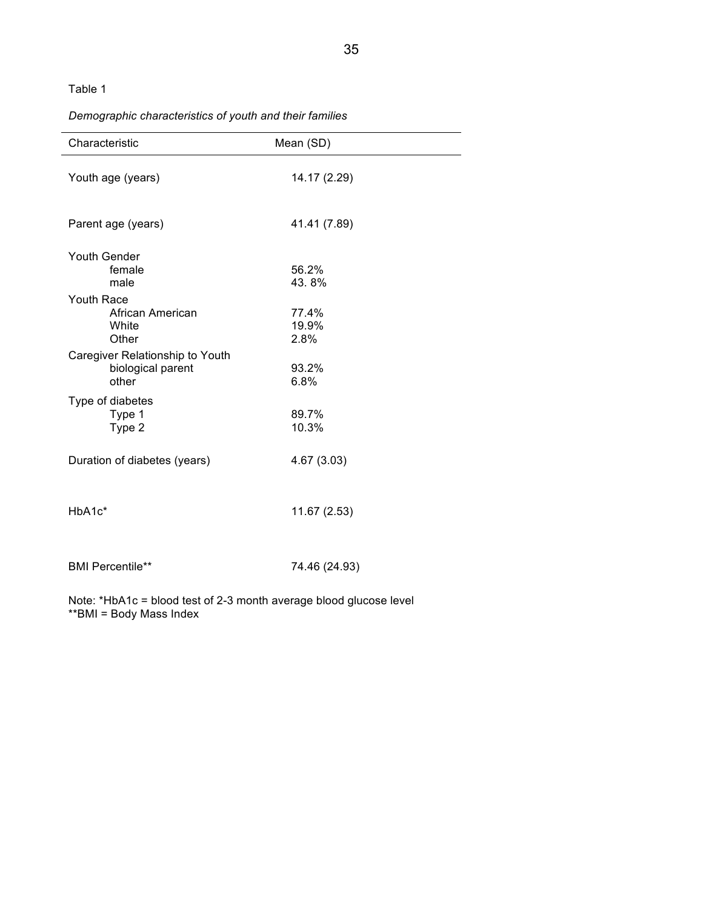Table 1

*Demographic characteristics of youth and their families*

| Characteristic | Mean (SD) |
|---|---|
| Youth age (years) | 14.17 (2.29) |
| Parent age (years) | 41.41 (7.89) |
| Youth Gender | |
| female | 56.2% |
| male | 43. 8% |
| Youth Race | |
| African American | 77.4% |
| White | 19.9% |
| Other | 2.8% |
| Caregiver Relationship to Youth | |
| biological parent | 93.2% |
| other | 6.8% |
| Type of diabetes | |
| Type 1 | 89.7% |
| Type 2 | 10.3% |
| Duration of diabetes (years) | 4.67 (3.03) |
| HbA1c* | 11.67 (2.53) |
| BMI Percentile** | 74.46 (24.93) |

Note: *HbA1c = blood test of 2-3 month average blood glucose level
**BMI = Body Mass Index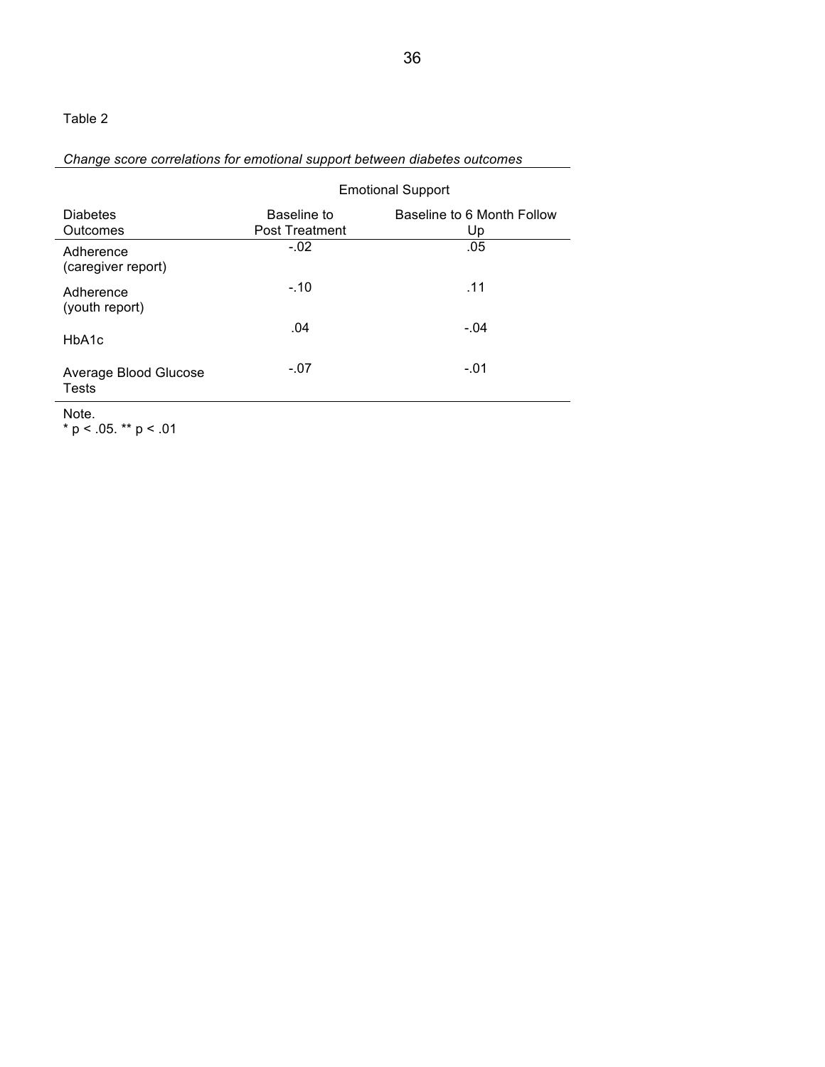Table 2

*Change score correlations for emotional support between diabetes outcomes*

| | Emotional Support | |
|---|---|---|
| Diabetes Outcomes | Baseline to Post Treatment | Baseline to 6 Month Follow Up |
| Adherence (caregiver report) | -.02 | .05 |
| Adherence (youth report) | -.10 | .11 |
| HbA1c | .04 | -.04 |
| Average Blood Glucose Tests | -.07 | -.01 |

Note.
\* $p < .05$. \*\* $p < .01$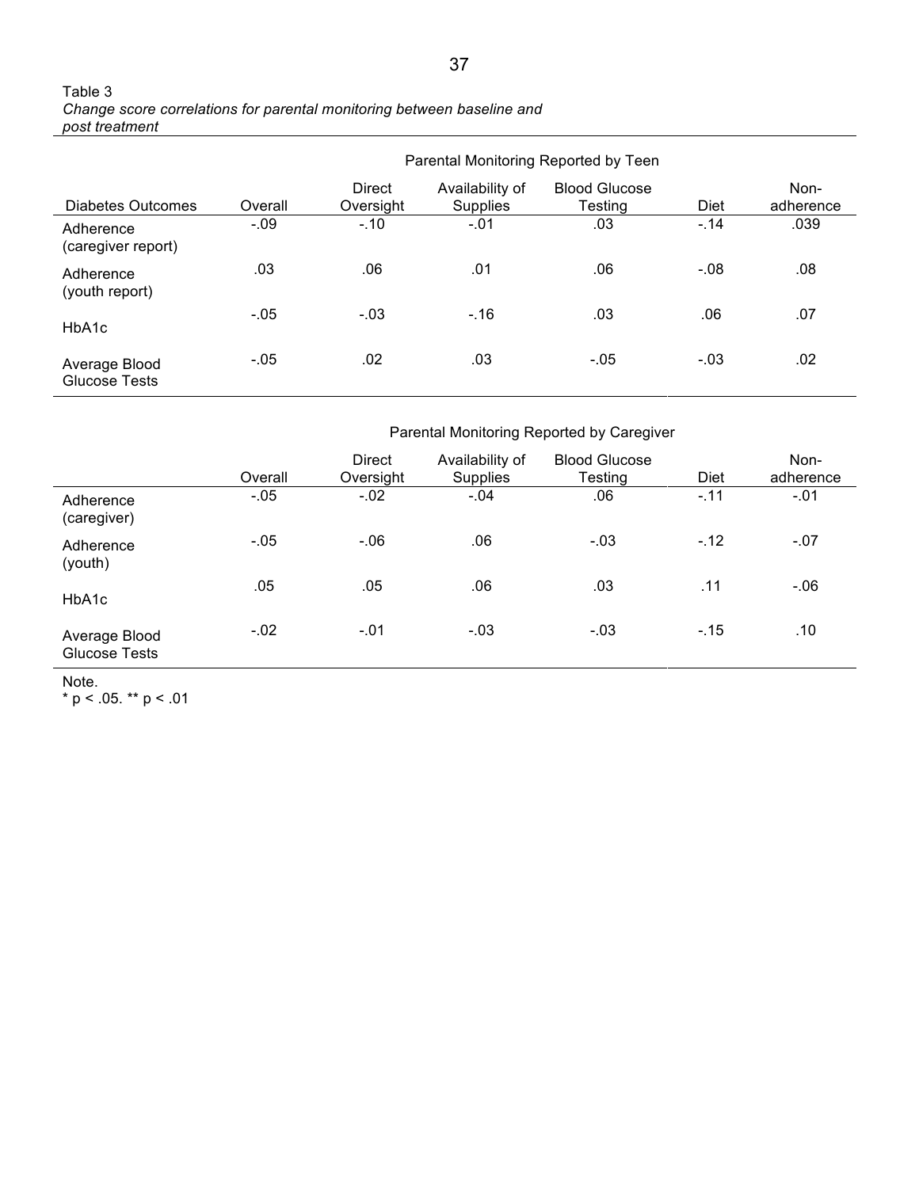Table 3

*Change score correlations for parental monitoring between baseline and post treatment*

| | Parental Monitoring Reported by Teen | | | | | |
|---|---|---|---|---|---|---|
| Diabetes Outcomes | Overall | Direct Oversight | Availability of Supplies | Blood Glucose Testing | Diet | Non-adherence |
| Adherence (caregiver report) | -.09 | -.10 | -.01 | .03 | -.14 | .039 |
| Adherence (youth report) | .03 | .06 | .01 | .06 | -.08 | .08 |
| HbA1c | -.05 | -.03 | -.16 | .03 | .06 | .07 |
| Average Blood Glucose Tests | -.05 | .02 | .03 | -.05 | -.03 | .02 |

| | Parental Monitoring Reported by Caregiver | | | | | |
|---|---|---|---|---|---|---|
| | Overall | Direct Oversight | Availability of Supplies | Blood Glucose Testing | Diet | Non-adherence |
| Adherence (caregiver) | -.05 | -.02 | -.04 | .06 | -.11 | -.01 |
| Adherence (youth) | -.05 | -.06 | .06 | -.03 | -.12 | -.07 |
| HbA1c | .05 | .05 | .06 | .03 | .11 | -.06 |
| Average Blood Glucose Tests | -.02 | -.01 | -.03 | -.03 | -.15 | .10 |

Note.
* $p < .05$. ** $p < .01$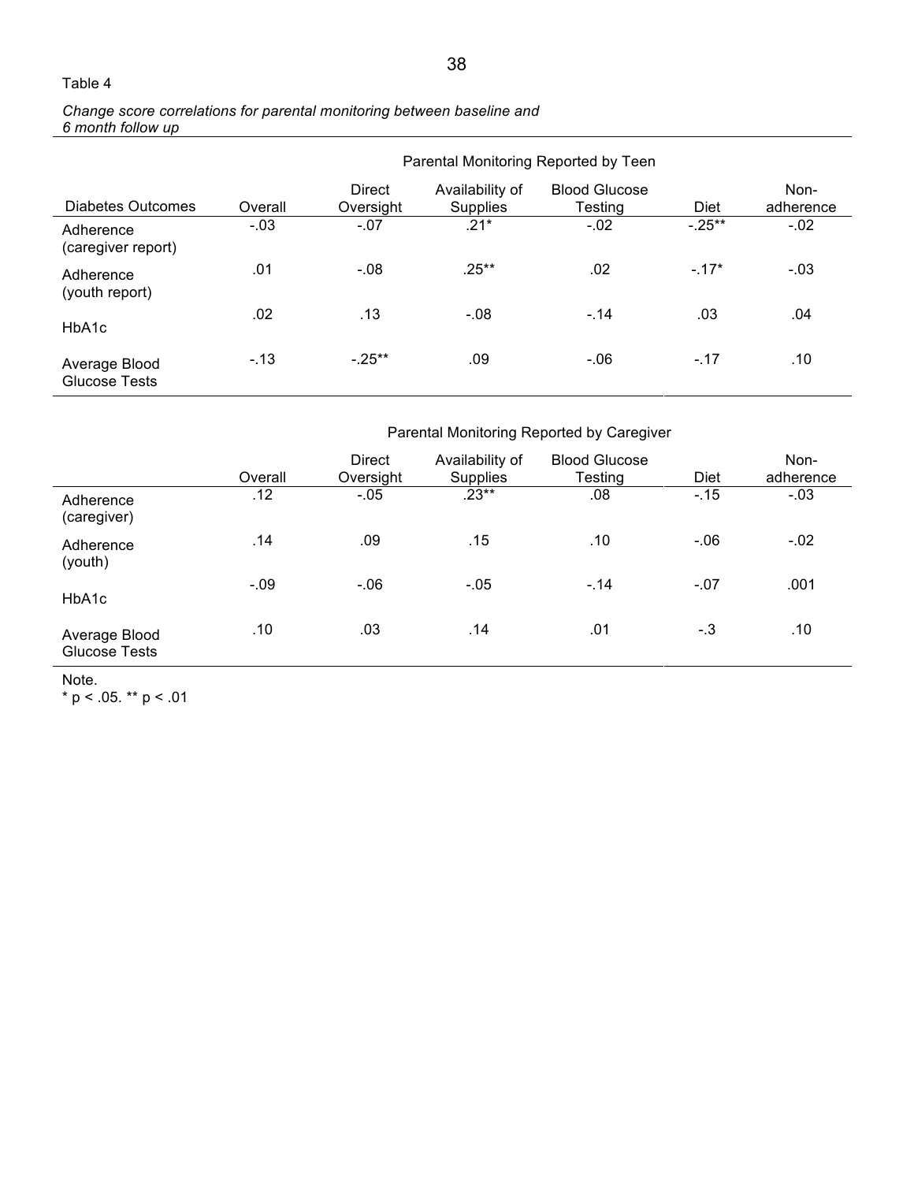Table 4

*Change score correlations for parental monitoring between baseline and 6 month follow up*

| | Parental Monitoring Reported by Teen | | | | | |
|---|---|---|---|---|---|---|
| Diabetes Outcomes | Overall | Direct Oversight | Availability of Supplies | Blood Glucose Testing | Diet | Non-adherence |
| Adherence (caregiver report) | -.03 | -.07 | .21* | -.02 | -.25** | -.02 |
| Adherence (youth report) | .01 | -.08 | .25** | .02 | -.17* | -.03 |
| HbA1c | .02 | .13 | -.08 | -.14 | .03 | .04 |
| Average Blood Glucose Tests | -.13 | -.25** | .09 | -.06 | -.17 | .10 |

| | Parental Monitoring Reported by Caregiver | | | | | |
|---|---|---|---|---|---|---|
| | Overall | Direct Oversight | Availability of Supplies | Blood Glucose Testing | Diet | Non-adherence |
| Adherence (caregiver) | .12 | -.05 | .23** | .08 | -.15 | -.03 |
| Adherence (youth) | .14 | .09 | .15 | .10 | -.06 | -.02 |
| HbA1c | -.09 | -.06 | -.05 | -.14 | -.07 | .001 |
| Average Blood Glucose Tests | .10 | .03 | .14 | .01 | -.3 | .10 |

Note.
* p < .05. ** p < .01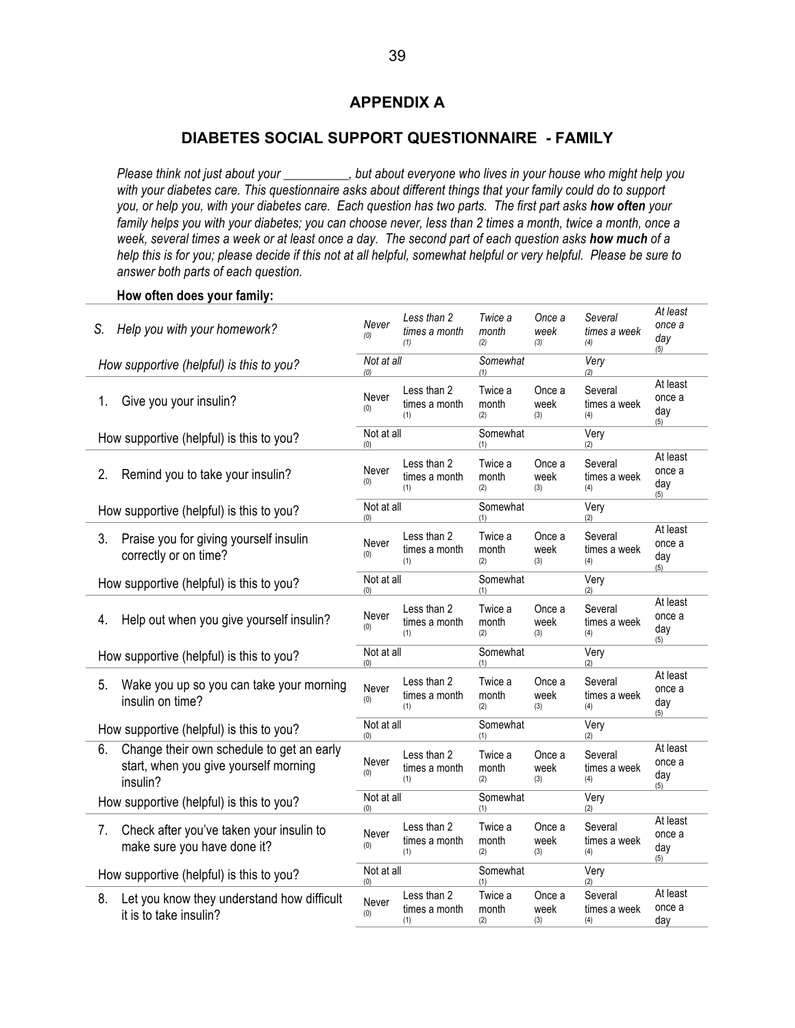## APPENDIX A

## DIABETES SOCIAL SUPPORT QUESTIONNAIRE - FAMILY

*Please think not just about your __________, but about everyone who lives in your house who might help you with your diabetes care. This questionnaire asks about different things that your family could do to support you, or help you, with your diabetes care. Each question has two parts. The first part asks* ***how often*** *your family helps you with your diabetes; you can choose never, less than 2 times a month, twice a month, once a week, several times a week or at least once a day. The second part of each question asks* ***how much*** *of a help this is for you; please decide if this not at all helpful, somewhat helpful or very helpful. Please be sure to answer both parts of each question.*

**How often does your family:**

| | | | | | | |
|---|---|---|---|---|---|---|
| *S. Help you with your homework?* | *Never (0)* | *Less than 2 times a month (1)* | *Twice a month (2)* | *Once a week (3)* | *Several times a week (4)* | *At least once a day (5)* |
| *How supportive (helpful) is this to you?* | *Not at all (0)* | | *Somewhat (1)* | | *Very (2)* | |
| 1. Give you your insulin? | Never (0) | Less than 2 times a month (1) | Twice a month (2) | Once a week (3) | Several times a week (4) | At least once a day (5) |
| How supportive (helpful) is this to you? | Not at all (0) | | Somewhat (1) | | Very (2) | |
| 2. Remind you to take your insulin? | Never (0) | Less than 2 times a month (1) | Twice a month (2) | Once a week (3) | Several times a week (4) | At least once a day (5) |
| How supportive (helpful) is this to you? | Not at all (0) | | Somewhat (1) | | Very (2) | |
| 3. Praise you for giving yourself insulin correctly or on time? | Never (0) | Less than 2 times a month (1) | Twice a month (2) | Once a week (3) | Several times a week (4) | At least once a day (5) |
| How supportive (helpful) is this to you? | Not at all (0) | | Somewhat (1) | | Very (2) | |
| 4. Help out when you give yourself insulin? | Never (0) | Less than 2 times a month (1) | Twice a month (2) | Once a week (3) | Several times a week (4) | At least once a day (5) |
| How supportive (helpful) is this to you? | Not at all (0) | | Somewhat (1) | | Very (2) | |
| 5. Wake you up so you can take your morning insulin on time? | Never (0) | Less than 2 times a month (1) | Twice a month (2) | Once a week (3) | Several times a week (4) | At least once a day (5) |
| How supportive (helpful) is this to you? | Not at all (0) | | Somewhat (1) | | Very (2) | |
| 6. Change their own schedule to get an early start, when you give yourself morning insulin? | Never (0) | Less than 2 times a month (1) | Twice a month (2) | Once a week (3) | Several times a week (4) | At least once a day (5) |
| How supportive (helpful) is this to you? | Not at all (0) | | Somewhat (1) | | Very (2) | |
| 7. Check after you've taken your insulin to make sure you have done it? | Never (0) | Less than 2 times a month (1) | Twice a month (2) | Once a week (3) | Several times a week (4) | At least once a day (5) |
| How supportive (helpful) is this to you? | Not at all (0) | | Somewhat (1) | | Very (2) | |
| 8. Let you know they understand how difficult it is to take insulin? | Never (0) | Less than 2 times a month (1) | Twice a month (2) | Once a week (3) | Several times a week (4) | At least once a day |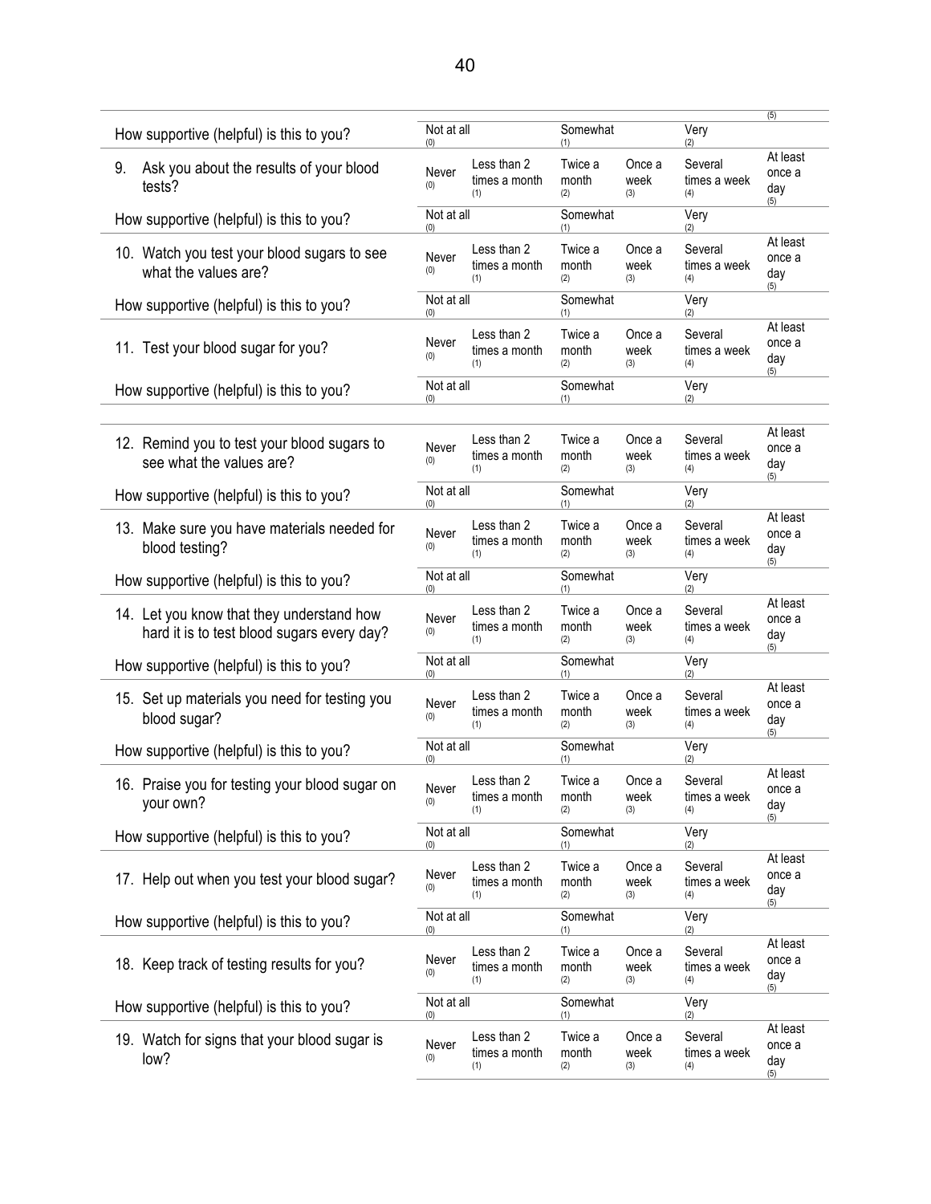| | | | | | | (5) |
|---|---|---|---|---|---|---|
| How supportive (helpful) is this to you? | Not at all (0) | | Somewhat (1) | | Very (2) | |
| 9. Ask you about the results of your blood tests? | Never (0) | Less than 2 times a month (1) | Twice a month (2) | Once a week (3) | Several times a week (4) | At least once a day (5) |
| How supportive (helpful) is this to you? | Not at all (0) | | Somewhat (1) | | Very (2) | |
| 10. Watch you test your blood sugars to see what the values are? | Never (0) | Less than 2 times a month (1) | Twice a month (2) | Once a week (3) | Several times a week (4) | At least once a day (5) |
| How supportive (helpful) is this to you? | Not at all (0) | | Somewhat (1) | | Very (2) | |
| 11. Test your blood sugar for you? | Never (0) | Less than 2 times a month (1) | Twice a month (2) | Once a week (3) | Several times a week (4) | At least once a day (5) |
| How supportive (helpful) is this to you? | Not at all (0) | | Somewhat (1) | | Very (2) | |

| | | | | | | |
|---|---|---|---|---|---|---|
| 12. Remind you to test your blood sugars to see what the values are? | Never (0) | Less than 2 times a month (1) | Twice a month (2) | Once a week (3) | Several times a week (4) | At least once a day (5) |
| How supportive (helpful) is this to you? | Not at all (0) | | Somewhat (1) | | Very (2) | |
| 13. Make sure you have materials needed for blood testing? | Never (0) | Less than 2 times a month (1) | Twice a month (2) | Once a week (3) | Several times a week (4) | At least once a day (5) |
| How supportive (helpful) is this to you? | Not at all (0) | | Somewhat (1) | | Very (2) | |
| 14. Let you know that they understand how hard it is to test blood sugars every day? | Never (0) | Less than 2 times a month (1) | Twice a month (2) | Once a week (3) | Several times a week (4) | At least once a day (5) |
| How supportive (helpful) is this to you? | Not at all (0) | | Somewhat (1) | | Very (2) | |
| 15. Set up materials you need for testing you blood sugar? | Never (0) | Less than 2 times a month (1) | Twice a month (2) | Once a week (3) | Several times a week (4) | At least once a day (5) |
| How supportive (helpful) is this to you? | Not at all (0) | | Somewhat (1) | | Very (2) | |
| 16. Praise you for testing your blood sugar on your own? | Never (0) | Less than 2 times a month (1) | Twice a month (2) | Once a week (3) | Several times a week (4) | At least once a day (5) |
| How supportive (helpful) is this to you? | Not at all (0) | | Somewhat (1) | | Very (2) | |
| 17. Help out when you test your blood sugar? | Never (0) | Less than 2 times a month (1) | Twice a month (2) | Once a week (3) | Several times a week (4) | At least once a day (5) |
| How supportive (helpful) is this to you? | Not at all (0) | | Somewhat (1) | | Very (2) | |
| 18. Keep track of testing results for you? | Never (0) | Less than 2 times a month (1) | Twice a month (2) | Once a week (3) | Several times a week (4) | At least once a day (5) |
| How supportive (helpful) is this to you? | Not at all (0) | | Somewhat (1) | | Very (2) | |
| 19. Watch for signs that your blood sugar is low? | Never (0) | Less than 2 times a month (1) | Twice a month (2) | Once a week (3) | Several times a week (4) | At least once a day (5) |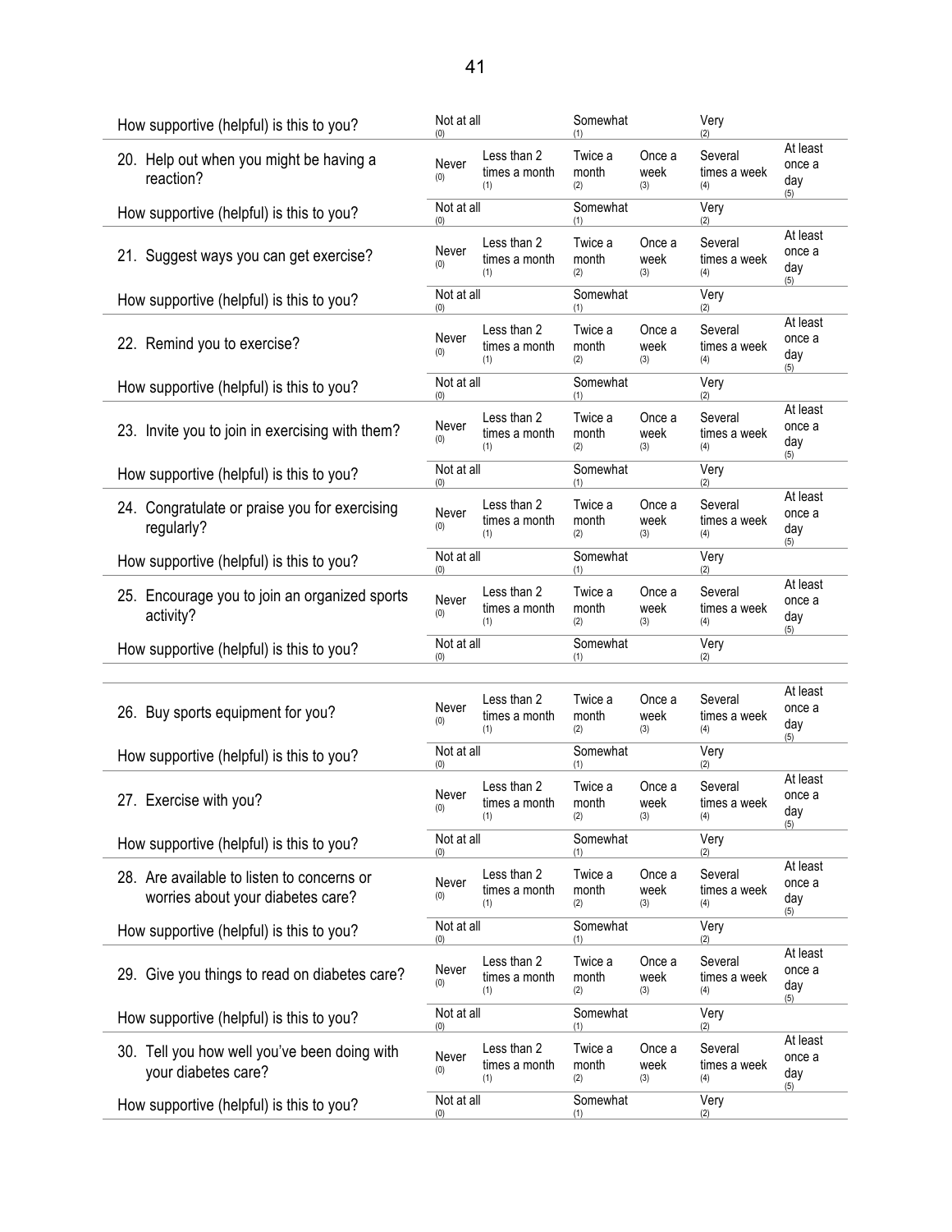| | | | | | | |
|---|---|---|---|---|---|---|
| How supportive (helpful) is this to you? | Not at all (0) | | Somewhat (1) | | Very (2) | |
| 20. Help out when you might be having a reaction? | Never (0) | Less than 2 times a month (1) | Twice a month (2) | Once a week (3) | Several times a week (4) | At least once a day (5) |
| How supportive (helpful) is this to you? | Not at all (0) | | Somewhat (1) | | Very (2) | |
| 21. Suggest ways you can get exercise? | Never (0) | Less than 2 times a month (1) | Twice a month (2) | Once a week (3) | Several times a week (4) | At least once a day (5) |
| How supportive (helpful) is this to you? | Not at all (0) | | Somewhat (1) | | Very (2) | |
| 22. Remind you to exercise? | Never (0) | Less than 2 times a month (1) | Twice a month (2) | Once a week (3) | Several times a week (4) | At least once a day (5) |
| How supportive (helpful) is this to you? | Not at all (0) | | Somewhat (1) | | Very (2) | |
| 23. Invite you to join in exercising with them? | Never (0) | Less than 2 times a month (1) | Twice a month (2) | Once a week (3) | Several times a week (4) | At least once a day (5) |
| How supportive (helpful) is this to you? | Not at all (0) | | Somewhat (1) | | Very (2) | |
| 24. Congratulate or praise you for exercising regularly? | Never (0) | Less than 2 times a month (1) | Twice a month (2) | Once a week (3) | Several times a week (4) | At least once a day (5) |
| How supportive (helpful) is this to you? | Not at all (0) | | Somewhat (1) | | Very (2) | |
| 25. Encourage you to join an organized sports activity? | Never (0) | Less than 2 times a month (1) | Twice a month (2) | Once a week (3) | Several times a week (4) | At least once a day (5) |
| How supportive (helpful) is this to you? | Not at all (0) | | Somewhat (1) | | Very (2) | |

| | | | | | | |
|---|---|---|---|---|---|---|
| 26. Buy sports equipment for you? | Never (0) | Less than 2 times a month (1) | Twice a month (2) | Once a week (3) | Several times a week (4) | At least once a day (5) |
| How supportive (helpful) is this to you? | Not at all (0) | | Somewhat (1) | | Very (2) | |
| 27. Exercise with you? | Never (0) | Less than 2 times a month (1) | Twice a month (2) | Once a week (3) | Several times a week (4) | At least once a day (5) |
| How supportive (helpful) is this to you? | Not at all (0) | | Somewhat (1) | | Very (2) | |
| 28. Are available to listen to concerns or worries about your diabetes care? | Never (0) | Less than 2 times a month (1) | Twice a month (2) | Once a week (3) | Several times a week (4) | At least once a day (5) |
| How supportive (helpful) is this to you? | Not at all (0) | | Somewhat (1) | | Very (2) | |
| 29. Give you things to read on diabetes care? | Never (0) | Less than 2 times a month (1) | Twice a month (2) | Once a week (3) | Several times a week (4) | At least once a day (5) |
| How supportive (helpful) is this to you? | Not at all (0) | | Somewhat (1) | | Very (2) | |
| 30. Tell you how well you've been doing with your diabetes care? | Never (0) | Less than 2 times a month (1) | Twice a month (2) | Once a week (3) | Several times a week (4) | At least once a day (5) |
| How supportive (helpful) is this to you? | Not at all (0) | | Somewhat (1) | | Very (2) | |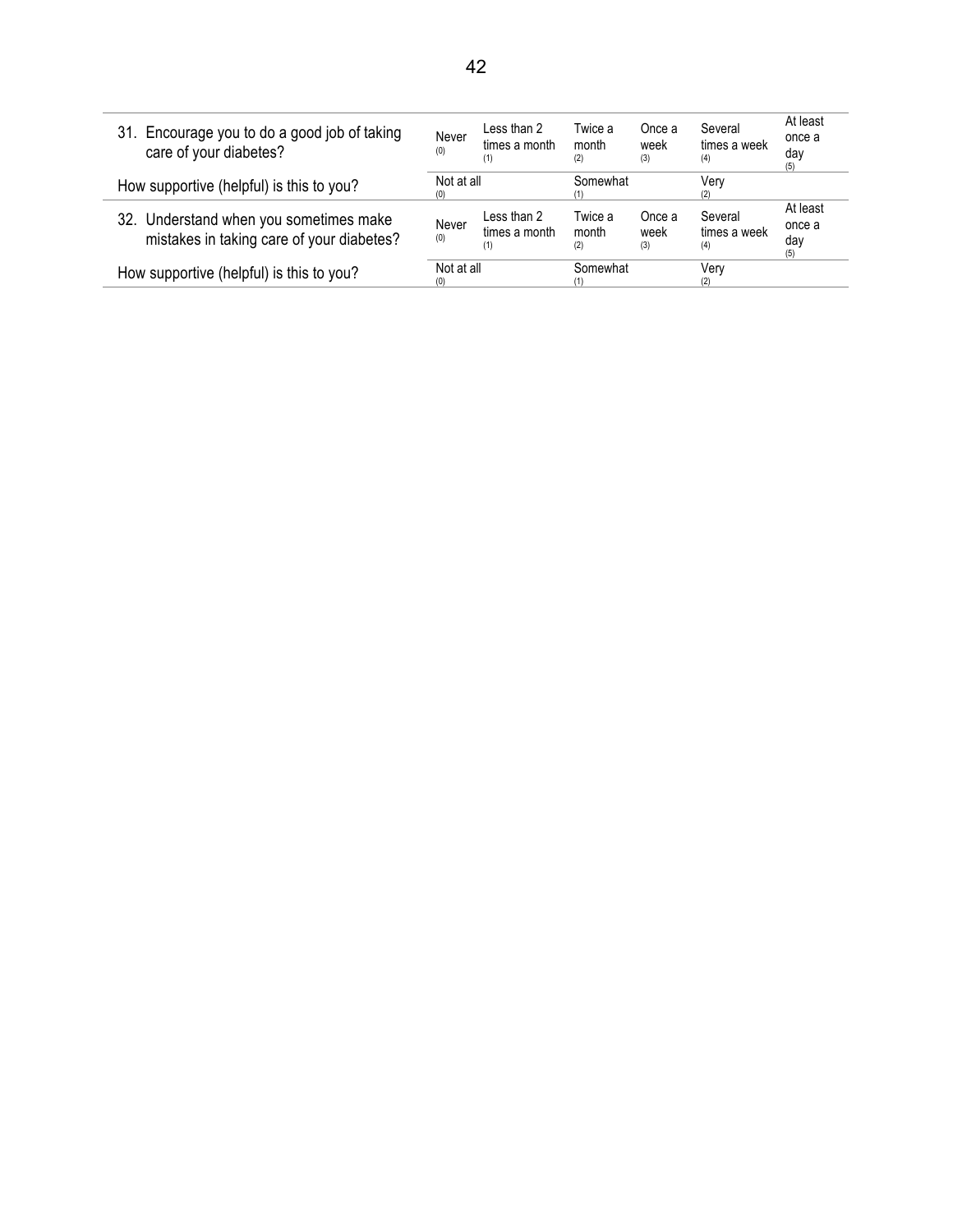| | | | | | | |
|---|---|---|---|---|---|---|
| 31. Encourage you to do a good job of taking care of your diabetes? | Never (0) | Less than 2 times a month (1) | Twice a month (2) | Once a week (3) | Several times a week (4) | At least once a day (5) |
| How supportive (helpful) is this to you? | Not at all (0) | | Somewhat (1) | | Very (2) | |
| 32. Understand when you sometimes make mistakes in taking care of your diabetes? | Never (0) | Less than 2 times a month (1) | Twice a month (2) | Once a week (3) | Several times a week (4) | At least once a day (5) |
| How supportive (helpful) is this to you? | Not at all (0) | | Somewhat (1) | | Very (2) | |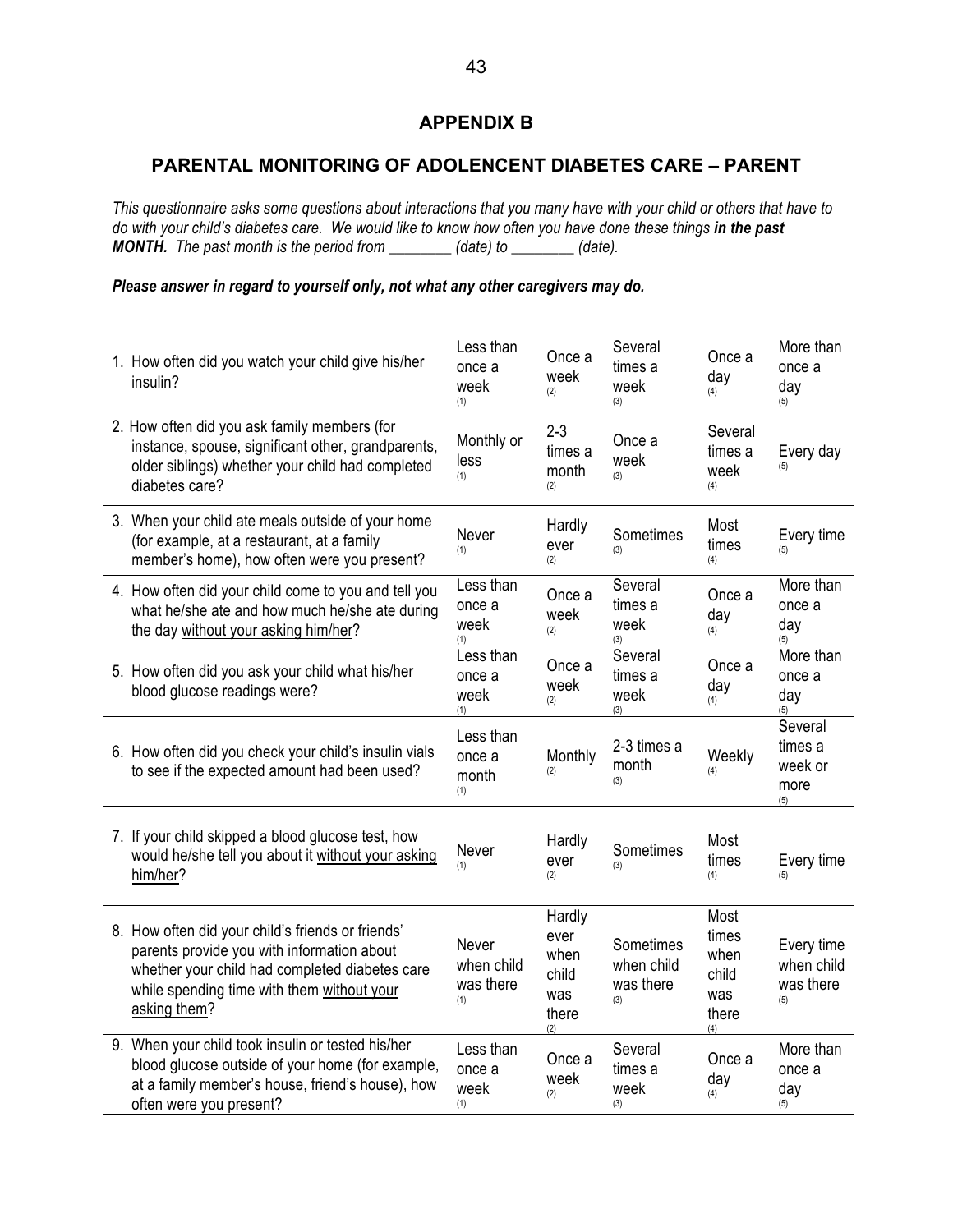## APPENDIX B

## PARENTAL MONITORING OF ADOLENCENT DIABETES CARE – PARENT

*This questionnaire asks some questions about interactions that you many have with your child or others that have to do with your child's diabetes care. We would like to know how often you have done these things **in the past MONTH.** The past month is the period from ________ (date) to ________ (date).*

***Please answer in regard to yourself only, not what any other caregivers may do.***

| | | | | | |
|---|---|---|---|---|---|
| 1. How often did you watch your child give his/her insulin? | Less than once a week (1) | Once a week (2) | Several times a week (3) | Once a day (4) | More than once a day (5) |
| 2. How often did you ask family members (for instance, spouse, significant other, grandparents, older siblings) whether your child had completed diabetes care? | Monthly or less (1) | 2-3 times a month (2) | Once a week (3) | Several times a week (4) | Every day (5) |
| 3. When your child ate meals outside of your home (for example, at a restaurant, at a family member's home), how often were you present? | Never (1) | Hardly ever (2) | Sometimes (3) | Most times (4) | Every time (5) |
| 4. How often did your child come to you and tell you what he/she ate and how much he/she ate during the day <u>without your asking him/her</u>? | Less than once a week (1) | Once a week (2) | Several times a week (3) | Once a day (4) | More than once a day (5) |
| 5. How often did you ask your child what his/her blood glucose readings were? | Less than once a week (1) | Once a week (2) | Several times a week (3) | Once a day (4) | More than once a day (5) |
| 6. How often did you check your child's insulin vials to see if the expected amount had been used? | Less than once a month (1) | Monthly (2) | 2-3 times a month (3) | Weekly (4) | Several times a week or more (5) |
| 7. If your child skipped a blood glucose test, how would he/she tell you about it <u>without your asking him/her</u>? | Never (1) | Hardly ever (2) | Sometimes (3) | Most times (4) | Every time (5) |
| 8. How often did your child's friends or friends' parents provide you with information about whether your child had completed diabetes care while spending time with them <u>without your asking them</u>? | Never when child was there (1) | Hardly ever when child was there (2) | Sometimes when child was there (3) | Most times when child was there (4) | Every time when child was there (5) |
| 9. When your child took insulin or tested his/her blood glucose outside of your home (for example, at a family member's house, friend's house), how often were you present? | Less than once a week (1) | Once a week (2) | Several times a week (3) | Once a day (4) | More than once a day (5) |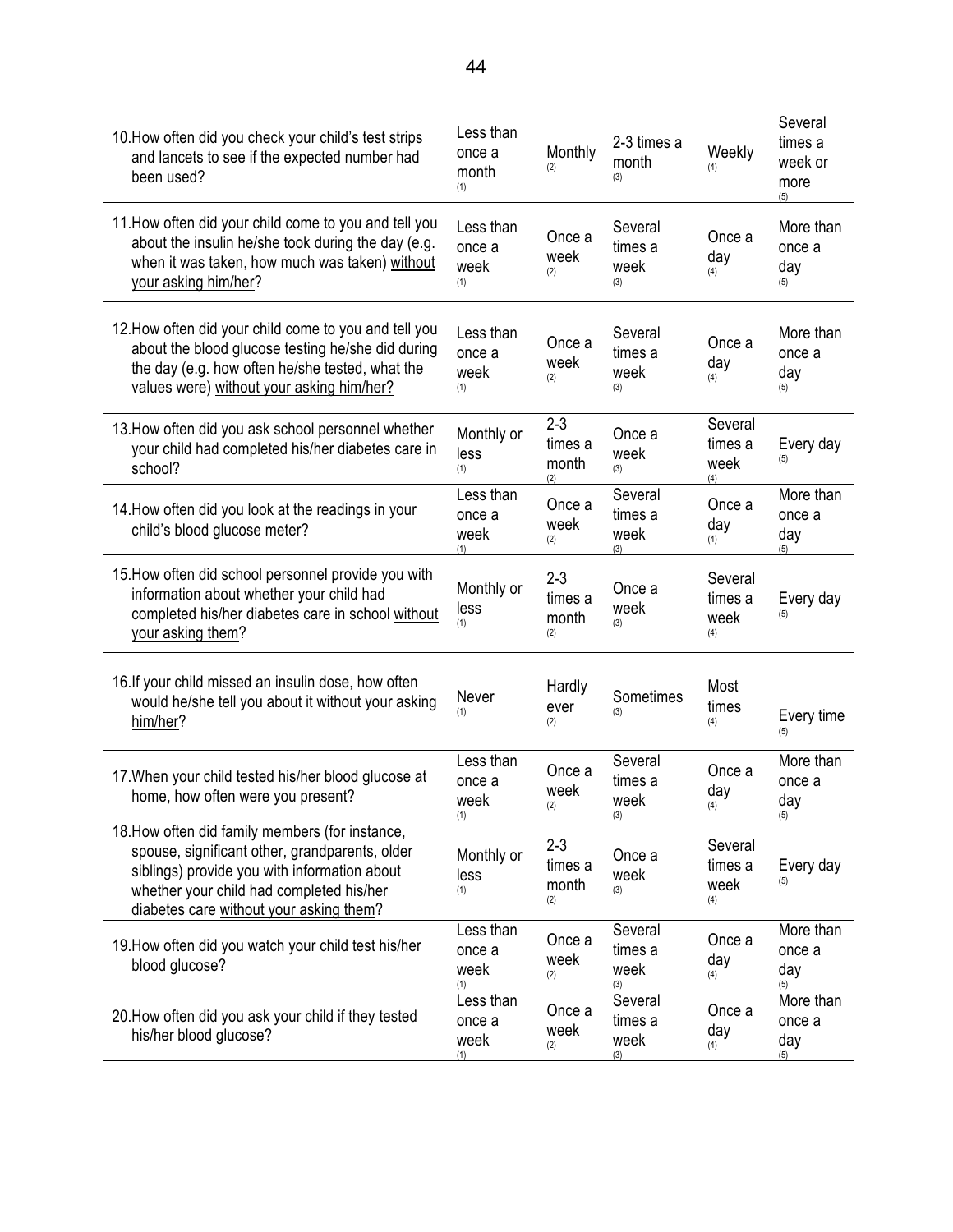| | | | | | |
|---|---|---|---|---|---|
| 10. How often did you check your child's test strips and lancets to see if the expected number had been used? | Less than once a month (1) | Monthly (2) | 2-3 times a month (3) | Weekly (4) | Several times a week or more (5) |
| 11. How often did your child come to you and tell you about the insulin he/she took during the day (e.g. when it was taken, how much was taken) <u>without your asking him/her</u>? | Less than once a week (1) | Once a week (2) | Several times a week (3) | Once a day (4) | More than once a day (5) |
| 12. How often did your child come to you and tell you about the blood glucose testing he/she did during the day (e.g. how often he/she tested, what the values were) <u>without your asking him/her?</u> | Less than once a week (1) | Once a week (2) | Several times a week (3) | Once a day (4) | More than once a day (5) |
| 13. How often did you ask school personnel whether your child had completed his/her diabetes care in school? | Monthly or less (1) | 2-3 times a month (2) | Once a week (3) | Several times a week (4) | Every day (5) |
| 14. How often did you look at the readings in your child's blood glucose meter? | Less than once a week (1) | Once a week (2) | Several times a week (3) | Once a day (4) | More than once a day (5) |
| 15. How often did school personnel provide you with information about whether your child had completed his/her diabetes care in school <u>without your asking them</u>? | Monthly or less (1) | 2-3 times a month (2) | Once a week (3) | Several times a week (4) | Every day (5) |
| 16. If your child missed an insulin dose, how often would he/she tell you about it <u>without your asking him/her</u>? | Never (1) | Hardly ever (2) | Sometimes (3) | Most times (4) | Every time (5) |
| 17. When your child tested his/her blood glucose at home, how often were you present? | Less than once a week (1) | Once a week (2) | Several times a week (3) | Once a day (4) | More than once a day (5) |
| 18. How often did family members (for instance, spouse, significant other, grandparents, older siblings) provide you with information about whether your child had completed his/her diabetes care <u>without your asking them</u>? | Monthly or less (1) | 2-3 times a month (2) | Once a week (3) | Several times a week (4) | Every day (5) |
| 19. How often did you watch your child test his/her blood glucose? | Less than once a week (1) | Once a week (2) | Several times a week (3) | Once a day (4) | More than once a day (5) |
| 20. How often did you ask your child if they tested his/her blood glucose? | Less than once a week (1) | Once a week (2) | Several times a week (3) | Once a day (4) | More than once a day (5) |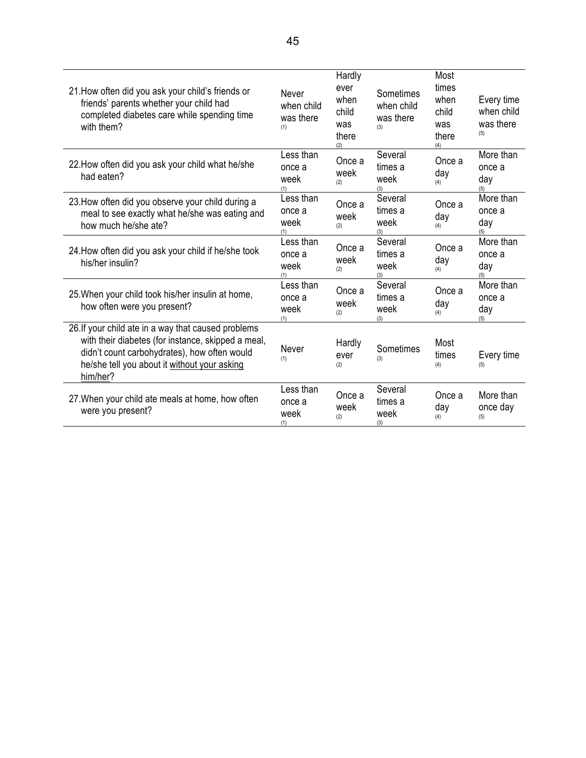| | | | | | |
|---|---|---|---|---|---|
| 21. How often did you ask your child's friends or friends' parents whether your child had completed diabetes care while spending time with them? | Never when child was there (1) | Hardly ever when child was there (2) | Sometimes when child was there (3) | Most times when child was there (4) | Every time when child was there (5) |
| 22. How often did you ask your child what he/she had eaten? | Less than once a week (1) | Once a week (2) | Several times a week (3) | Once a day (4) | More than once a day (5) |
| 23. How often did you observe your child during a meal to see exactly what he/she was eating and how much he/she ate? | Less than once a week (1) | Once a week (2) | Several times a week (3) | Once a day (4) | More than once a day (5) |
| 24. How often did you ask your child if he/she took his/her insulin? | Less than once a week (1) | Once a week (2) | Several times a week (3) | Once a day (4) | More than once a day (5) |
| 25. When your child took his/her insulin at home, how often were you present? | Less than once a week (1) | Once a week (2) | Several times a week (3) | Once a day (4) | More than once a day (5) |
| 26. If your child ate in a way that caused problems with their diabetes (for instance, skipped a meal, didn't count carbohydrates), how often would he/she tell you about it without your asking him/her? | Never (1) | Hardly ever (2) | Sometimes (3) | Most times (4) | Every time (5) |
| 27. When your child ate meals at home, how often were you present? | Less than once a week (1) | Once a week (2) | Several times a week (3) | Once a day (4) | More than once day (5) |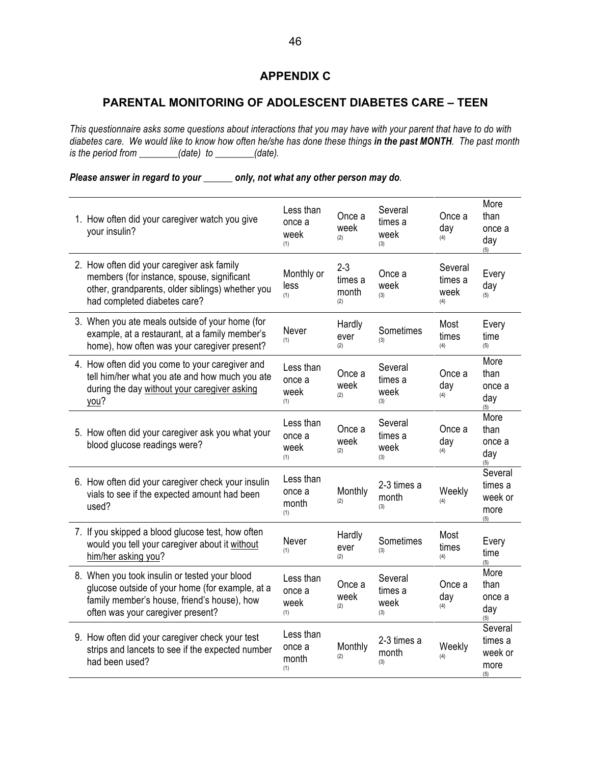# APPENDIX C

## PARENTAL MONITORING OF ADOLESCENT DIABETES CARE – TEEN

*This questionnaire asks some questions about interactions that you may have with your parent that have to do with diabetes care. We would like to know how often he/she has done these things **in the past MONTH**. The past month is the period from ________(date) to ________(date).*

***Please answer in regard to your ______ only, not what any other person may do.***

| | | | | | |
|---|---|---|---|---|---|
| 1. How often did your caregiver watch you give your insulin? | Less than once a week (1) | Once a week (2) | Several times a week (3) | Once a day (4) | More than once a day (5) |
| 2. How often did your caregiver ask family members (for instance, spouse, significant other, grandparents, older siblings) whether you had completed diabetes care? | Monthly or less (1) | 2-3 times a month (2) | Once a week (3) | Several times a week (4) | Every day (5) |
| 3. When you ate meals outside of your home (for example, at a restaurant, at a family member's home), how often was your caregiver present? | Never (1) | Hardly ever (2) | Sometimes (3) | Most times (4) | Every time (5) |
| 4. How often did you come to your caregiver and tell him/her what you ate and how much you ate during the day without your caregiver asking you? | Less than once a week (1) | Once a week (2) | Several times a week (3) | Once a day (4) | More than once a day (5) |
| 5. How often did your caregiver ask you what your blood glucose readings were? | Less than once a week (1) | Once a week (2) | Several times a week (3) | Once a day (4) | More than once a day (5) |
| 6. How often did your caregiver check your insulin vials to see if the expected amount had been used? | Less than once a month (1) | Monthly (2) | 2-3 times a month (3) | Weekly (4) | Several times a week or more (5) |
| 7. If you skipped a blood glucose test, how often would you tell your caregiver about it without him/her asking you? | Never (1) | Hardly ever (2) | Sometimes (3) | Most times (4) | Every time (5) |
| 8. When you took insulin or tested your blood glucose outside of your home (for example, at a family member's house, friend's house), how often was your caregiver present? | Less than once a week (1) | Once a week (2) | Several times a week (3) | Once a day (4) | More than once a day (5) |
| 9. How often did your caregiver check your test strips and lancets to see if the expected number had been used? | Less than once a month (1) | Monthly (2) | 2-3 times a month (3) | Weekly (4) | Several times a week or more (5) |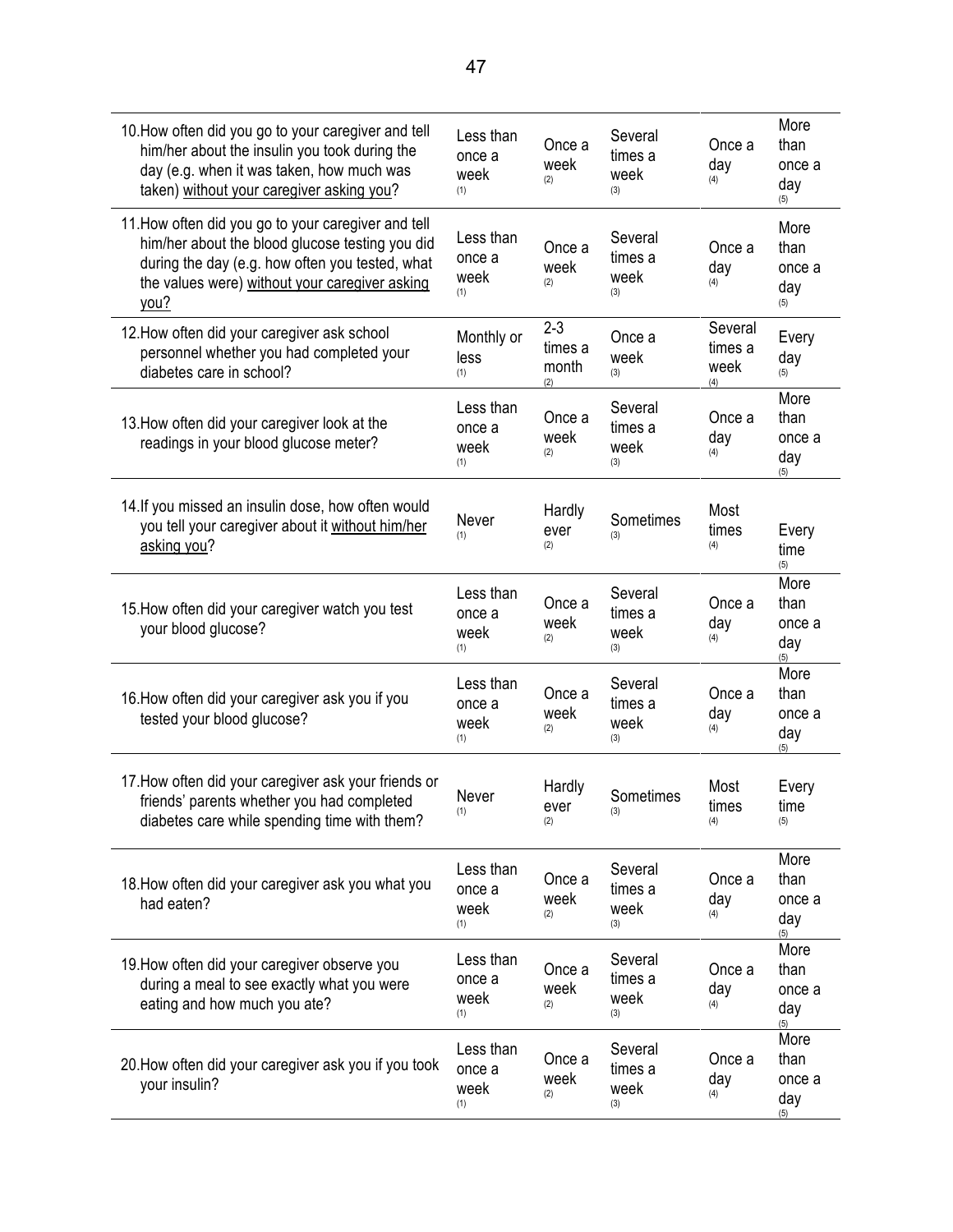| | | | | | |
|---|---|---|---|---|---|
| 10. How often did you go to your caregiver and tell him/her about the insulin you took during the day (e.g. when it was taken, how much was taken) <u>without your caregiver asking you</u>? | Less than once a week (1) | Once a week (2) | Several times a week (3) | Once a day (4) | More than once a day (5) |
| 11. How often did you go to your caregiver and tell him/her about the blood glucose testing you did during the day (e.g. how often you tested, what the values were) <u>without your caregiver asking you</u>? | Less than once a week (1) | Once a week (2) | Several times a week (3) | Once a day (4) | More than once a day (5) |
| 12. How often did your caregiver ask school personnel whether you had completed your diabetes care in school? | Monthly or less (1) | 2-3 times a month (2) | Once a week (3) | Several times a week (4) | Every day (5) |
| 13. How often did your caregiver look at the readings in your blood glucose meter? | Less than once a week (1) | Once a week (2) | Several times a week (3) | Once a day (4) | More than once a day (5) |
| 14. If you missed an insulin dose, how often would you tell your caregiver about it <u>without him/her asking you</u>? | Never (1) | Hardly ever (2) | Sometimes (3) | Most times (4) | Every time (5) |
| 15. How often did your caregiver watch you test your blood glucose? | Less than once a week (1) | Once a week (2) | Several times a week (3) | Once a day (4) | More than once a day (5) |
| 16. How often did your caregiver ask you if you tested your blood glucose? | Less than once a week (1) | Once a week (2) | Several times a week (3) | Once a day (4) | More than once a day (5) |
| 17. How often did your caregiver ask your friends or friends' parents whether you had completed diabetes care while spending time with them? | Never (1) | Hardly ever (2) | Sometimes (3) | Most times (4) | Every time (5) |
| 18. How often did your caregiver ask you what you had eaten? | Less than once a week (1) | Once a week (2) | Several times a week (3) | Once a day (4) | More than once a day (5) |
| 19. How often did your caregiver observe you during a meal to see exactly what you were eating and how much you ate? | Less than once a week (1) | Once a week (2) | Several times a week (3) | Once a day (4) | More than once a day (5) |
| 20. How often did your caregiver ask you if you took your insulin? | Less than once a week (1) | Once a week (2) | Several times a week (3) | Once a day (4) | More than once a day (5) |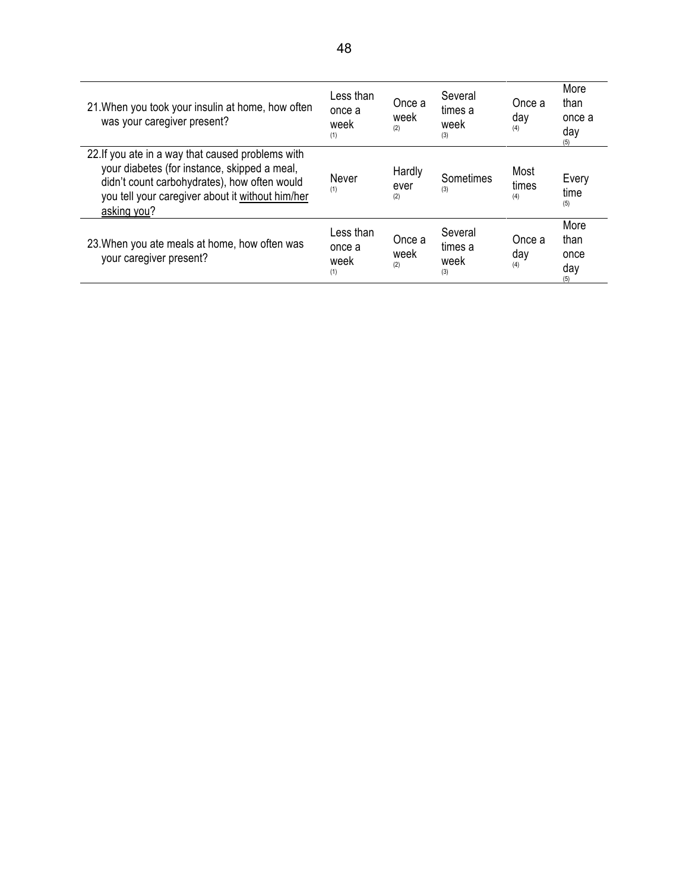| | | | | | |
|---|---|---|---|---|---|
| 21. When you took your insulin at home, how often was your caregiver present? | Less than once a week (1) | Once a week (2) | Several times a week (3) | Once a day (4) | More than once a day (5) |
| 22. If you ate in a way that caused problems with your diabetes (for instance, skipped a meal, didn't count carbohydrates), how often would you tell your caregiver about it <u>without him/her asking you</u>? | Never (1) | Hardly ever (2) | Sometimes (3) | Most times (4) | Every time (5) |
| 23. When you ate meals at home, how often was your caregiver present? | Less than once a week (1) | Once a week (2) | Several times a week (3) | Once a day (4) | More than once day (5) |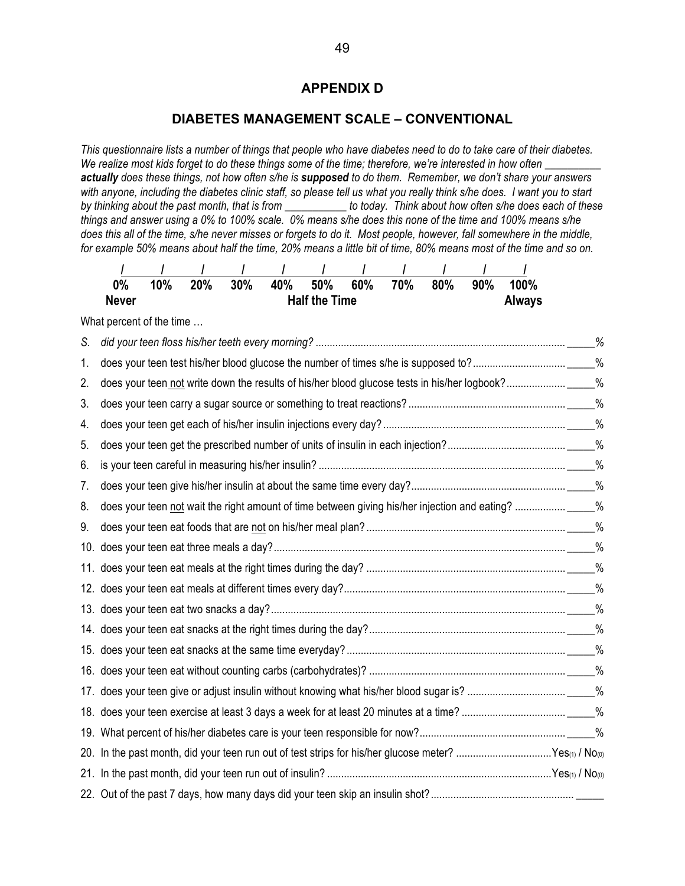# APPENDIX D

## DIABETES MANAGEMENT SCALE – CONVENTIONAL

*This questionnaire lists a number of things that people who have diabetes need to do to take care of their diabetes. We realize most kids forget to do these things some of the time; therefore, we're interested in how often __________ **actually** does these things, not how often s/he is **supposed** to do them. Remember, we don't share your answers with anyone, including the diabetes clinic staff, so please tell us what you really think s/he does. I want you to start by thinking about the past month, that is from ___________ to today. Think about how often s/he does each of these things and answer using a 0% to 100% scale. 0% means s/he does this none of the time and 100% means s/he does this all of the time, s/he never misses or forgets to do it. Most people, however, fall somewhere in the middle, for example 50% means about half the time, 20% means a little bit of time, 80% means most of the time and so on.*

| 0% | 10% | 20% | 30% | 40% | 50% | 60% | 70% | 80% | 90% | 100% |
|---|---|---|---|---|---|---|---|---|---|---|
| **Never** | | | | | **Half the Time** | | | | | **Always** |

What percent of the time …

*S. did your teen floss his/her teeth every morning? ........................................................................................ _____%*

1. does your teen test his/her blood glucose the number of times s/he is supposed to?................................ _____%
2. does your teen not write down the results of his/her blood glucose tests in his/her logbook?..................... _____%
3. does your teen carry a sugar source or something to treat reactions? ....................................................... _____%
4. does your teen get each of his/her insulin injections every day? ................................................................ _____%
5. does your teen get the prescribed number of units of insulin in each injection?.......................................... _____%
6. is your teen careful in measuring his/her insulin? ....................................................................................... _____%
7. does your teen give his/her insulin at about the same time every day?...................................................... _____%
8. does your teen not wait the right amount of time between giving his/her injection and eating? .................. _____%
9. does your teen eat foods that are not on his/her meal plan? ...................................................................... _____%
10. does your teen eat three meals a day?....................................................................................................... _____%
11. does your teen eat meals at the right times during the day? ...................................................................... _____%
12. does your teen eat meals at different times every day?.............................................................................. _____%
13. does your teen eat two snacks a day?........................................................................................................ _____%
14. does your teen eat snacks at the right times during the day?..................................................................... _____%
15. does your teen eat snacks at the same time everyday?.............................................................................. _____%
16. does your teen eat without counting carbs (carbohydrates)? ..................................................................... _____%
17. does your teen give or adjust insulin without knowing what his/her blood sugar is? .................................. _____%
18. does your teen exercise at least 3 days a week for at least 20 minutes at a time? .................................... _____%
19. What percent of his/her diabetes care is your teen responsible for now?................................................... _____%
20. In the past month, did your teen run out of test strips for his/her glucose meter? ..................................Yes(1) / No(0)
21. In the past month, did your teen run out of insulin? ...............................................................................Yes(1) / No(0)
22. Out of the past 7 days, how many days did your teen skip an insulin shot?.................................................. _____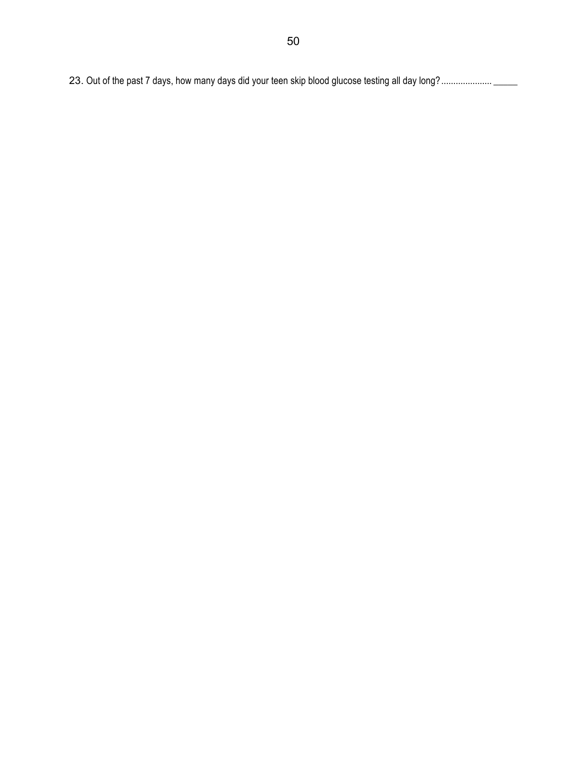23. Out of the past 7 days, how many days did your teen skip blood glucose testing all day long? ..................... _____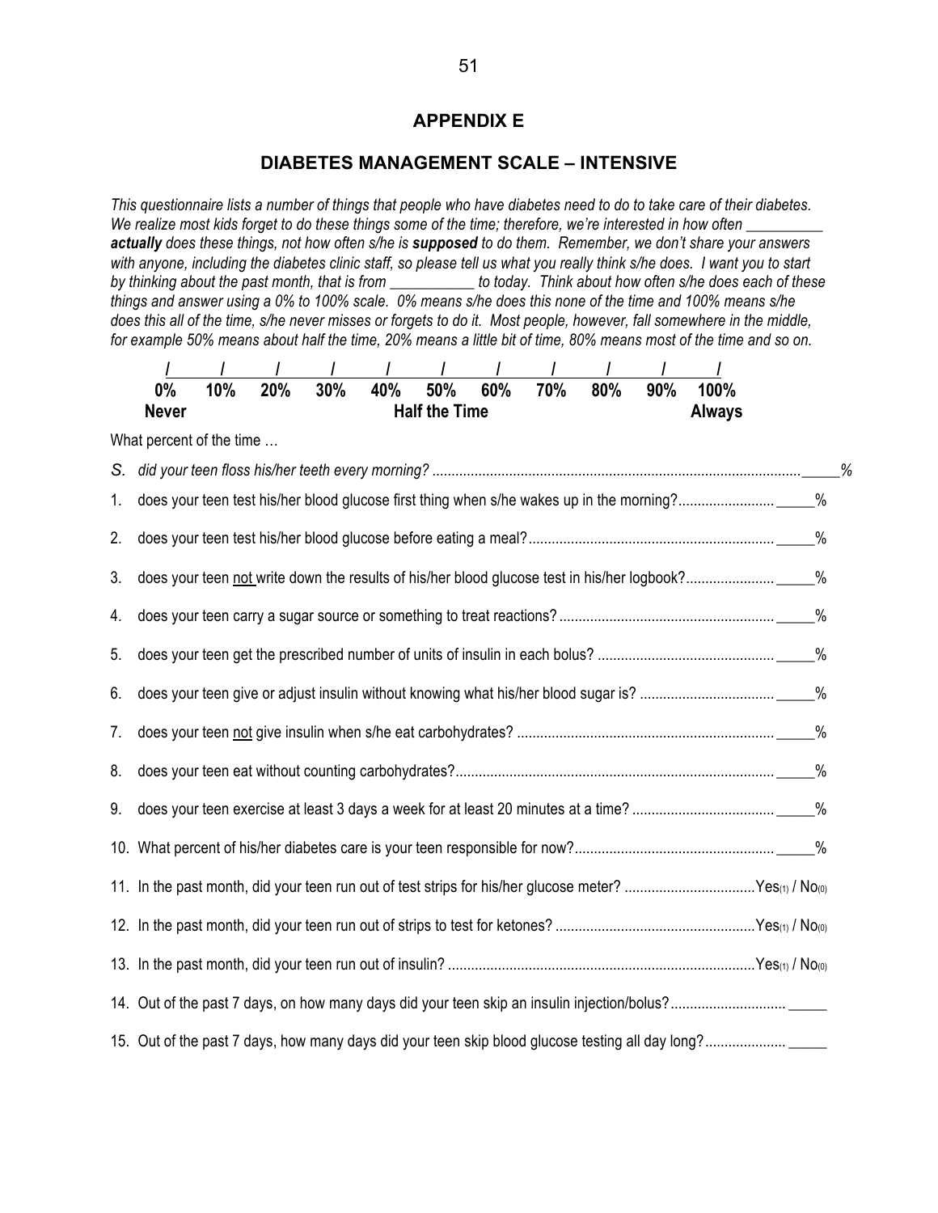# APPENDIX E

## DIABETES MANAGEMENT SCALE – INTENSIVE

*This questionnaire lists a number of things that people who have diabetes need to do to take care of their diabetes. We realize most kids forget to do these things some of the time; therefore, we're interested in how often __________ **actually** does these things, not how often s/he is **supposed** to do them. Remember, we don't share your answers with anyone, including the diabetes clinic staff, so please tell us what you really think s/he does. I want you to start by thinking about the past month, that is from ___________ to today. Think about how often s/he does each of these things and answer using a 0% to 100% scale. 0% means s/he does this none of the time and 100% means s/he does this all of the time, s/he never misses or forgets to do it. Most people, however, fall somewhere in the middle, for example 50% means about half the time, 20% means a little bit of time, 80% means most of the time and so on.*

| 0% | 10% | 20% | 30% | 40% | 50% | 60% | 70% | 80% | 90% | 100% |
|---|---|---|---|---|---|---|---|---|---|---|
| Never | | | | | Half the Time | | | | | Always |

What percent of the time …

*S. did your teen floss his/her teeth every morning? .......................................................... _____%*

1. does your teen test his/her blood glucose first thing when s/he wakes up in the morning?......................... _____%
2. does your teen test his/her blood glucose before eating a meal?............................................................... _____%
3. does your teen not write down the results of his/her blood glucose test in his/her logbook?...................... _____%
4. does your teen carry a sugar source or something to treat reactions? ....................................................... _____%
5. does your teen get the prescribed number of units of insulin in each bolus? ............................................. _____%
6. does your teen give or adjust insulin without knowing what his/her blood sugar is? .................................. _____%
7. does your teen not give insulin when s/he eat carbohydrates? .................................................................. _____%
8. does your teen eat without counting carbohydrates?.................................................................................. _____%
9. does your teen exercise at least 3 days a week for at least 20 minutes at a time? .................................... _____%
10. What percent of his/her diabetes care is your teen responsible for now?................................................... _____%
11. In the past month, did your teen run out of test strips for his/her glucose meter? ..................................Yes(1) / No(0)
12. In the past month, did your teen run out of strips to test for ketones? ....................................................Yes(1) / No(0)
13. In the past month, did your teen run out of insulin? ................................................................................Yes(1) / No(0)
14. Out of the past 7 days, on how many days did your teen skip an insulin injection/bolus?............................. _____
15. Out of the past 7 days, how many days did your teen skip blood glucose testing all day long?.................... _____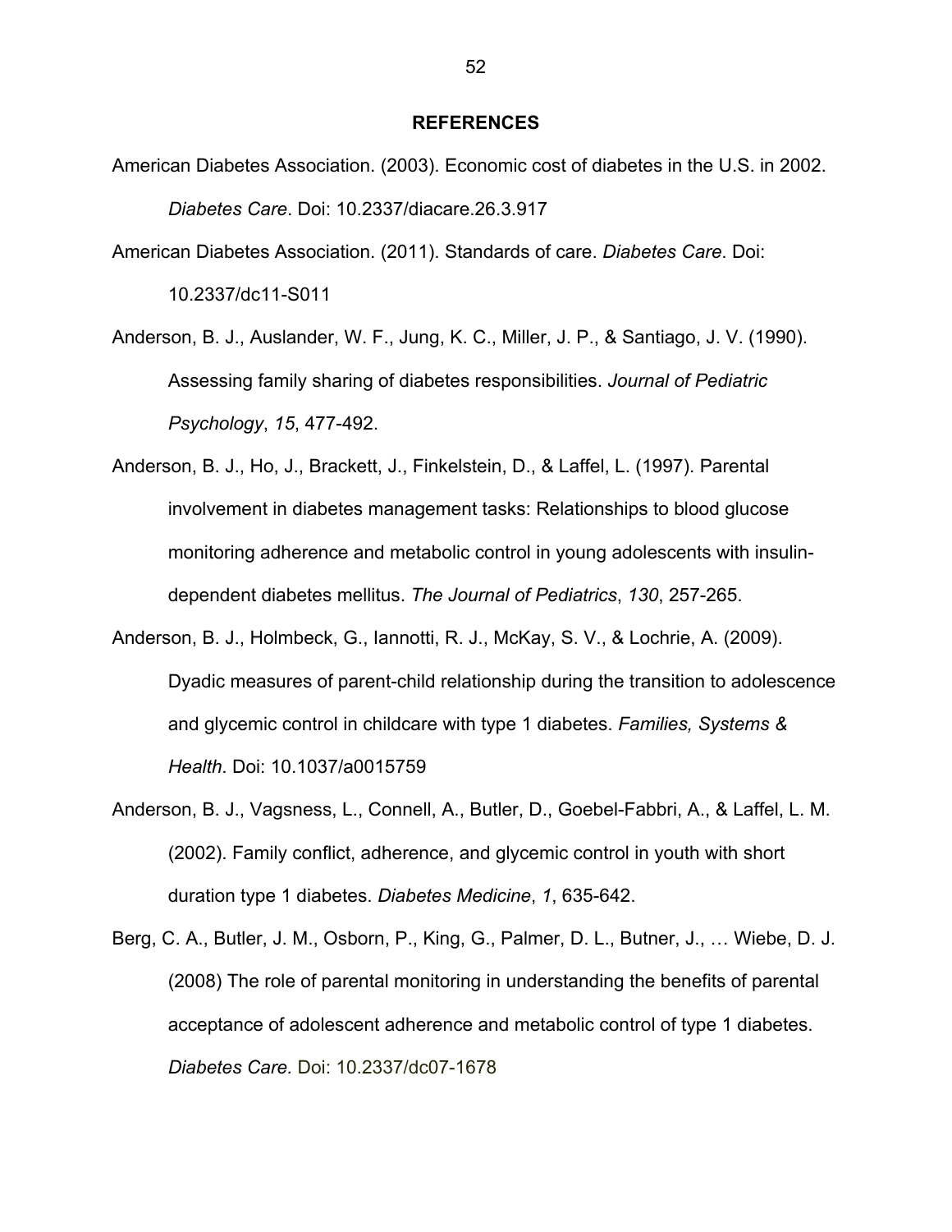## REFERENCES

American Diabetes Association. (2003). Economic cost of diabetes in the U.S. in 2002. *Diabetes Care*. Doi: 10.2337/diacare.26.3.917

American Diabetes Association. (2011). Standards of care. *Diabetes Care*. Doi: 10.2337/dc11-S011

Anderson, B. J., Auslander, W. F., Jung, K. C., Miller, J. P., & Santiago, J. V. (1990). Assessing family sharing of diabetes responsibilities. *Journal of Pediatric Psychology*, *15*, 477-492.

Anderson, B. J., Ho, J., Brackett, J., Finkelstein, D., & Laffel, L. (1997). Parental involvement in diabetes management tasks: Relationships to blood glucose monitoring adherence and metabolic control in young adolescents with insulin-dependent diabetes mellitus. *The Journal of Pediatrics*, *130*, 257-265.

Anderson, B. J., Holmbeck, G., Iannotti, R. J., McKay, S. V., & Lochrie, A. (2009). Dyadic measures of parent-child relationship during the transition to adolescence and glycemic control in childcare with type 1 diabetes. *Families, Systems & Health*. Doi: 10.1037/a0015759

Anderson, B. J., Vagsness, L., Connell, A., Butler, D., Goebel-Fabbri, A., & Laffel, L. M. (2002). Family conflict, adherence, and glycemic control in youth with short duration type 1 diabetes. *Diabetes Medicine*, *1*, 635-642.

Berg, C. A., Butler, J. M., Osborn, P., King, G., Palmer, D. L., Butner, J., … Wiebe, D. J. (2008) The role of parental monitoring in understanding the benefits of parental acceptance of adolescent adherence and metabolic control of type 1 diabetes. *Diabetes Care.* Doi: 10.2337/dc07-1678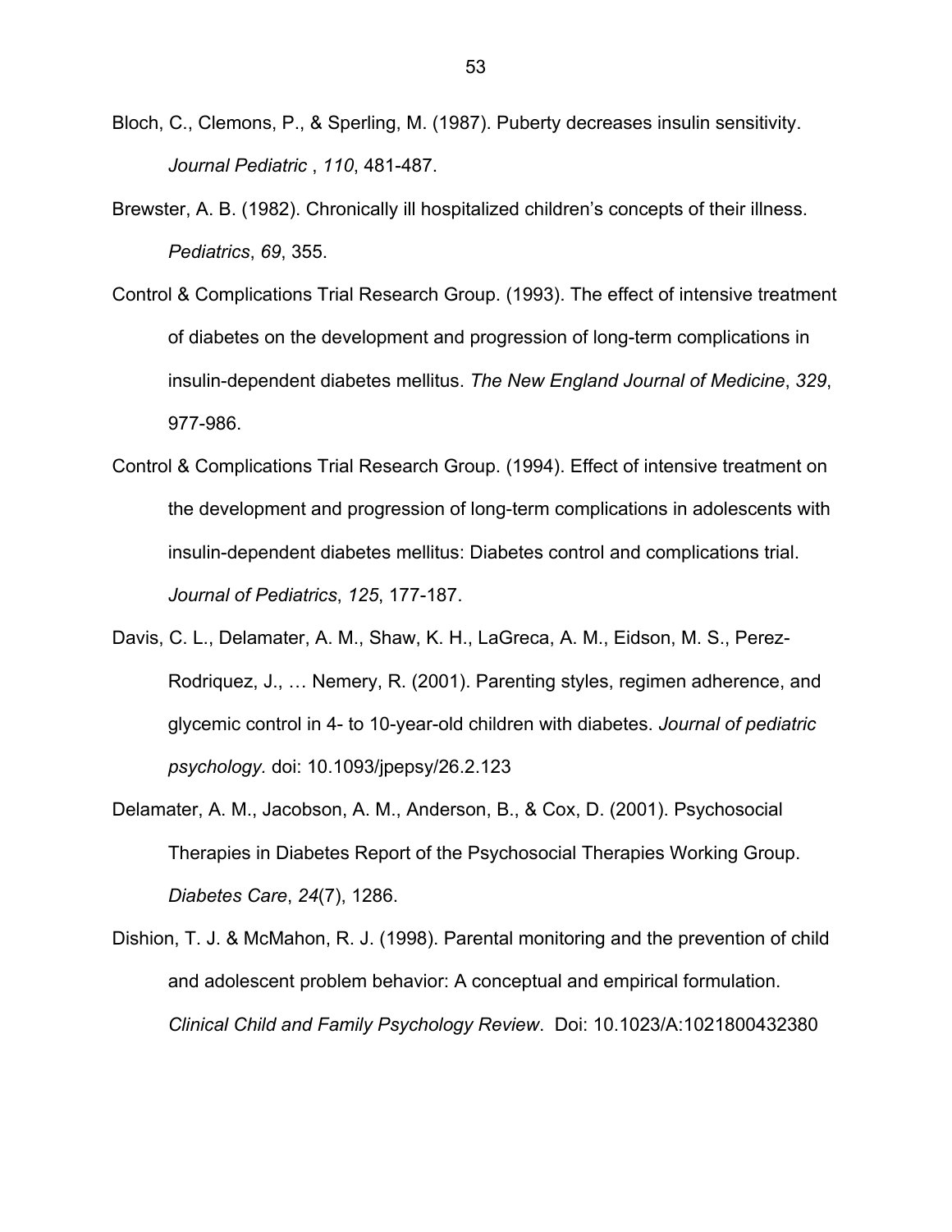Bloch, C., Clemons, P., & Sperling, M. (1987). Puberty decreases insulin sensitivity. *Journal Pediatric* , *110*, 481-487.

Brewster, A. B. (1982). Chronically ill hospitalized children's concepts of their illness. *Pediatrics*, *69*, 355.

Control & Complications Trial Research Group. (1993). The effect of intensive treatment of diabetes on the development and progression of long-term complications in insulin-dependent diabetes mellitus. *The New England Journal of Medicine*, *329*, 977-986.

Control & Complications Trial Research Group. (1994). Effect of intensive treatment on the development and progression of long-term complications in adolescents with insulin-dependent diabetes mellitus: Diabetes control and complications trial. *Journal of Pediatrics*, *125*, 177-187.

Davis, C. L., Delamater, A. M., Shaw, K. H., LaGreca, A. M., Eidson, M. S., Perez-Rodriquez, J., … Nemery, R. (2001). Parenting styles, regimen adherence, and glycemic control in 4- to 10-year-old children with diabetes. *Journal of pediatric psychology.* doi: 10.1093/jpepsy/26.2.123

Delamater, A. M., Jacobson, A. M., Anderson, B., & Cox, D. (2001). Psychosocial Therapies in Diabetes Report of the Psychosocial Therapies Working Group. *Diabetes Care*, *24*(7), 1286.

Dishion, T. J. & McMahon, R. J. (1998). Parental monitoring and the prevention of child and adolescent problem behavior: A conceptual and empirical formulation. *Clinical Child and Family Psychology Review*. Doi: 10.1023/A:1021800432380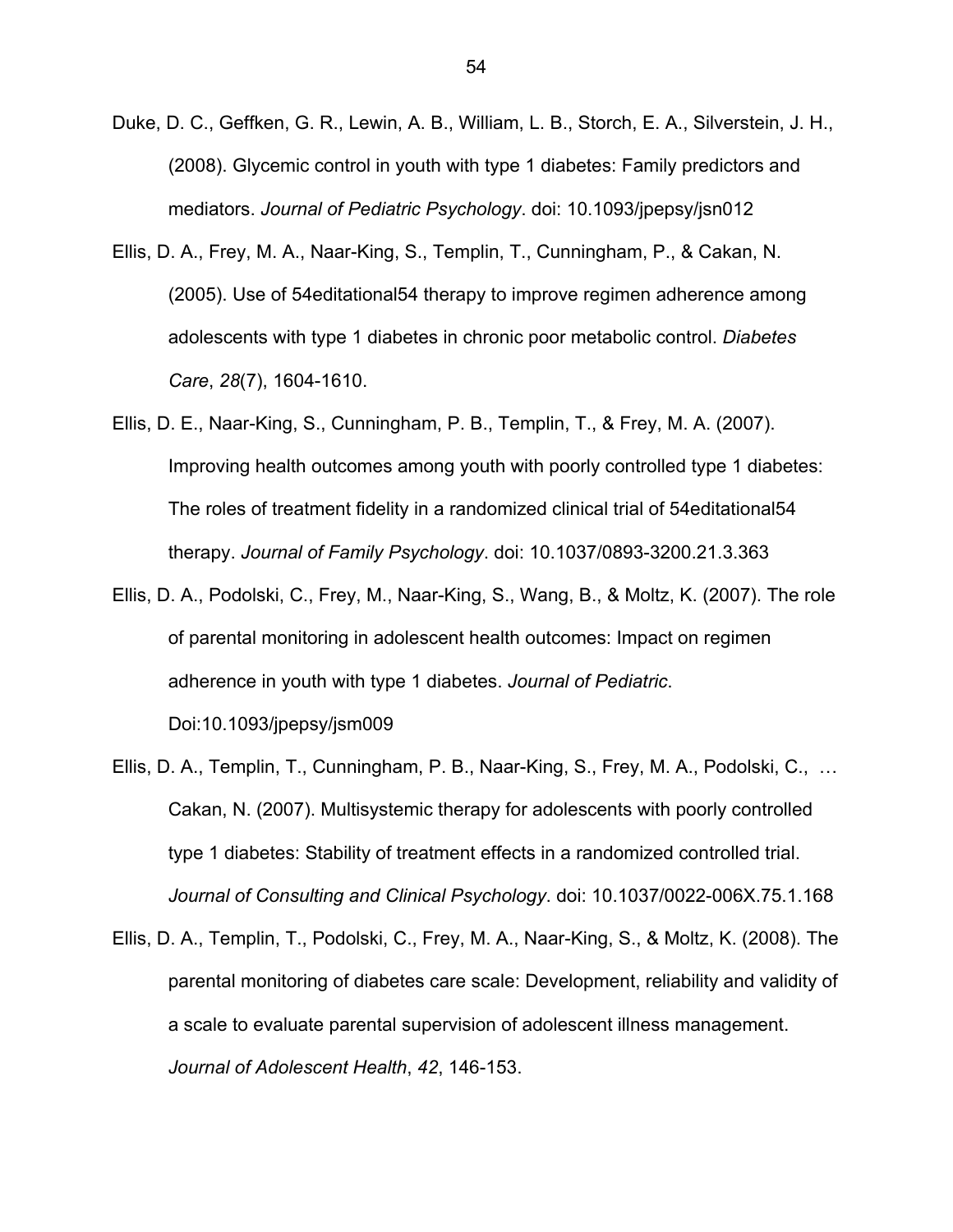Duke, D. C., Geffken, G. R., Lewin, A. B., William, L. B., Storch, E. A., Silverstein, J. H., (2008). Glycemic control in youth with type 1 diabetes: Family predictors and mediators. *Journal of Pediatric Psychology*. doi: 10.1093/jpepsy/jsn012

Ellis, D. A., Frey, M. A., Naar-King, S., Templin, T., Cunningham, P., & Cakan, N. (2005). Use of 54editational54 therapy to improve regimen adherence among adolescents with type 1 diabetes in chronic poor metabolic control. *Diabetes Care*, *28*(7), 1604-1610.

Ellis, D. E., Naar-King, S., Cunningham, P. B., Templin, T., & Frey, M. A. (2007). Improving health outcomes among youth with poorly controlled type 1 diabetes: The roles of treatment fidelity in a randomized clinical trial of 54editational54 therapy. *Journal of Family Psychology*. doi: 10.1037/0893-3200.21.3.363

Ellis, D. A., Podolski, C., Frey, M., Naar-King, S., Wang, B., & Moltz, K. (2007). The role of parental monitoring in adolescent health outcomes: Impact on regimen adherence in youth with type 1 diabetes. *Journal of Pediatric*. Doi:10.1093/jpepsy/jsm009

Ellis, D. A., Templin, T., Cunningham, P. B., Naar-King, S., Frey, M. A., Podolski, C., … Cakan, N. (2007). Multisystemic therapy for adolescents with poorly controlled type 1 diabetes: Stability of treatment effects in a randomized controlled trial. *Journal of Consulting and Clinical Psychology*. doi: 10.1037/0022-006X.75.1.168

Ellis, D. A., Templin, T., Podolski, C., Frey, M. A., Naar-King, S., & Moltz, K. (2008). The parental monitoring of diabetes care scale: Development, reliability and validity of a scale to evaluate parental supervision of adolescent illness management. *Journal of Adolescent Health*, *42*, 146-153.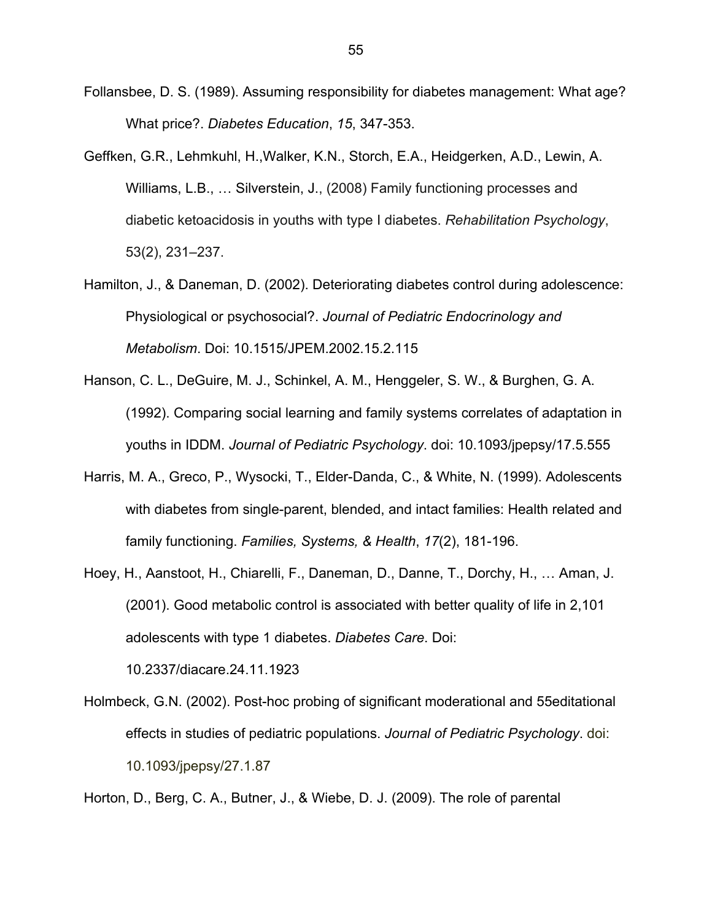Follansbee, D. S. (1989). Assuming responsibility for diabetes management: What age? What price?. *Diabetes Education*, *15*, 347-353.

Geffken, G.R., Lehmkuhl, H.,Walker, K.N., Storch, E.A., Heidgerken, A.D., Lewin, A. Williams, L.B., … Silverstein, J., (2008) Family functioning processes and diabetic ketoacidosis in youths with type I diabetes. *Rehabilitation Psychology*, 53(2), 231–237.

Hamilton, J., & Daneman, D. (2002). Deteriorating diabetes control during adolescence: Physiological or psychosocial?. *Journal of Pediatric Endocrinology and Metabolism*. Doi: 10.1515/JPEM.2002.15.2.115

Hanson, C. L., DeGuire, M. J., Schinkel, A. M., Henggeler, S. W., & Burghen, G. A. (1992). Comparing social learning and family systems correlates of adaptation in youths in IDDM. *Journal of Pediatric Psychology*. doi: 10.1093/jpepsy/17.5.555

Harris, M. A., Greco, P., Wysocki, T., Elder-Danda, C., & White, N. (1999). Adolescents with diabetes from single-parent, blended, and intact families: Health related and family functioning. *Families, Systems, & Health*, *17*(2), 181-196.

Hoey, H., Aanstoot, H., Chiarelli, F., Daneman, D., Danne, T., Dorchy, H., … Aman, J. (2001). Good metabolic control is associated with better quality of life in 2,101 adolescents with type 1 diabetes. *Diabetes Care*. Doi: 10.2337/diacare.24.11.1923

Holmbeck, G.N. (2002). Post-hoc probing of significant moderational and 55editational effects in studies of pediatric populations. *Journal of Pediatric Psychology*. doi: 10.1093/jpepsy/27.1.87

Horton, D., Berg, C. A., Butner, J., & Wiebe, D. J. (2009). The role of parental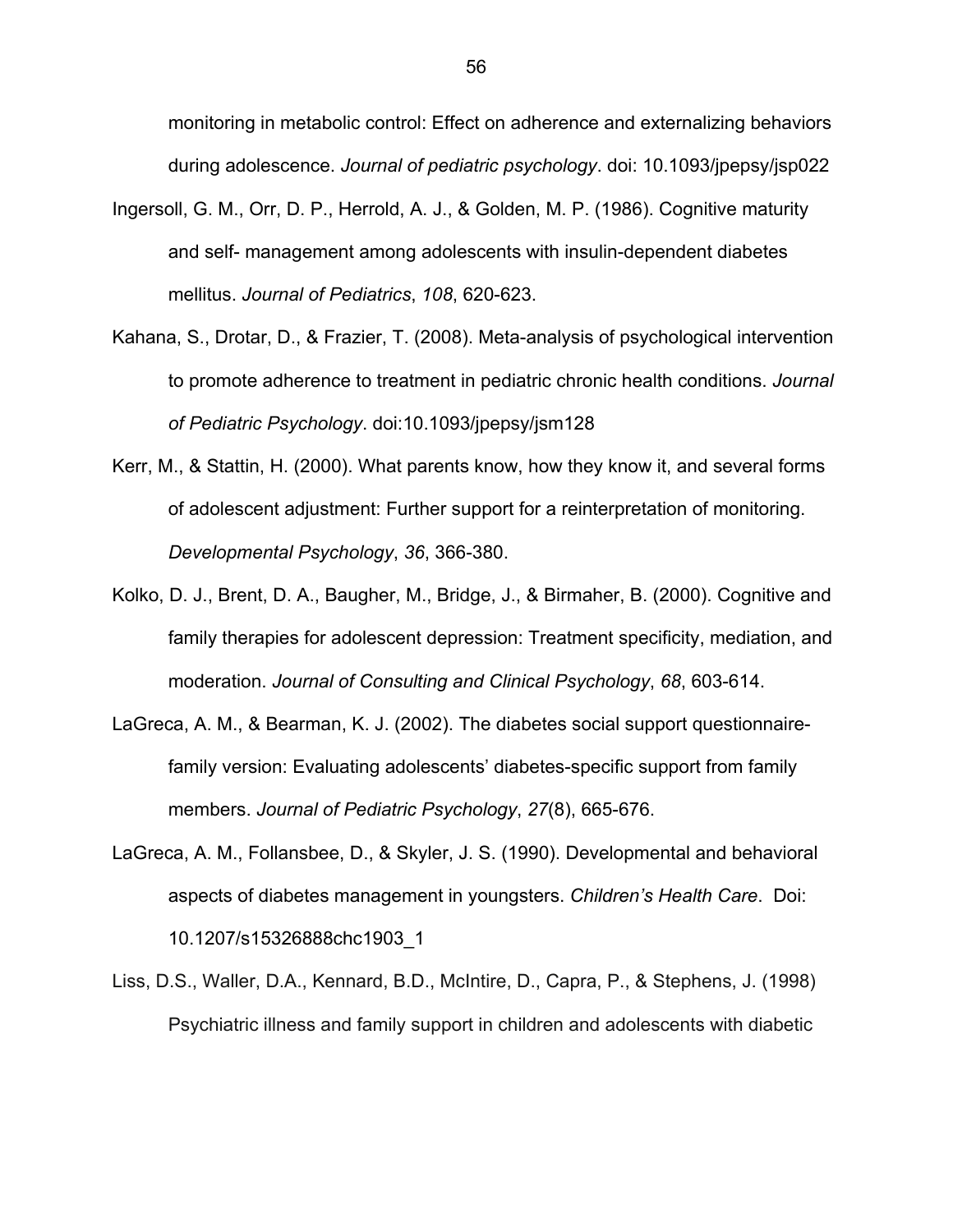monitoring in metabolic control: Effect on adherence and externalizing behaviors during adolescence. *Journal of pediatric psychology*. doi: 10.1093/jpepsy/jsp022

Ingersoll, G. M., Orr, D. P., Herrold, A. J., & Golden, M. P. (1986). Cognitive maturity and self- management among adolescents with insulin-dependent diabetes mellitus. *Journal of Pediatrics*, *108*, 620-623.

Kahana, S., Drotar, D., & Frazier, T. (2008). Meta-analysis of psychological intervention to promote adherence to treatment in pediatric chronic health conditions. *Journal of Pediatric Psychology*. doi:10.1093/jpepsy/jsm128

Kerr, M., & Stattin, H. (2000). What parents know, how they know it, and several forms of adolescent adjustment: Further support for a reinterpretation of monitoring. *Developmental Psychology*, *36*, 366-380.

Kolko, D. J., Brent, D. A., Baugher, M., Bridge, J., & Birmaher, B. (2000). Cognitive and family therapies for adolescent depression: Treatment specificity, mediation, and moderation. *Journal of Consulting and Clinical Psychology*, *68*, 603-614.

LaGreca, A. M., & Bearman, K. J. (2002). The diabetes social support questionnaire-family version: Evaluating adolescents' diabetes-specific support from family members. *Journal of Pediatric Psychology*, *27*(8), 665-676.

LaGreca, A. M., Follansbee, D., & Skyler, J. S. (1990). Developmental and behavioral aspects of diabetes management in youngsters. *Children's Health Care*. Doi: 10.1207/s15326888chc1903_1

Liss, D.S., Waller, D.A., Kennard, B.D., McIntire, D., Capra, P., & Stephens, J. (1998) Psychiatric illness and family support in children and adolescents with diabetic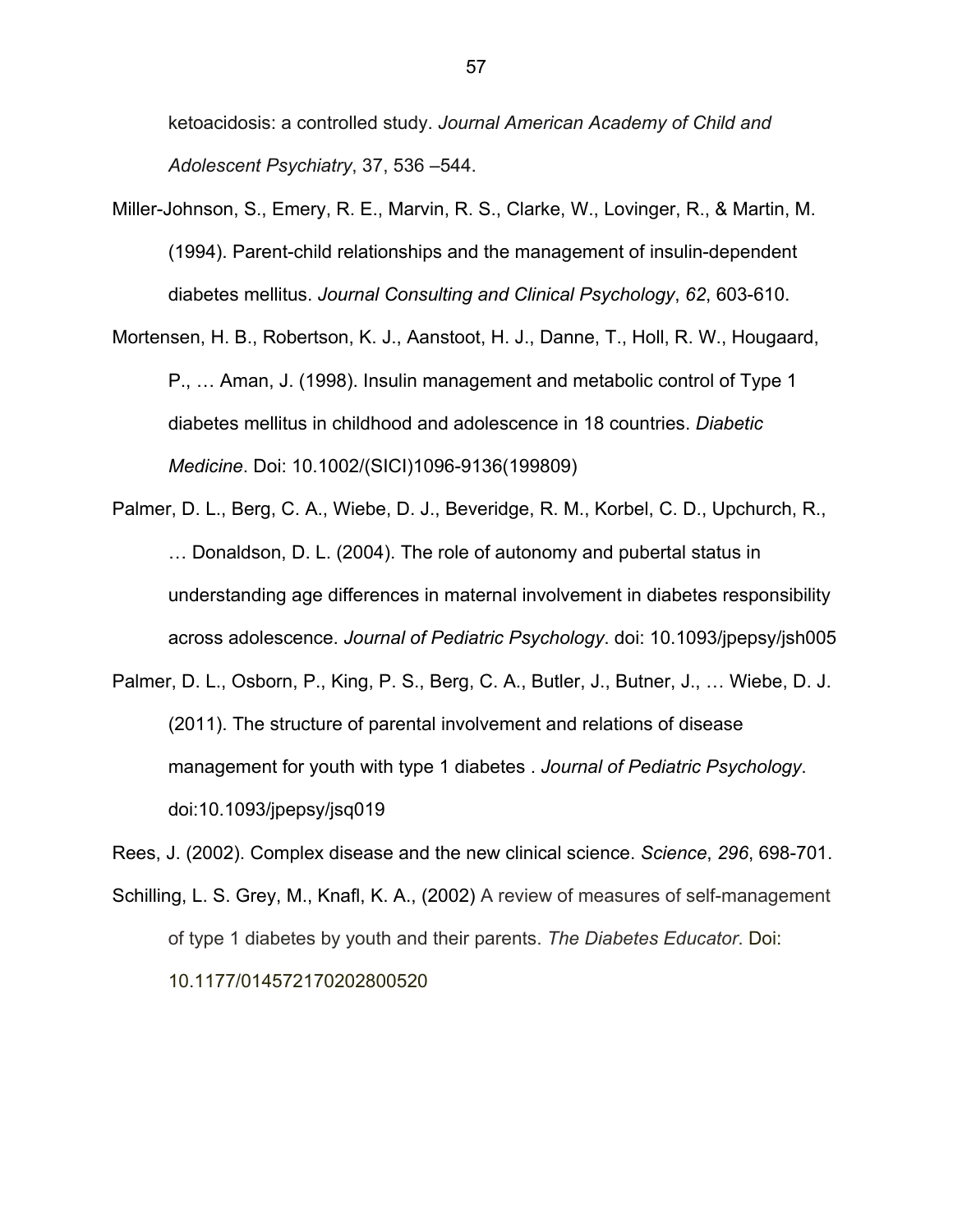ketoacidosis: a controlled study. *Journal American Academy of Child and Adolescent Psychiatry*, 37, 536 –544.

Miller-Johnson, S., Emery, R. E., Marvin, R. S., Clarke, W., Lovinger, R., & Martin, M. (1994). Parent-child relationships and the management of insulin-dependent diabetes mellitus. *Journal Consulting and Clinical Psychology*, *62*, 603-610.

Mortensen, H. B., Robertson, K. J., Aanstoot, H. J., Danne, T., Holl, R. W., Hougaard, P., … Aman, J. (1998). Insulin management and metabolic control of Type 1 diabetes mellitus in childhood and adolescence in 18 countries. *Diabetic Medicine*. Doi: 10.1002/(SICI)1096-9136(199809)

Palmer, D. L., Berg, C. A., Wiebe, D. J., Beveridge, R. M., Korbel, C. D., Upchurch, R., … Donaldson, D. L. (2004). The role of autonomy and pubertal status in understanding age differences in maternal involvement in diabetes responsibility across adolescence. *Journal of Pediatric Psychology*. doi: 10.1093/jpepsy/jsh005

Palmer, D. L., Osborn, P., King, P. S., Berg, C. A., Butler, J., Butner, J., … Wiebe, D. J. (2011). The structure of parental involvement and relations of disease management for youth with type 1 diabetes . *Journal of Pediatric Psychology*. doi:10.1093/jpepsy/jsq019

Rees, J. (2002). Complex disease and the new clinical science. *Science*, *296*, 698-701.

Schilling, L. S. Grey, M., Knafl, K. A., (2002) A review of measures of self-management of type 1 diabetes by youth and their parents. *The Diabetes Educator*. Doi: 10.1177/014572170202800520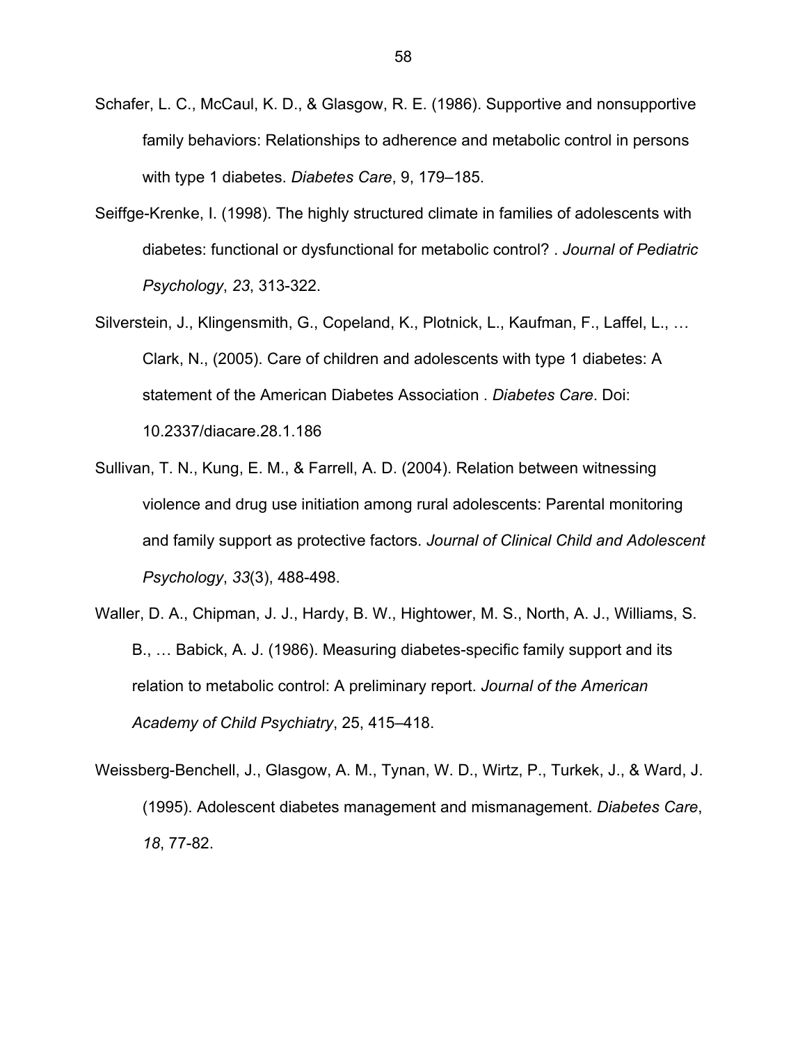Schafer, L. C., McCaul, K. D., & Glasgow, R. E. (1986). Supportive and nonsupportive family behaviors: Relationships to adherence and metabolic control in persons with type 1 diabetes. *Diabetes Care*, 9, 179–185.

Seiffge-Krenke, I. (1998). The highly structured climate in families of adolescents with diabetes: functional or dysfunctional for metabolic control? . *Journal of Pediatric Psychology*, *23*, 313-322.

Silverstein, J., Klingensmith, G., Copeland, K., Plotnick, L., Kaufman, F., Laffel, L., … Clark, N., (2005). Care of children and adolescents with type 1 diabetes: A statement of the American Diabetes Association . *Diabetes Care*. Doi: 10.2337/diacare.28.1.186

Sullivan, T. N., Kung, E. M., & Farrell, A. D. (2004). Relation between witnessing violence and drug use initiation among rural adolescents: Parental monitoring and family support as protective factors. *Journal of Clinical Child and Adolescent Psychology*, *33*(3), 488-498.

Waller, D. A., Chipman, J. J., Hardy, B. W., Hightower, M. S., North, A. J., Williams, S. B., … Babick, A. J. (1986). Measuring diabetes-specific family support and its relation to metabolic control: A preliminary report. *Journal of the American Academy of Child Psychiatry*, 25, 415–418.

Weissberg-Benchell, J., Glasgow, A. M., Tynan, W. D., Wirtz, P., Turkek, J., & Ward, J. (1995). Adolescent diabetes management and mismanagement. *Diabetes Care*, *18*, 77-82.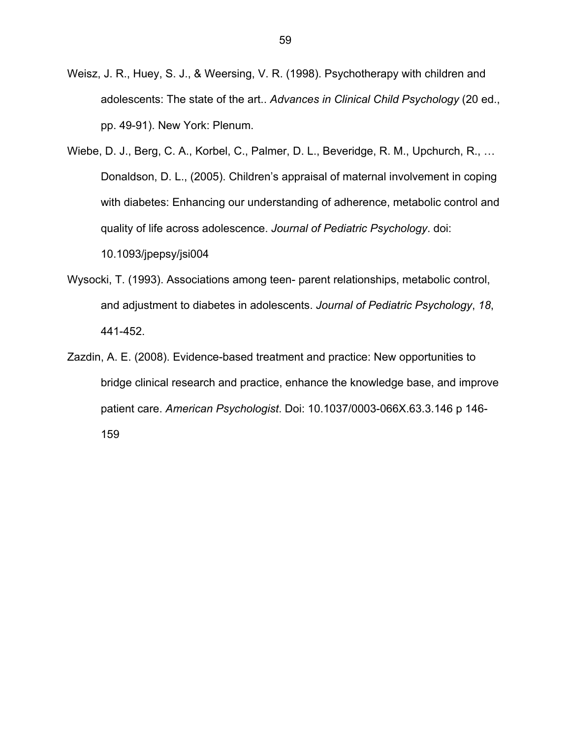Weisz, J. R., Huey, S. J., & Weersing, V. R. (1998). Psychotherapy with children and adolescents: The state of the art.. *Advances in Clinical Child Psychology* (20 ed., pp. 49-91). New York: Plenum.

Wiebe, D. J., Berg, C. A., Korbel, C., Palmer, D. L., Beveridge, R. M., Upchurch, R., … Donaldson, D. L., (2005). Children's appraisal of maternal involvement in coping with diabetes: Enhancing our understanding of adherence, metabolic control and quality of life across adolescence. *Journal of Pediatric Psychology*. doi: 10.1093/jpepsy/jsi004

Wysocki, T. (1993). Associations among teen- parent relationships, metabolic control, and adjustment to diabetes in adolescents. *Journal of Pediatric Psychology*, *18*, 441-452.

Zazdin, A. E. (2008). Evidence-based treatment and practice: New opportunities to bridge clinical research and practice, enhance the knowledge base, and improve patient care. *American Psychologist*. Doi: 10.1037/0003-066X.63.3.146 p 146-159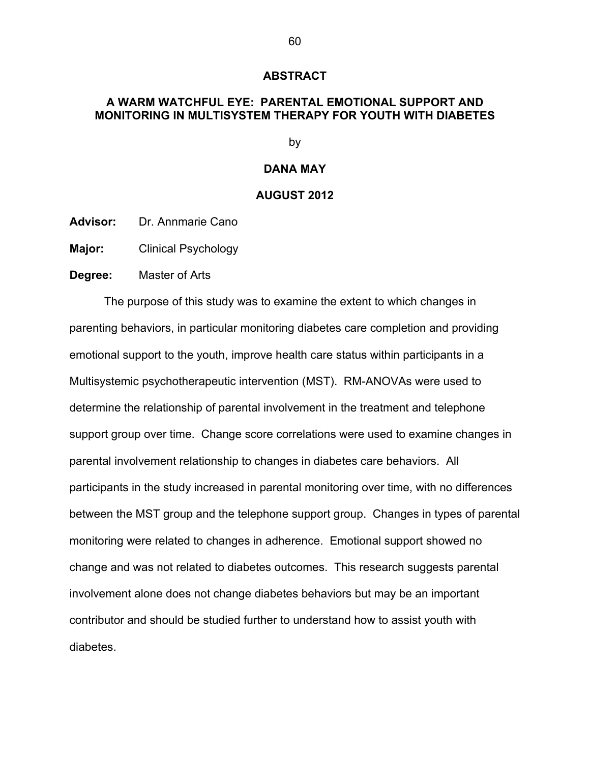# ABSTRACT

## A WARM WATCHFUL EYE: PARENTAL EMOTIONAL SUPPORT AND MONITORING IN MULTISYSTEM THERAPY FOR YOUTH WITH DIABETES

by

**DANA MAY**

**AUGUST 2012**

**Advisor:** Dr. Annmarie Cano

**Major:** Clinical Psychology

**Degree:** Master of Arts

The purpose of this study was to examine the extent to which changes in parenting behaviors, in particular monitoring diabetes care completion and providing emotional support to the youth, improve health care status within participants in a Multisystemic psychotherapeutic intervention (MST). RM-ANOVAs were used to determine the relationship of parental involvement in the treatment and telephone support group over time. Change score correlations were used to examine changes in parental involvement relationship to changes in diabetes care behaviors. All participants in the study increased in parental monitoring over time, with no differences between the MST group and the telephone support group. Changes in types of parental monitoring were related to changes in adherence. Emotional support showed no change and was not related to diabetes outcomes. This research suggests parental involvement alone does not change diabetes behaviors but may be an important contributor and should be studied further to understand how to assist youth with diabetes.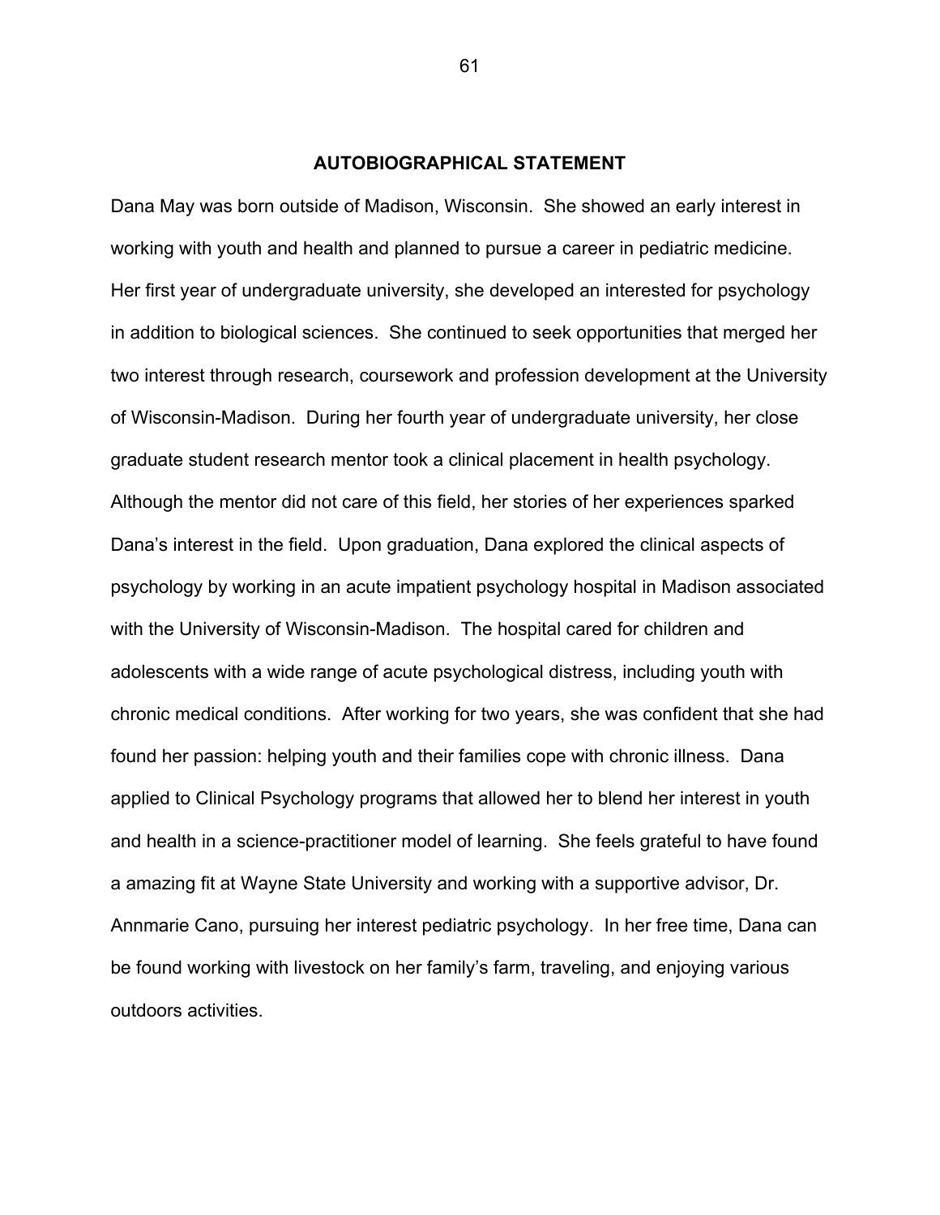## AUTOBIOGRAPHICAL STATEMENT

Dana May was born outside of Madison, Wisconsin. She showed an early interest in working with youth and health and planned to pursue a career in pediatric medicine. Her first year of undergraduate university, she developed an interested for psychology in addition to biological sciences. She continued to seek opportunities that merged her two interest through research, coursework and profession development at the University of Wisconsin-Madison. During her fourth year of undergraduate university, her close graduate student research mentor took a clinical placement in health psychology. Although the mentor did not care of this field, her stories of her experiences sparked Dana's interest in the field. Upon graduation, Dana explored the clinical aspects of psychology by working in an acute impatient psychology hospital in Madison associated with the University of Wisconsin-Madison. The hospital cared for children and adolescents with a wide range of acute psychological distress, including youth with chronic medical conditions. After working for two years, she was confident that she had found her passion: helping youth and their families cope with chronic illness. Dana applied to Clinical Psychology programs that allowed her to blend her interest in youth and health in a science-practitioner model of learning. She feels grateful to have found a amazing fit at Wayne State University and working with a supportive advisor, Dr. Annmarie Cano, pursuing her interest pediatric psychology. In her free time, Dana can be found working with livestock on her family's farm, traveling, and enjoying various outdoors activities.